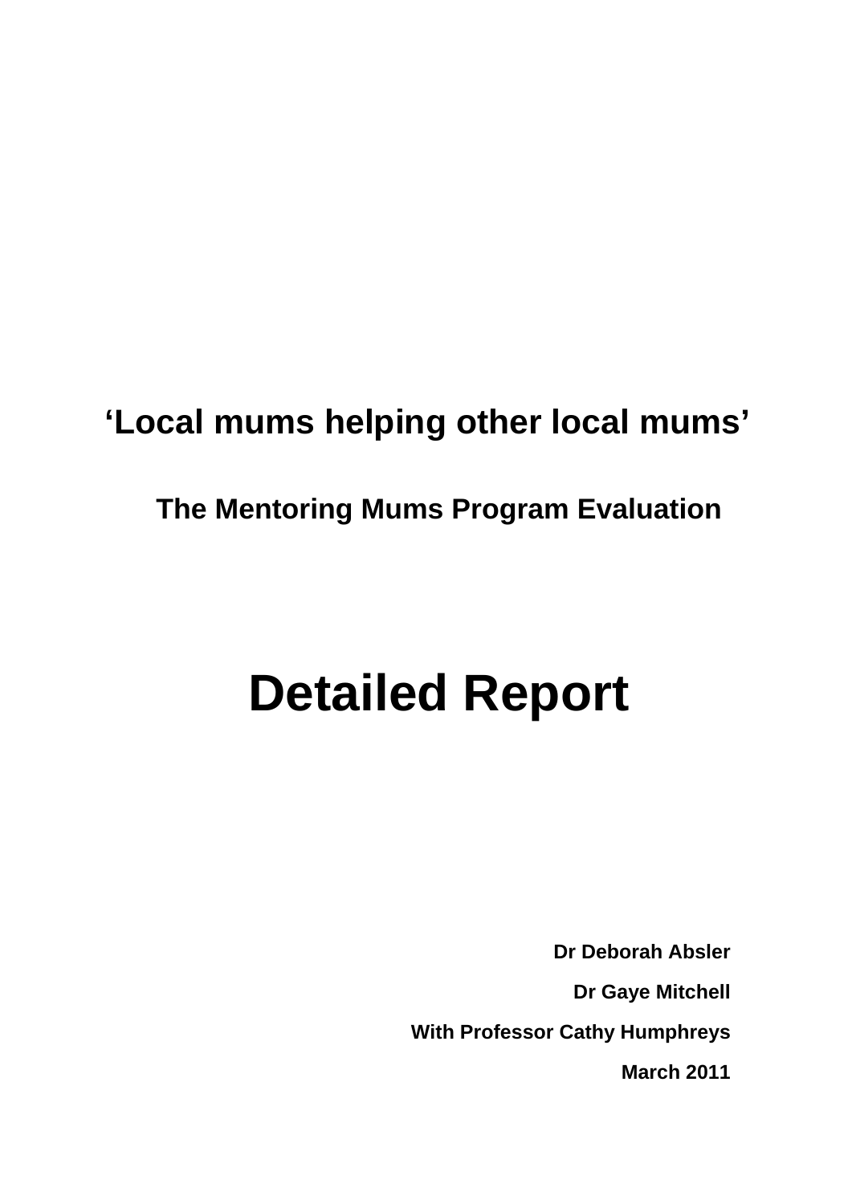# ‘Local mums helping other local mums’

## The Mentoring Mums Program Evaluation

# Detailed Report

**Dr Deborah Absler**

**Dr Gaye Mitchell**

**With Professor Cathy Humphreys**

**March 2011**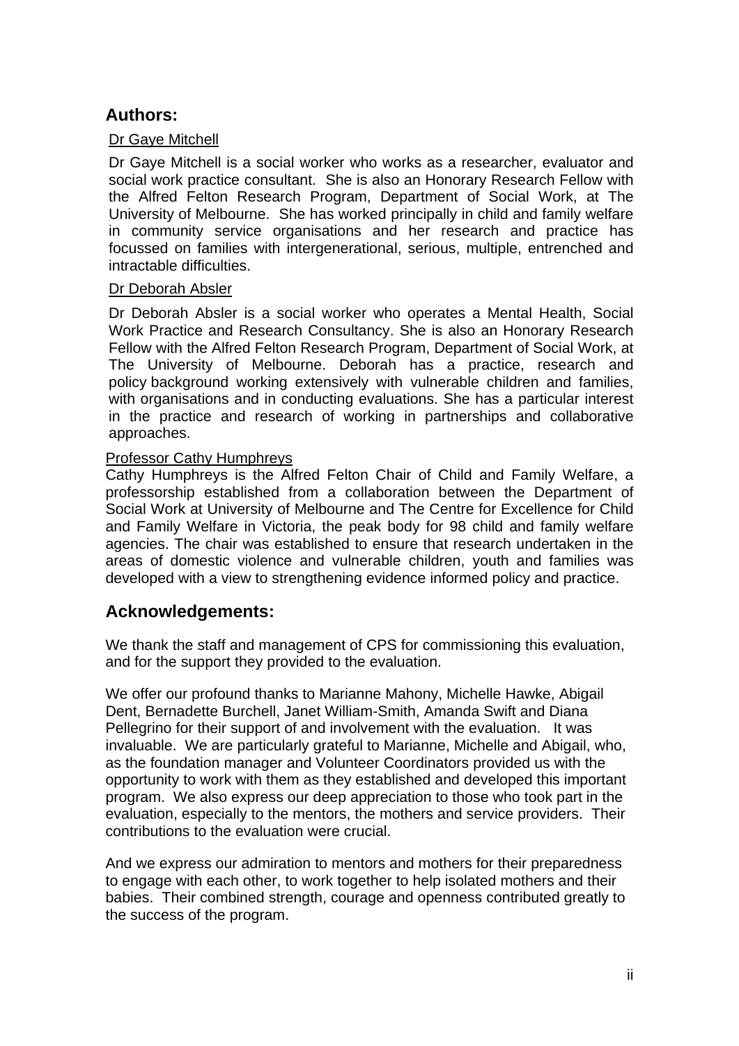## Authors:

Dr Gaye Mitchell

Dr Gaye Mitchell is a social worker who works as a researcher, evaluator and social work practice consultant. She is also an Honorary Research Fellow with the Alfred Felton Research Program, Department of Social Work, at The University of Melbourne. She has worked principally in child and family welfare in community service organisations and her research and practice has focussed on families with intergenerational, serious, multiple, entrenched and intractable difficulties.

Dr Deborah Absler

Dr Deborah Absler is a social worker who operates a Mental Health, Social Work Practice and Research Consultancy. She is also an Honorary Research Fellow with the Alfred Felton Research Program, Department of Social Work, at The University of Melbourne. Deborah has a practice, research and policy background working extensively with vulnerable children and families, with organisations and in conducting evaluations. She has a particular interest in the practice and research of working in partnerships and collaborative approaches.

Professor Cathy Humphreys

Cathy Humphreys is the Alfred Felton Chair of Child and Family Welfare, a professorship established from a collaboration between the Department of Social Work at University of Melbourne and The Centre for Excellence for Child and Family Welfare in Victoria, the peak body for 98 child and family welfare agencies. The chair was established to ensure that research undertaken in the areas of domestic violence and vulnerable children, youth and families was developed with a view to strengthening evidence informed policy and practice.

## Acknowledgements:

We thank the staff and management of CPS for commissioning this evaluation, and for the support they provided to the evaluation.

We offer our profound thanks to Marianne Mahony, Michelle Hawke, Abigail Dent, Bernadette Burchell, Janet William-Smith, Amanda Swift and Diana Pellegrino for their support of and involvement with the evaluation. It was invaluable. We are particularly grateful to Marianne, Michelle and Abigail, who, as the foundation manager and Volunteer Coordinators provided us with the opportunity to work with them as they established and developed this important program. We also express our deep appreciation to those who took part in the evaluation, especially to the mentors, the mothers and service providers. Their contributions to the evaluation were crucial.

And we express our admiration to mentors and mothers for their preparedness to engage with each other, to work together to help isolated mothers and their babies. Their combined strength, courage and openness contributed greatly to the success of the program.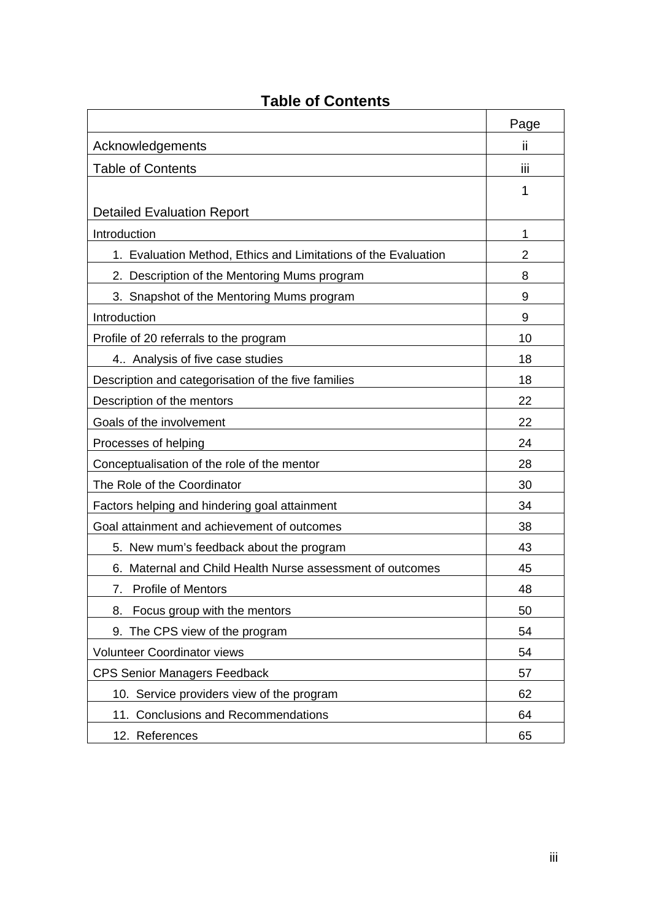# Table of Contents

| | Page |
|---|---|
| Acknowledgements | ii |
| Table of Contents | iii |
| Detailed Evaluation Report | 1 |
| Introduction | 1 |
| 1. Evaluation Method, Ethics and Limitations of the Evaluation | 2 |
| 2. Description of the Mentoring Mums program | 8 |
| 3. Snapshot of the Mentoring Mums program | 9 |
| Introduction | 9 |
| Profile of 20 referrals to the program | 10 |
| 4.. Analysis of five case studies | 18 |
| Description and categorisation of the five families | 18 |
| Description of the mentors | 22 |
| Goals of the involvement | 22 |
| Processes of helping | 24 |
| Conceptualisation of the role of the mentor | 28 |
| The Role of the Coordinator | 30 |
| Factors helping and hindering goal attainment | 34 |
| Goal attainment and achievement of outcomes | 38 |
| 5. New mum's feedback about the program | 43 |
| 6. Maternal and Child Health Nurse assessment of outcomes | 45 |
| 7. Profile of Mentors | 48 |
| 8. Focus group with the mentors | 50 |
| 9. The CPS view of the program | 54 |
| Volunteer Coordinator views | 54 |
| CPS Senior Managers Feedback | 57 |
| 10. Service providers view of the program | 62 |
| 11. Conclusions and Recommendations | 64 |
| 12. References | 65 |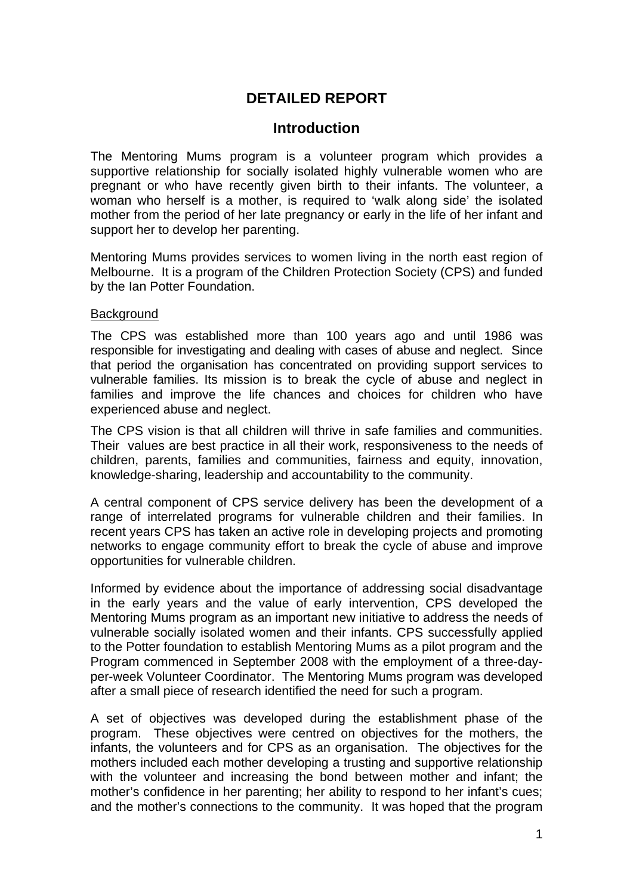# DETAILED REPORT

## Introduction

The Mentoring Mums program is a volunteer program which provides a supportive relationship for socially isolated highly vulnerable women who are pregnant or who have recently given birth to their infants. The volunteer, a woman who herself is a mother, is required to 'walk along side' the isolated mother from the period of her late pregnancy or early in the life of her infant and support her to develop her parenting.

Mentoring Mums provides services to women living in the north east region of Melbourne. It is a program of the Children Protection Society (CPS) and funded by the Ian Potter Foundation.

### Background

The CPS was established more than 100 years ago and until 1986 was responsible for investigating and dealing with cases of abuse and neglect. Since that period the organisation has concentrated on providing support services to vulnerable families. Its mission is to break the cycle of abuse and neglect in families and improve the life chances and choices for children who have experienced abuse and neglect.

The CPS vision is that all children will thrive in safe families and communities. Their values are best practice in all their work, responsiveness to the needs of children, parents, families and communities, fairness and equity, innovation, knowledge-sharing, leadership and accountability to the community.

A central component of CPS service delivery has been the development of a range of interrelated programs for vulnerable children and their families. In recent years CPS has taken an active role in developing projects and promoting networks to engage community effort to break the cycle of abuse and improve opportunities for vulnerable children.

Informed by evidence about the importance of addressing social disadvantage in the early years and the value of early intervention, CPS developed the Mentoring Mums program as an important new initiative to address the needs of vulnerable socially isolated women and their infants. CPS successfully applied to the Potter foundation to establish Mentoring Mums as a pilot program and the Program commenced in September 2008 with the employment of a three-day-per-week Volunteer Coordinator. The Mentoring Mums program was developed after a small piece of research identified the need for such a program.

A set of objectives was developed during the establishment phase of the program. These objectives were centred on objectives for the mothers, the infants, the volunteers and for CPS as an organisation. The objectives for the mothers included each mother developing a trusting and supportive relationship with the volunteer and increasing the bond between mother and infant; the mother's confidence in her parenting; her ability to respond to her infant's cues; and the mother's connections to the community. It was hoped that the program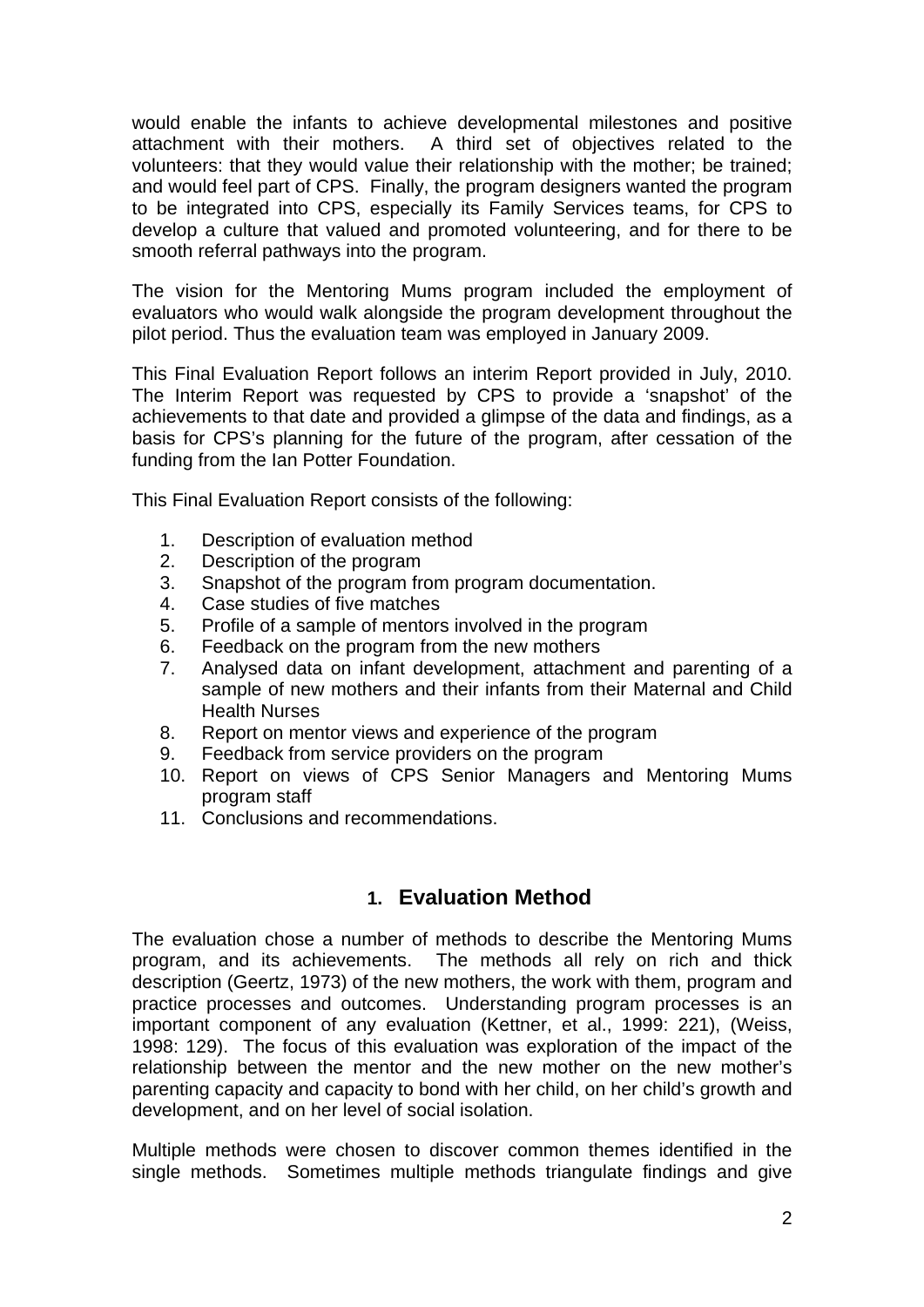would enable the infants to achieve developmental milestones and positive attachment with their mothers. A third set of objectives related to the volunteers: that they would value their relationship with the mother; be trained; and would feel part of CPS. Finally, the program designers wanted the program to be integrated into CPS, especially its Family Services teams, for CPS to develop a culture that valued and promoted volunteering, and for there to be smooth referral pathways into the program.

The vision for the Mentoring Mums program included the employment of evaluators who would walk alongside the program development throughout the pilot period. Thus the evaluation team was employed in January 2009.

This Final Evaluation Report follows an interim Report provided in July, 2010. The Interim Report was requested by CPS to provide a 'snapshot' of the achievements to that date and provided a glimpse of the data and findings, as a basis for CPS's planning for the future of the program, after cessation of the funding from the Ian Potter Foundation.

This Final Evaluation Report consists of the following:

1. Description of evaluation method
2. Description of the program
3. Snapshot of the program from program documentation.
4. Case studies of five matches
5. Profile of a sample of mentors involved in the program
6. Feedback on the program from the new mothers
7. Analysed data on infant development, attachment and parenting of a sample of new mothers and their infants from their Maternal and Child Health Nurses
8. Report on mentor views and experience of the program
9. Feedback from service providers on the program
10. Report on views of CPS Senior Managers and Mentoring Mums program staff
11. Conclusions and recommendations.

## 1. Evaluation Method

The evaluation chose a number of methods to describe the Mentoring Mums program, and its achievements. The methods all rely on rich and thick description (Geertz, 1973) of the new mothers, the work with them, program and practice processes and outcomes. Understanding program processes is an important component of any evaluation (Kettner, et al., 1999: 221), (Weiss, 1998: 129). The focus of this evaluation was exploration of the impact of the relationship between the mentor and the new mother on the new mother's parenting capacity and capacity to bond with her child, on her child's growth and development, and on her level of social isolation.

Multiple methods were chosen to discover common themes identified in the single methods. Sometimes multiple methods triangulate findings and give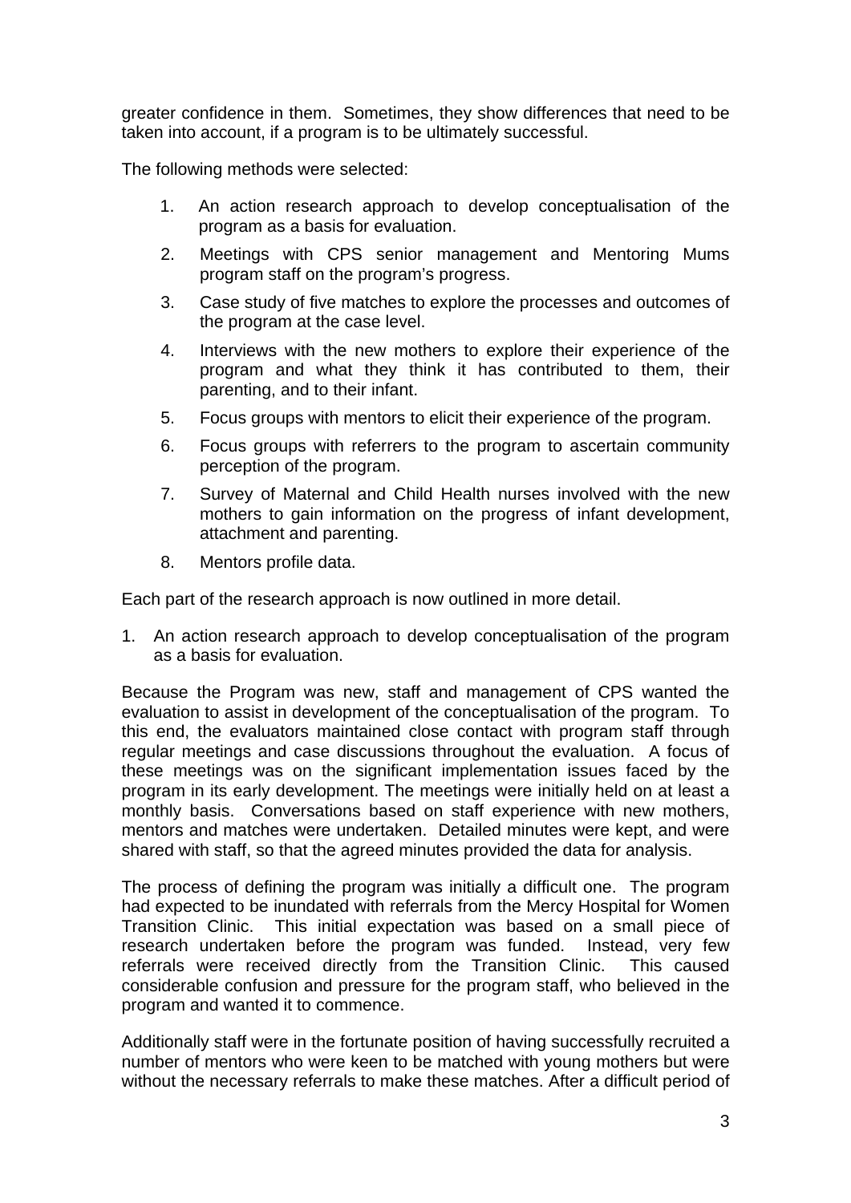greater confidence in them. Sometimes, they show differences that need to be taken into account, if a program is to be ultimately successful.

The following methods were selected:

1. An action research approach to develop conceptualisation of the program as a basis for evaluation.
2. Meetings with CPS senior management and Mentoring Mums program staff on the program's progress.
3. Case study of five matches to explore the processes and outcomes of the program at the case level.
4. Interviews with the new mothers to explore their experience of the program and what they think it has contributed to them, their parenting, and to their infant.
5. Focus groups with mentors to elicit their experience of the program.
6. Focus groups with referrers to the program to ascertain community perception of the program.
7. Survey of Maternal and Child Health nurses involved with the new mothers to gain information on the progress of infant development, attachment and parenting.
8. Mentors profile data.

Each part of the research approach is now outlined in more detail.

1. An action research approach to develop conceptualisation of the program as a basis for evaluation.

Because the Program was new, staff and management of CPS wanted the evaluation to assist in development of the conceptualisation of the program. To this end, the evaluators maintained close contact with program staff through regular meetings and case discussions throughout the evaluation. A focus of these meetings was on the significant implementation issues faced by the program in its early development. The meetings were initially held on at least a monthly basis. Conversations based on staff experience with new mothers, mentors and matches were undertaken. Detailed minutes were kept, and were shared with staff, so that the agreed minutes provided the data for analysis.

The process of defining the program was initially a difficult one. The program had expected to be inundated with referrals from the Mercy Hospital for Women Transition Clinic. This initial expectation was based on a small piece of research undertaken before the program was funded. Instead, very few referrals were received directly from the Transition Clinic. This caused considerable confusion and pressure for the program staff, who believed in the program and wanted it to commence.

Additionally staff were in the fortunate position of having successfully recruited a number of mentors who were keen to be matched with young mothers but were without the necessary referrals to make these matches. After a difficult period of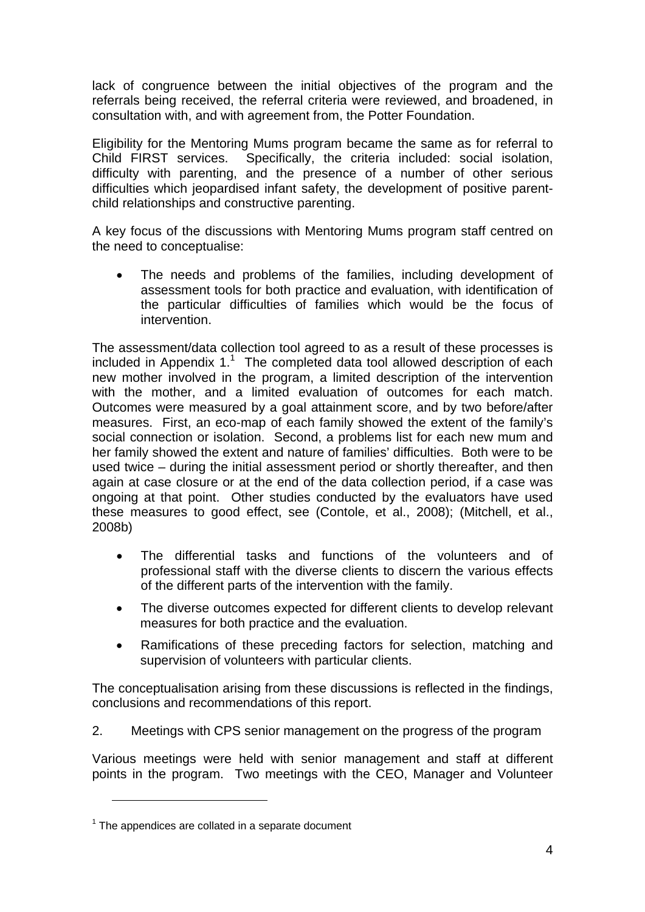lack of congruence between the initial objectives of the program and the referrals being received, the referral criteria were reviewed, and broadened, in consultation with, and with agreement from, the Potter Foundation.

Eligibility for the Mentoring Mums program became the same as for referral to Child FIRST services. Specifically, the criteria included: social isolation, difficulty with parenting, and the presence of a number of other serious difficulties which jeopardised infant safety, the development of positive parent-child relationships and constructive parenting.

A key focus of the discussions with Mentoring Mums program staff centred on the need to conceptualise:

- The needs and problems of the families, including development of assessment tools for both practice and evaluation, with identification of the particular difficulties of families which would be the focus of intervention.

The assessment/data collection tool agreed to as a result of these processes is included in Appendix 1.[1] The completed data tool allowed description of each new mother involved in the program, a limited description of the intervention with the mother, and a limited evaluation of outcomes for each match. Outcomes were measured by a goal attainment score, and by two before/after measures. First, an eco-map of each family showed the extent of the family's social connection or isolation. Second, a problems list for each new mum and her family showed the extent and nature of families' difficulties. Both were to be used twice – during the initial assessment period or shortly thereafter, and then again at case closure or at the end of the data collection period, if a case was ongoing at that point. Other studies conducted by the evaluators have used these measures to good effect, see (Contole, et al., 2008); (Mitchell, et al., 2008b)

- The differential tasks and functions of the volunteers and of professional staff with the diverse clients to discern the various effects of the different parts of the intervention with the family.
- The diverse outcomes expected for different clients to develop relevant measures for both practice and the evaluation.
- Ramifications of these preceding factors for selection, matching and supervision of volunteers with particular clients.

The conceptualisation arising from these discussions is reflected in the findings, conclusions and recommendations of this report.

2. Meetings with CPS senior management on the progress of the program

Various meetings were held with senior management and staff at different points in the program. Two meetings with the CEO, Manager and Volunteer

[1] The appendices are collated in a separate document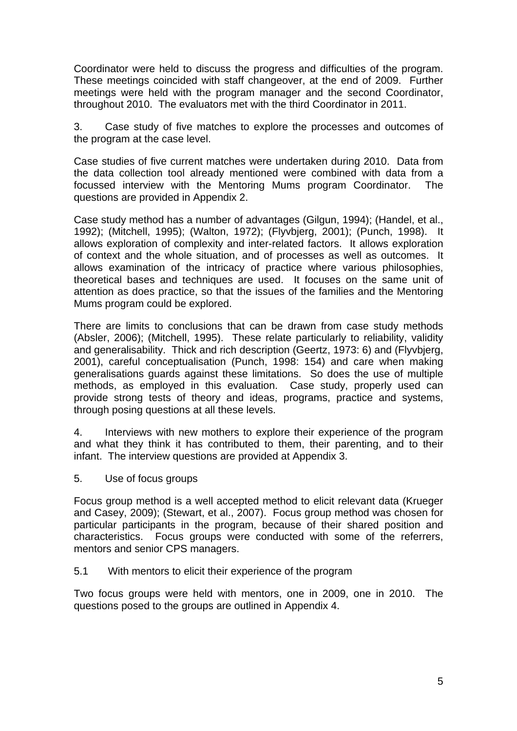Coordinator were held to discuss the progress and difficulties of the program. These meetings coincided with staff changeover, at the end of 2009. Further meetings were held with the program manager and the second Coordinator, throughout 2010. The evaluators met with the third Coordinator in 2011.

3. Case study of five matches to explore the processes and outcomes of the program at the case level.

Case studies of five current matches were undertaken during 2010. Data from the data collection tool already mentioned were combined with data from a focussed interview with the Mentoring Mums program Coordinator. The questions are provided in Appendix 2.

Case study method has a number of advantages (Gilgun, 1994); (Handel, et al., 1992); (Mitchell, 1995); (Walton, 1972); (Flyvbjerg, 2001); (Punch, 1998). It allows exploration of complexity and inter-related factors. It allows exploration of context and the whole situation, and of processes as well as outcomes. It allows examination of the intricacy of practice where various philosophies, theoretical bases and techniques are used. It focuses on the same unit of attention as does practice, so that the issues of the families and the Mentoring Mums program could be explored.

There are limits to conclusions that can be drawn from case study methods (Absler, 2006); (Mitchell, 1995). These relate particularly to reliability, validity and generalisability. Thick and rich description (Geertz, 1973: 6) and (Flyvbjerg, 2001), careful conceptualisation (Punch, 1998: 154) and care when making generalisations guards against these limitations. So does the use of multiple methods, as employed in this evaluation. Case study, properly used can provide strong tests of theory and ideas, programs, practice and systems, through posing questions at all these levels.

4. Interviews with new mothers to explore their experience of the program and what they think it has contributed to them, their parenting, and to their infant. The interview questions are provided at Appendix 3.

5. Use of focus groups

Focus group method is a well accepted method to elicit relevant data (Krueger and Casey, 2009); (Stewart, et al., 2007). Focus group method was chosen for particular participants in the program, because of their shared position and characteristics. Focus groups were conducted with some of the referrers, mentors and senior CPS managers.

5.1 With mentors to elicit their experience of the program

Two focus groups were held with mentors, one in 2009, one in 2010. The questions posed to the groups are outlined in Appendix 4.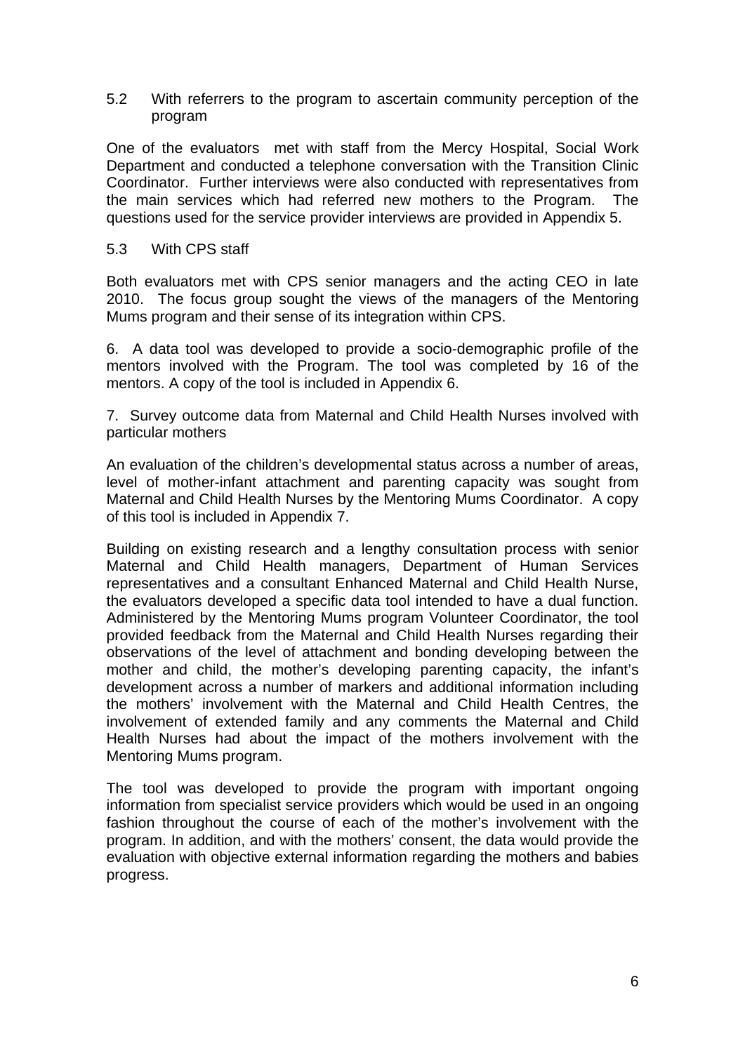5.2 With referrers to the program to ascertain community perception of the program

One of the evaluators met with staff from the Mercy Hospital, Social Work Department and conducted a telephone conversation with the Transition Clinic Coordinator. Further interviews were also conducted with representatives from the main services which had referred new mothers to the Program. The questions used for the service provider interviews are provided in Appendix 5.

5.3 With CPS staff

Both evaluators met with CPS senior managers and the acting CEO in late 2010. The focus group sought the views of the managers of the Mentoring Mums program and their sense of its integration within CPS.

6. A data tool was developed to provide a socio-demographic profile of the mentors involved with the Program. The tool was completed by 16 of the mentors. A copy of the tool is included in Appendix 6.

7. Survey outcome data from Maternal and Child Health Nurses involved with particular mothers

An evaluation of the children's developmental status across a number of areas, level of mother-infant attachment and parenting capacity was sought from Maternal and Child Health Nurses by the Mentoring Mums Coordinator. A copy of this tool is included in Appendix 7.

Building on existing research and a lengthy consultation process with senior Maternal and Child Health managers, Department of Human Services representatives and a consultant Enhanced Maternal and Child Health Nurse, the evaluators developed a specific data tool intended to have a dual function. Administered by the Mentoring Mums program Volunteer Coordinator, the tool provided feedback from the Maternal and Child Health Nurses regarding their observations of the level of attachment and bonding developing between the mother and child, the mother's developing parenting capacity, the infant's development across a number of markers and additional information including the mothers' involvement with the Maternal and Child Health Centres, the involvement of extended family and any comments the Maternal and Child Health Nurses had about the impact of the mothers involvement with the Mentoring Mums program.

The tool was developed to provide the program with important ongoing information from specialist service providers which would be used in an ongoing fashion throughout the course of each of the mother's involvement with the program. In addition, and with the mothers' consent, the data would provide the evaluation with objective external information regarding the mothers and babies progress.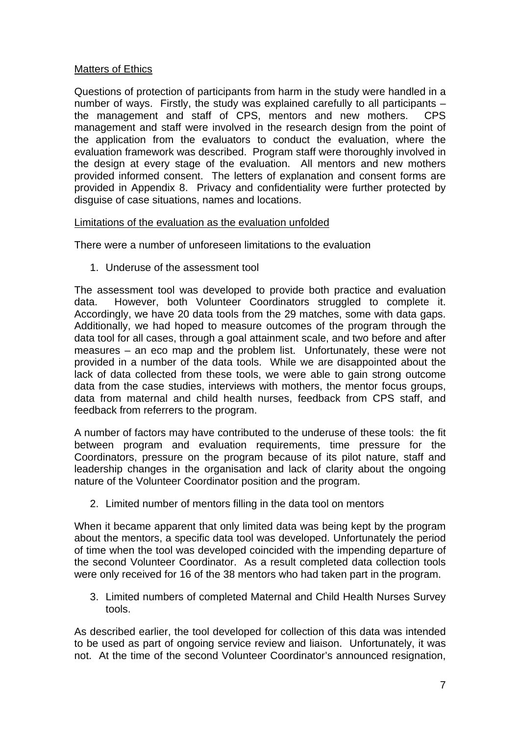Matters of Ethics

Questions of protection of participants from harm in the study were handled in a number of ways. Firstly, the study was explained carefully to all participants – the management and staff of CPS, mentors and new mothers. CPS management and staff were involved in the research design from the point of the application from the evaluators to conduct the evaluation, where the evaluation framework was described. Program staff were thoroughly involved in the design at every stage of the evaluation. All mentors and new mothers provided informed consent. The letters of explanation and consent forms are provided in Appendix 8. Privacy and confidentiality were further protected by disguise of case situations, names and locations.

Limitations of the evaluation as the evaluation unfolded

There were a number of unforeseen limitations to the evaluation

1. Underuse of the assessment tool

The assessment tool was developed to provide both practice and evaluation data. However, both Volunteer Coordinators struggled to complete it. Accordingly, we have 20 data tools from the 29 matches, some with data gaps. Additionally, we had hoped to measure outcomes of the program through the data tool for all cases, through a goal attainment scale, and two before and after measures – an eco map and the problem list. Unfortunately, these were not provided in a number of the data tools. While we are disappointed about the lack of data collected from these tools, we were able to gain strong outcome data from the case studies, interviews with mothers, the mentor focus groups, data from maternal and child health nurses, feedback from CPS staff, and feedback from referrers to the program.

A number of factors may have contributed to the underuse of these tools: the fit between program and evaluation requirements, time pressure for the Coordinators, pressure on the program because of its pilot nature, staff and leadership changes in the organisation and lack of clarity about the ongoing nature of the Volunteer Coordinator position and the program.

2. Limited number of mentors filling in the data tool on mentors

When it became apparent that only limited data was being kept by the program about the mentors, a specific data tool was developed. Unfortunately the period of time when the tool was developed coincided with the impending departure of the second Volunteer Coordinator. As a result completed data collection tools were only received for 16 of the 38 mentors who had taken part in the program.

3. Limited numbers of completed Maternal and Child Health Nurses Survey tools.

As described earlier, the tool developed for collection of this data was intended to be used as part of ongoing service review and liaison. Unfortunately, it was not. At the time of the second Volunteer Coordinator's announced resignation,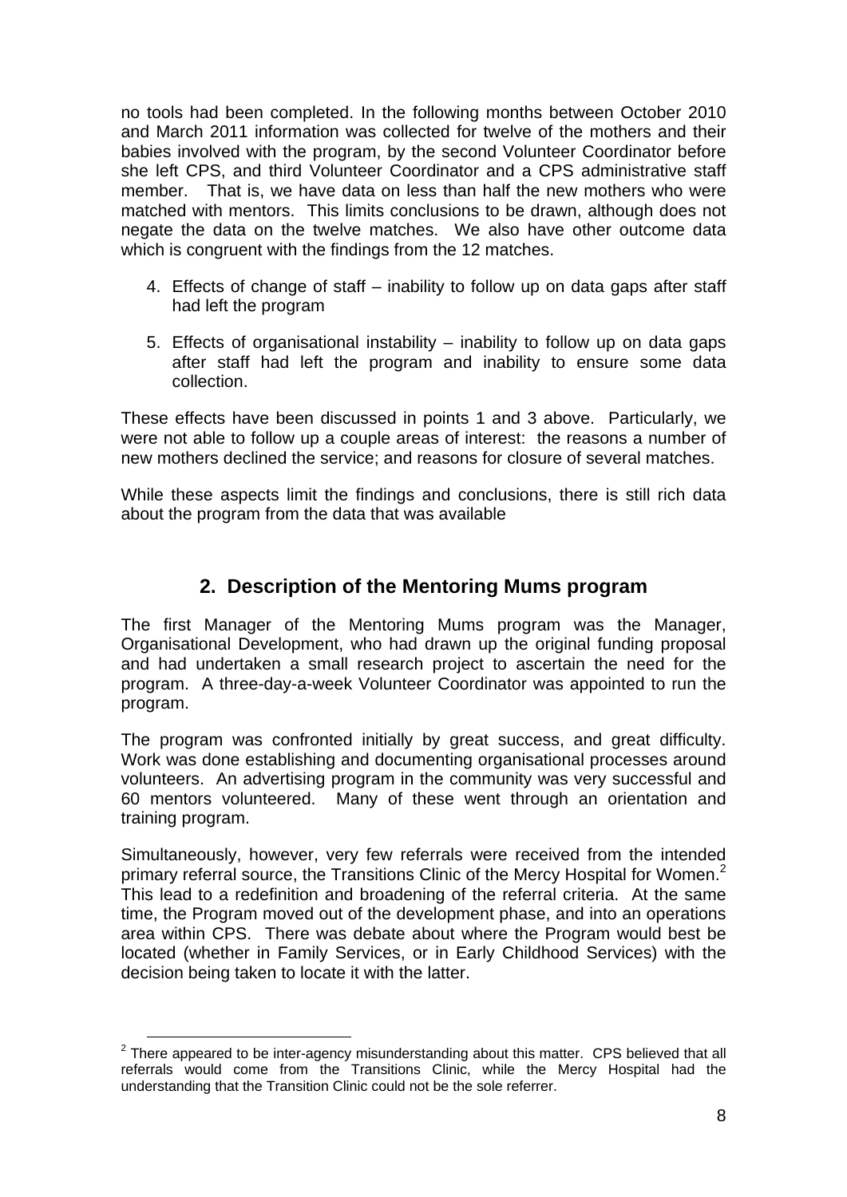no tools had been completed. In the following months between October 2010 and March 2011 information was collected for twelve of the mothers and their babies involved with the program, by the second Volunteer Coordinator before she left CPS, and third Volunteer Coordinator and a CPS administrative staff member. That is, we have data on less than half the new mothers who were matched with mentors. This limits conclusions to be drawn, although does not negate the data on the twelve matches. We also have other outcome data which is congruent with the findings from the 12 matches.

4. Effects of change of staff – inability to follow up on data gaps after staff had left the program

5. Effects of organisational instability – inability to follow up on data gaps after staff had left the program and inability to ensure some data collection.

These effects have been discussed in points 1 and 3 above. Particularly, we were not able to follow up a couple areas of interest: the reasons a number of new mothers declined the service; and reasons for closure of several matches.

While these aspects limit the findings and conclusions, there is still rich data about the program from the data that was available

## 2. Description of the Mentoring Mums program

The first Manager of the Mentoring Mums program was the Manager, Organisational Development, who had drawn up the original funding proposal and had undertaken a small research project to ascertain the need for the program. A three-day-a-week Volunteer Coordinator was appointed to run the program.

The program was confronted initially by great success, and great difficulty. Work was done establishing and documenting organisational processes around volunteers. An advertising program in the community was very successful and 60 mentors volunteered. Many of these went through an orientation and training program.

Simultaneously, however, very few referrals were received from the intended primary referral source, the Transitions Clinic of the Mercy Hospital for Women.[2] This lead to a redefinition and broadening of the referral criteria. At the same time, the Program moved out of the development phase, and into an operations area within CPS. There was debate about where the Program would best be located (whether in Family Services, or in Early Childhood Services) with the decision being taken to locate it with the latter.

[2] There appeared to be inter-agency misunderstanding about this matter. CPS believed that all referrals would come from the Transitions Clinic, while the Mercy Hospital had the understanding that the Transition Clinic could not be the sole referrer.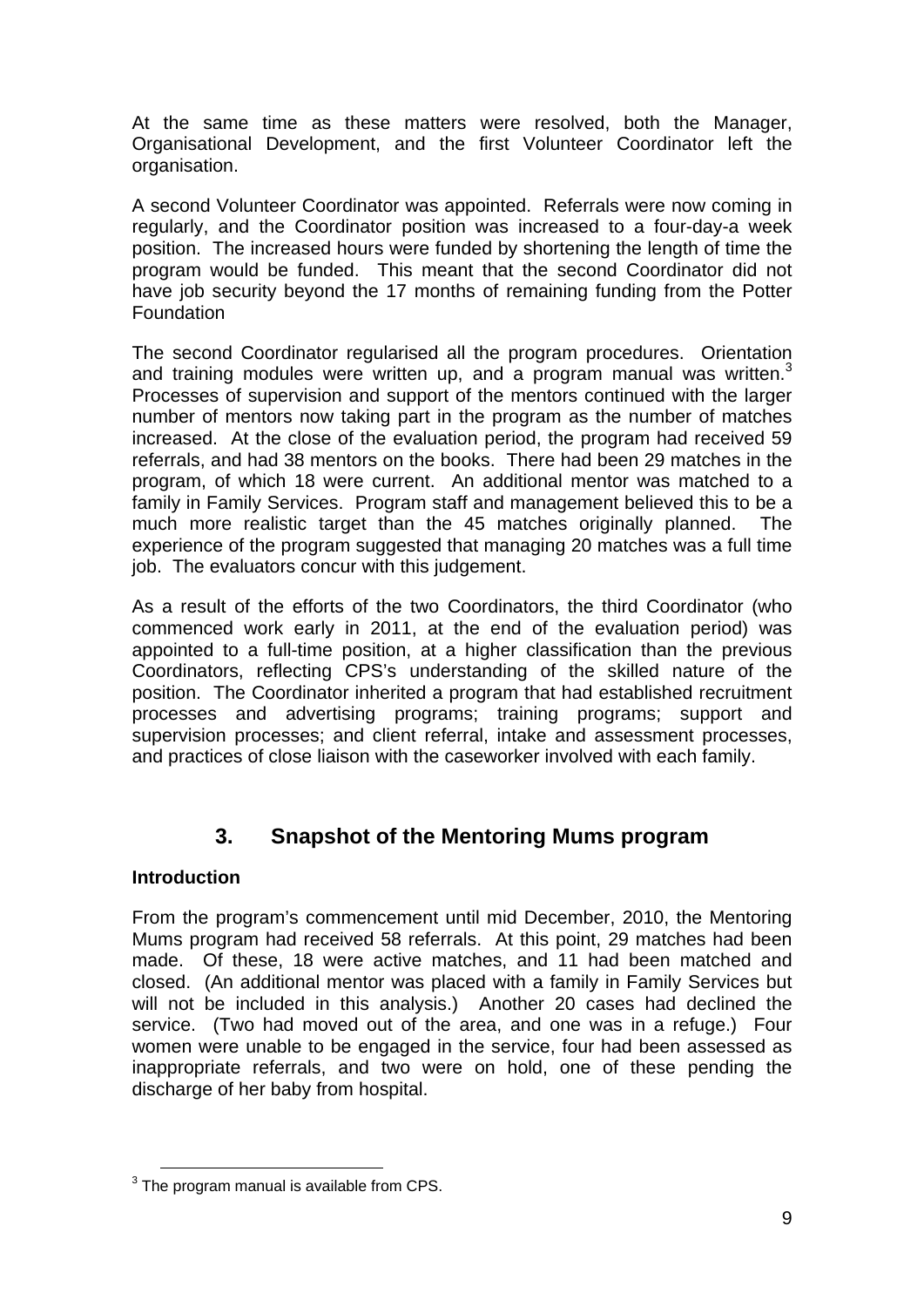At the same time as these matters were resolved, both the Manager, Organisational Development, and the first Volunteer Coordinator left the organisation.

A second Volunteer Coordinator was appointed. Referrals were now coming in regularly, and the Coordinator position was increased to a four-day-a week position. The increased hours were funded by shortening the length of time the program would be funded. This meant that the second Coordinator did not have job security beyond the 17 months of remaining funding from the Potter Foundation

The second Coordinator regularised all the program procedures. Orientation and training modules were written up, and a program manual was written.[3] Processes of supervision and support of the mentors continued with the larger number of mentors now taking part in the program as the number of matches increased. At the close of the evaluation period, the program had received 59 referrals, and had 38 mentors on the books. There had been 29 matches in the program, of which 18 were current. An additional mentor was matched to a family in Family Services. Program staff and management believed this to be a much more realistic target than the 45 matches originally planned. The experience of the program suggested that managing 20 matches was a full time job. The evaluators concur with this judgement.

As a result of the efforts of the two Coordinators, the third Coordinator (who commenced work early in 2011, at the end of the evaluation period) was appointed to a full-time position, at a higher classification than the previous Coordinators, reflecting CPS's understanding of the skilled nature of the position. The Coordinator inherited a program that had established recruitment processes and advertising programs; training programs; support and supervision processes; and client referral, intake and assessment processes, and practices of close liaison with the caseworker involved with each family.

## 3. Snapshot of the Mentoring Mums program

### Introduction

From the program's commencement until mid December, 2010, the Mentoring Mums program had received 58 referrals. At this point, 29 matches had been made. Of these, 18 were active matches, and 11 had been matched and closed. (An additional mentor was placed with a family in Family Services but will not be included in this analysis.) Another 20 cases had declined the service. (Two had moved out of the area, and one was in a refuge.) Four women were unable to be engaged in the service, four had been assessed as inappropriate referrals, and two were on hold, one of these pending the discharge of her baby from hospital.

[3] The program manual is available from CPS.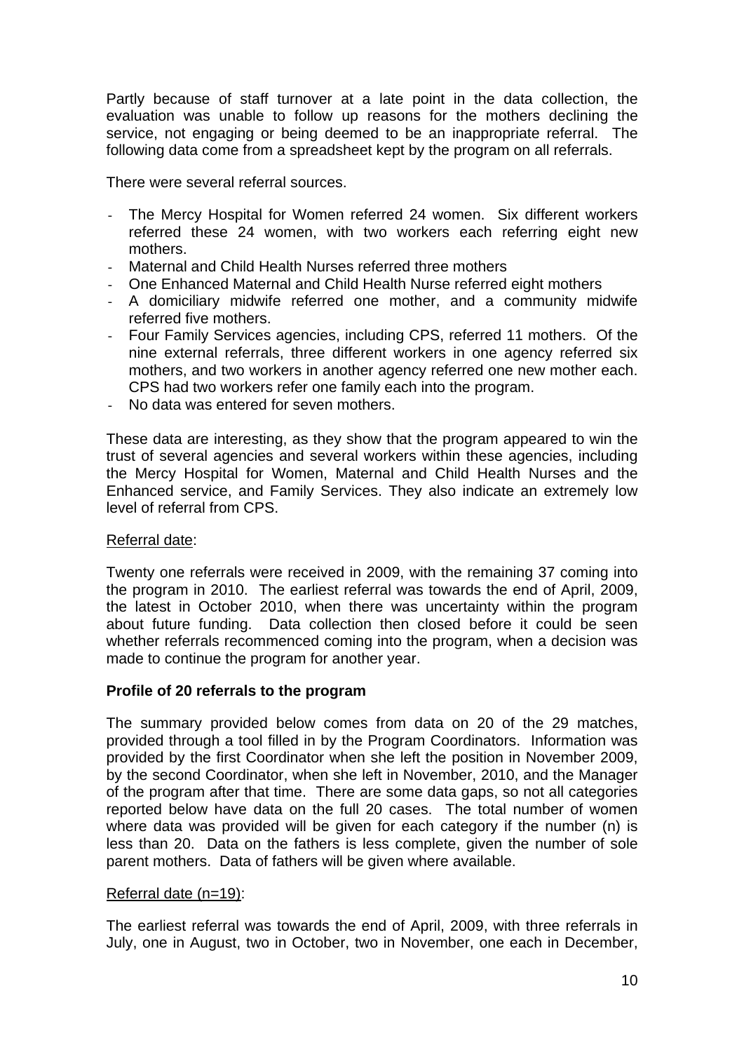Partly because of staff turnover at a late point in the data collection, the evaluation was unable to follow up reasons for the mothers declining the service, not engaging or being deemed to be an inappropriate referral. The following data come from a spreadsheet kept by the program on all referrals.

There were several referral sources.

- The Mercy Hospital for Women referred 24 women. Six different workers referred these 24 women, with two workers each referring eight new mothers.
- Maternal and Child Health Nurses referred three mothers
- One Enhanced Maternal and Child Health Nurse referred eight mothers
- A domiciliary midwife referred one mother, and a community midwife referred five mothers.
- Four Family Services agencies, including CPS, referred 11 mothers. Of the nine external referrals, three different workers in one agency referred six mothers, and two workers in another agency referred one new mother each. CPS had two workers refer one family each into the program.
- No data was entered for seven mothers.

These data are interesting, as they show that the program appeared to win the trust of several agencies and several workers within these agencies, including the Mercy Hospital for Women, Maternal and Child Health Nurses and the Enhanced service, and Family Services. They also indicate an extremely low level of referral from CPS.

Referral date:

Twenty one referrals were received in 2009, with the remaining 37 coming into the program in 2010. The earliest referral was towards the end of April, 2009, the latest in October 2010, when there was uncertainty within the program about future funding. Data collection then closed before it could be seen whether referrals recommenced coming into the program, when a decision was made to continue the program for another year.

**Profile of 20 referrals to the program**

The summary provided below comes from data on 20 of the 29 matches, provided through a tool filled in by the Program Coordinators. Information was provided by the first Coordinator when she left the position in November 2009, by the second Coordinator, when she left in November, 2010, and the Manager of the program after that time. There are some data gaps, so not all categories reported below have data on the full 20 cases. The total number of women where data was provided will be given for each category if the number (n) is less than 20. Data on the fathers is less complete, given the number of sole parent mothers. Data of fathers will be given where available.

Referral date (n=19):

The earliest referral was towards the end of April, 2009, with three referrals in July, one in August, two in October, two in November, one each in December,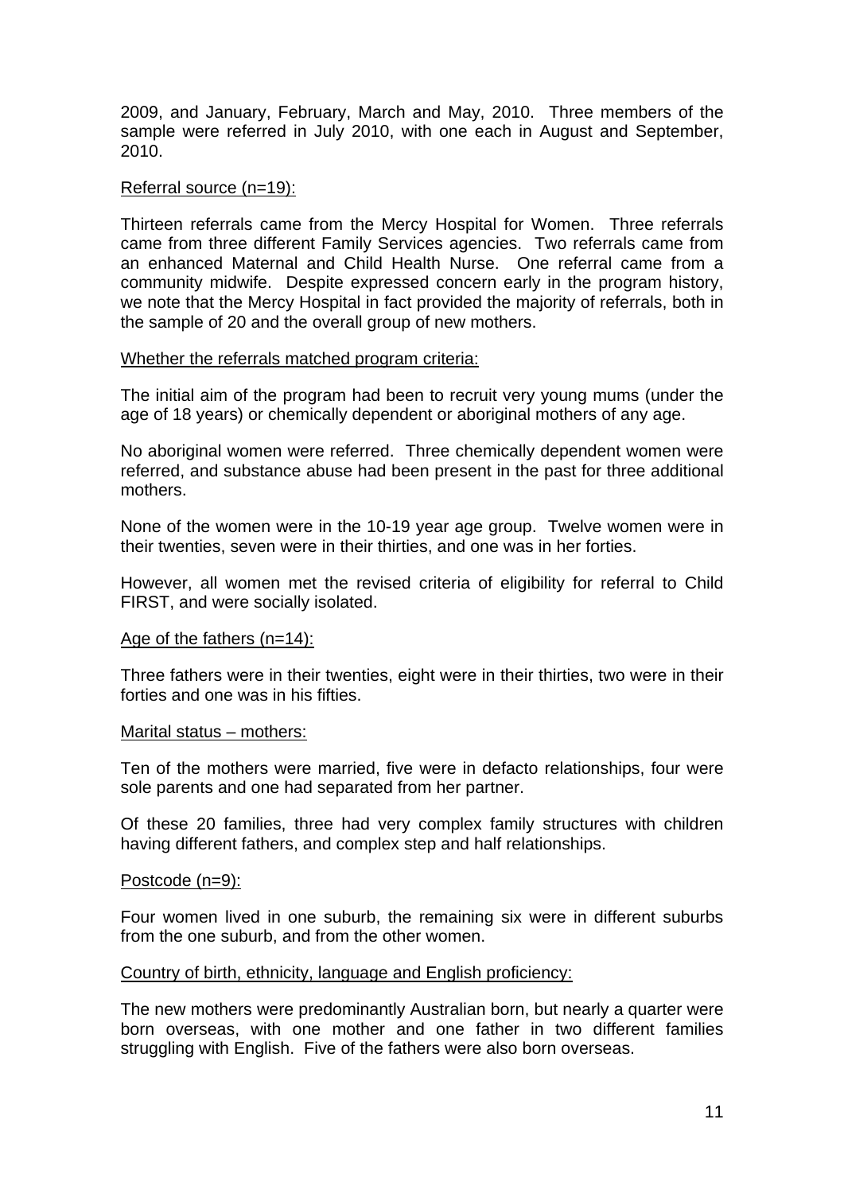2009, and January, February, March and May, 2010. Three members of the sample were referred in July 2010, with one each in August and September, 2010.

Referral source (n=19):

Thirteen referrals came from the Mercy Hospital for Women. Three referrals came from three different Family Services agencies. Two referrals came from an enhanced Maternal and Child Health Nurse. One referral came from a community midwife. Despite expressed concern early in the program history, we note that the Mercy Hospital in fact provided the majority of referrals, both in the sample of 20 and the overall group of new mothers.

Whether the referrals matched program criteria:

The initial aim of the program had been to recruit very young mums (under the age of 18 years) or chemically dependent or aboriginal mothers of any age.

No aboriginal women were referred. Three chemically dependent women were referred, and substance abuse had been present in the past for three additional mothers.

None of the women were in the 10-19 year age group. Twelve women were in their twenties, seven were in their thirties, and one was in her forties.

However, all women met the revised criteria of eligibility for referral to Child FIRST, and were socially isolated.

Age of the fathers (n=14):

Three fathers were in their twenties, eight were in their thirties, two were in their forties and one was in his fifties.

Marital status – mothers:

Ten of the mothers were married, five were in defacto relationships, four were sole parents and one had separated from her partner.

Of these 20 families, three had very complex family structures with children having different fathers, and complex step and half relationships.

Postcode (n=9):

Four women lived in one suburb, the remaining six were in different suburbs from the one suburb, and from the other women.

Country of birth, ethnicity, language and English proficiency:

The new mothers were predominantly Australian born, but nearly a quarter were born overseas, with one mother and one father in two different families struggling with English. Five of the fathers were also born overseas.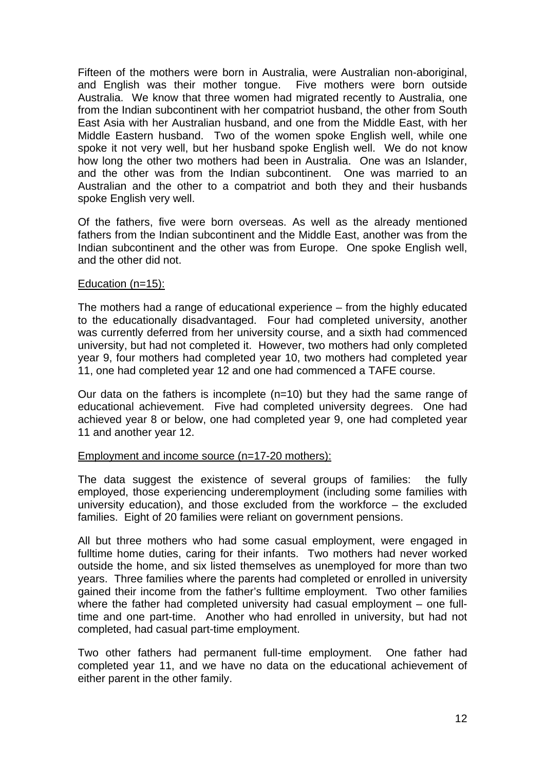Fifteen of the mothers were born in Australia, were Australian non-aboriginal, and English was their mother tongue. Five mothers were born outside Australia. We know that three women had migrated recently to Australia, one from the Indian subcontinent with her compatriot husband, the other from South East Asia with her Australian husband, and one from the Middle East, with her Middle Eastern husband. Two of the women spoke English well, while one spoke it not very well, but her husband spoke English well. We do not know how long the other two mothers had been in Australia. One was an Islander, and the other was from the Indian subcontinent. One was married to an Australian and the other to a compatriot and both they and their husbands spoke English very well.

Of the fathers, five were born overseas. As well as the already mentioned fathers from the Indian subcontinent and the Middle East, another was from the Indian subcontinent and the other was from Europe. One spoke English well, and the other did not.

<u>Education (n=15):</u>

The mothers had a range of educational experience – from the highly educated to the educationally disadvantaged. Four had completed university, another was currently deferred from her university course, and a sixth had commenced university, but had not completed it. However, two mothers had only completed year 9, four mothers had completed year 10, two mothers had completed year 11, one had completed year 12 and one had commenced a TAFE course.

Our data on the fathers is incomplete (n=10) but they had the same range of educational achievement. Five had completed university degrees. One had achieved year 8 or below, one had completed year 9, one had completed year 11 and another year 12.

<u>Employment and income source (n=17-20 mothers):</u>

The data suggest the existence of several groups of families: the fully employed, those experiencing underemployment (including some families with university education), and those excluded from the workforce – the excluded families. Eight of 20 families were reliant on government pensions.

All but three mothers who had some casual employment, were engaged in fulltime home duties, caring for their infants. Two mothers had never worked outside the home, and six listed themselves as unemployed for more than two years. Three families where the parents had completed or enrolled in university gained their income from the father's fulltime employment. Two other families where the father had completed university had casual employment – one full-time and one part-time. Another who had enrolled in university, but had not completed, had casual part-time employment.

Two other fathers had permanent full-time employment. One father had completed year 11, and we have no data on the educational achievement of either parent in the other family.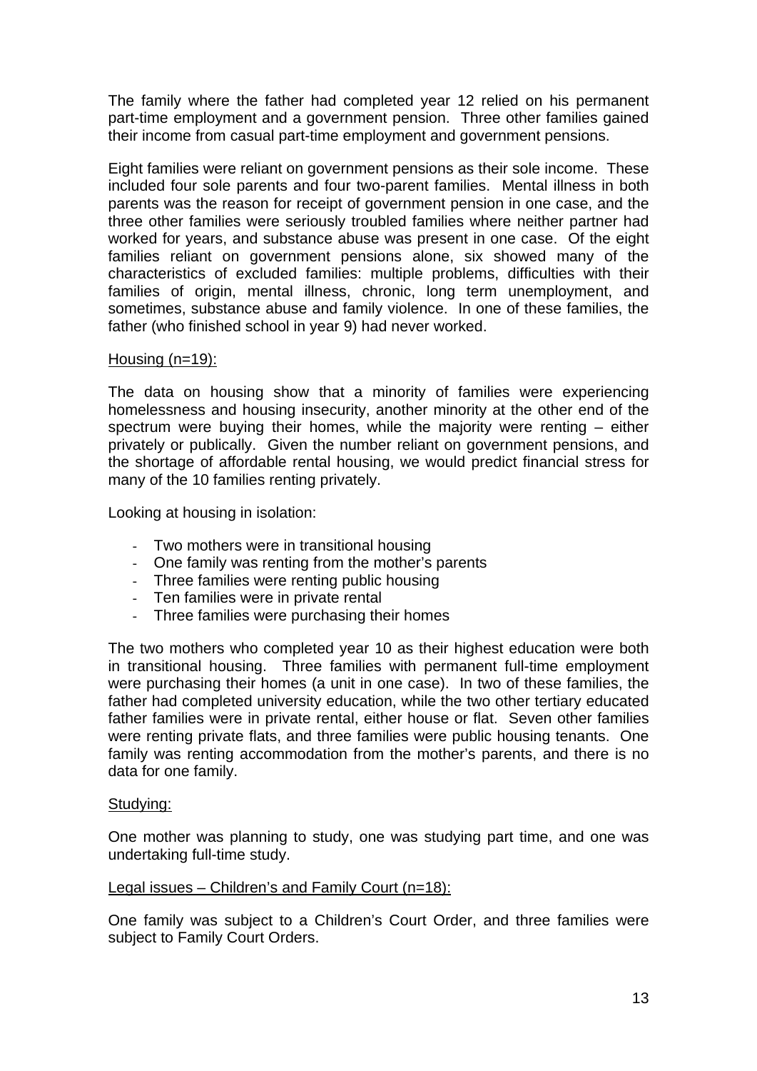The family where the father had completed year 12 relied on his permanent part-time employment and a government pension. Three other families gained their income from casual part-time employment and government pensions.

Eight families were reliant on government pensions as their sole income. These included four sole parents and four two-parent families. Mental illness in both parents was the reason for receipt of government pension in one case, and the three other families were seriously troubled families where neither partner had worked for years, and substance abuse was present in one case. Of the eight families reliant on government pensions alone, six showed many of the characteristics of excluded families: multiple problems, difficulties with their families of origin, mental illness, chronic, long term unemployment, and sometimes, substance abuse and family violence. In one of these families, the father (who finished school in year 9) had never worked.

<u>Housing (n=19):</u>

The data on housing show that a minority of families were experiencing homelessness and housing insecurity, another minority at the other end of the spectrum were buying their homes, while the majority were renting – either privately or publically. Given the number reliant on government pensions, and the shortage of affordable rental housing, we would predict financial stress for many of the 10 families renting privately.

Looking at housing in isolation:

- Two mothers were in transitional housing
- One family was renting from the mother's parents
- Three families were renting public housing
- Ten families were in private rental
- Three families were purchasing their homes

The two mothers who completed year 10 as their highest education were both in transitional housing. Three families with permanent full-time employment were purchasing their homes (a unit in one case). In two of these families, the father had completed university education, while the two other tertiary educated father families were in private rental, either house or flat. Seven other families were renting private flats, and three families were public housing tenants. One family was renting accommodation from the mother's parents, and there is no data for one family.

<u>Studying:</u>

One mother was planning to study, one was studying part time, and one was undertaking full-time study.

<u>Legal issues – Children's and Family Court (n=18):</u>

One family was subject to a Children's Court Order, and three families were subject to Family Court Orders.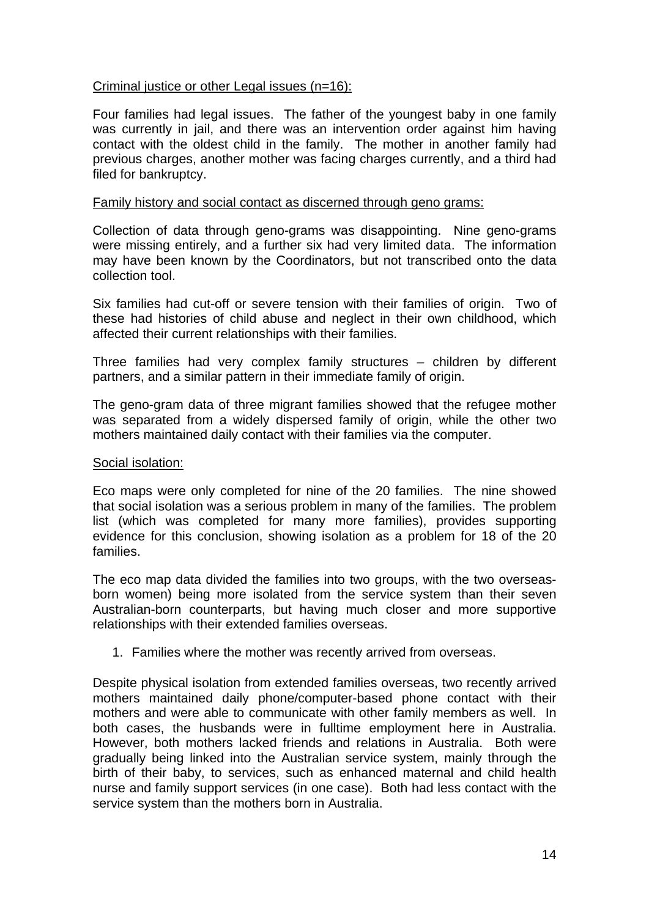Criminal justice or other Legal issues (n=16):

Four families had legal issues. The father of the youngest baby in one family was currently in jail, and there was an intervention order against him having contact with the oldest child in the family. The mother in another family had previous charges, another mother was facing charges currently, and a third had filed for bankruptcy.

Family history and social contact as discerned through geno grams:

Collection of data through geno-grams was disappointing. Nine geno-grams were missing entirely, and a further six had very limited data. The information may have been known by the Coordinators, but not transcribed onto the data collection tool.

Six families had cut-off or severe tension with their families of origin. Two of these had histories of child abuse and neglect in their own childhood, which affected their current relationships with their families.

Three families had very complex family structures – children by different partners, and a similar pattern in their immediate family of origin.

The geno-gram data of three migrant families showed that the refugee mother was separated from a widely dispersed family of origin, while the other two mothers maintained daily contact with their families via the computer.

Social isolation:

Eco maps were only completed for nine of the 20 families. The nine showed that social isolation was a serious problem in many of the families. The problem list (which was completed for many more families), provides supporting evidence for this conclusion, showing isolation as a problem for 18 of the 20 families.

The eco map data divided the families into two groups, with the two overseas-born women) being more isolated from the service system than their seven Australian-born counterparts, but having much closer and more supportive relationships with their extended families overseas.

1. Families where the mother was recently arrived from overseas.

Despite physical isolation from extended families overseas, two recently arrived mothers maintained daily phone/computer-based phone contact with their mothers and were able to communicate with other family members as well. In both cases, the husbands were in fulltime employment here in Australia. However, both mothers lacked friends and relations in Australia. Both were gradually being linked into the Australian service system, mainly through the birth of their baby, to services, such as enhanced maternal and child health nurse and family support services (in one case). Both had less contact with the service system than the mothers born in Australia.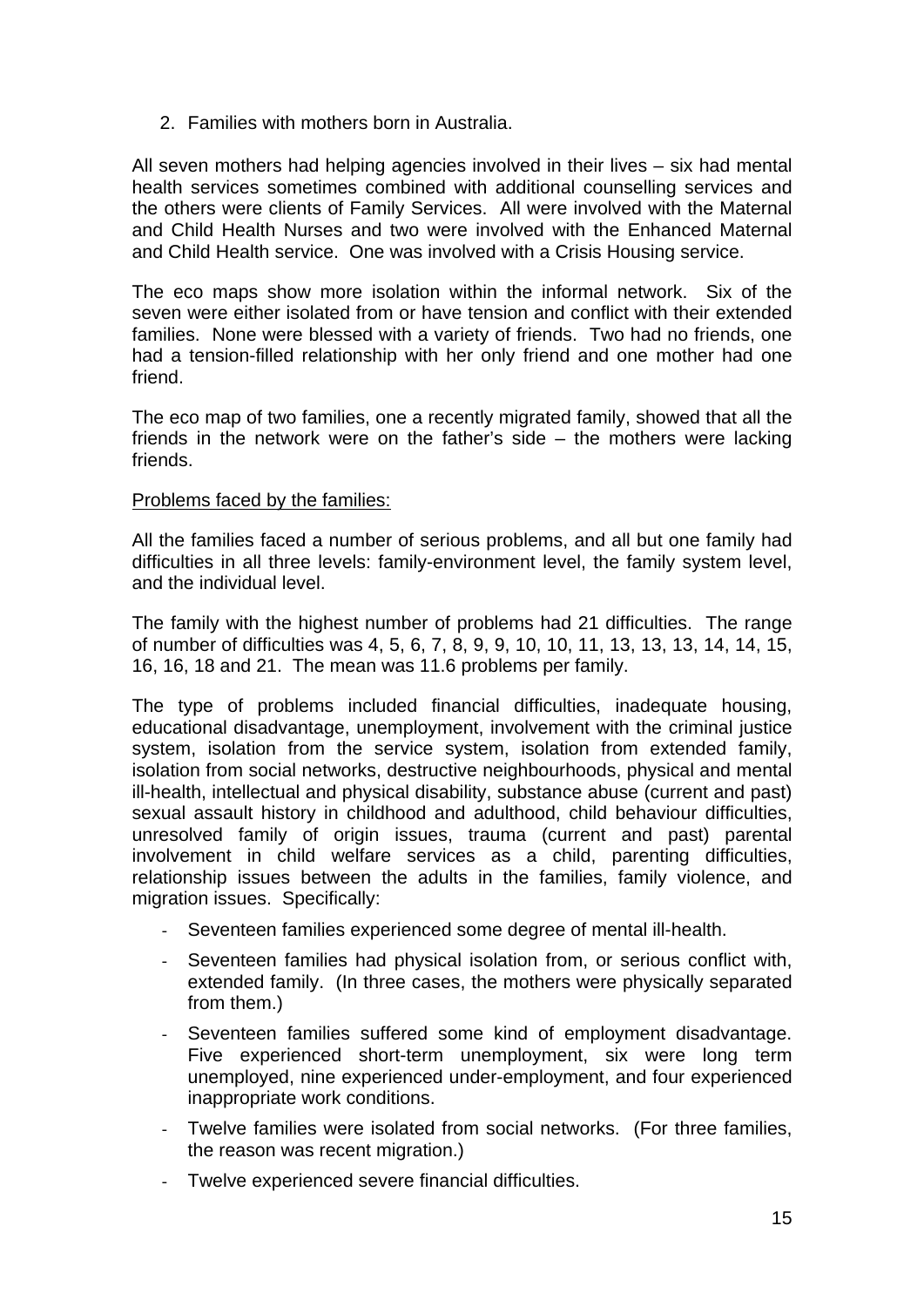2. Families with mothers born in Australia.

All seven mothers had helping agencies involved in their lives – six had mental health services sometimes combined with additional counselling services and the others were clients of Family Services. All were involved with the Maternal and Child Health Nurses and two were involved with the Enhanced Maternal and Child Health service. One was involved with a Crisis Housing service.

The eco maps show more isolation within the informal network. Six of the seven were either isolated from or have tension and conflict with their extended families. None were blessed with a variety of friends. Two had no friends, one had a tension-filled relationship with her only friend and one mother had one friend.

The eco map of two families, one a recently migrated family, showed that all the friends in the network were on the father's side – the mothers were lacking friends.

Problems faced by the families:

All the families faced a number of serious problems, and all but one family had difficulties in all three levels: family-environment level, the family system level, and the individual level.

The family with the highest number of problems had 21 difficulties. The range of number of difficulties was 4, 5, 6, 7, 8, 9, 9, 10, 10, 11, 13, 13, 13, 14, 14, 15, 16, 16, 18 and 21. The mean was 11.6 problems per family.

The type of problems included financial difficulties, inadequate housing, educational disadvantage, unemployment, involvement with the criminal justice system, isolation from the service system, isolation from extended family, isolation from social networks, destructive neighbourhoods, physical and mental ill-health, intellectual and physical disability, substance abuse (current and past) sexual assault history in childhood and adulthood, child behaviour difficulties, unresolved family of origin issues, trauma (current and past) parental involvement in child welfare services as a child, parenting difficulties, relationship issues between the adults in the families, family violence, and migration issues. Specifically:

- Seventeen families experienced some degree of mental ill-health.
- Seventeen families had physical isolation from, or serious conflict with, extended family. (In three cases, the mothers were physically separated from them.)
- Seventeen families suffered some kind of employment disadvantage. Five experienced short-term unemployment, six were long term unemployed, nine experienced under-employment, and four experienced inappropriate work conditions.
- Twelve families were isolated from social networks. (For three families, the reason was recent migration.)
- Twelve experienced severe financial difficulties.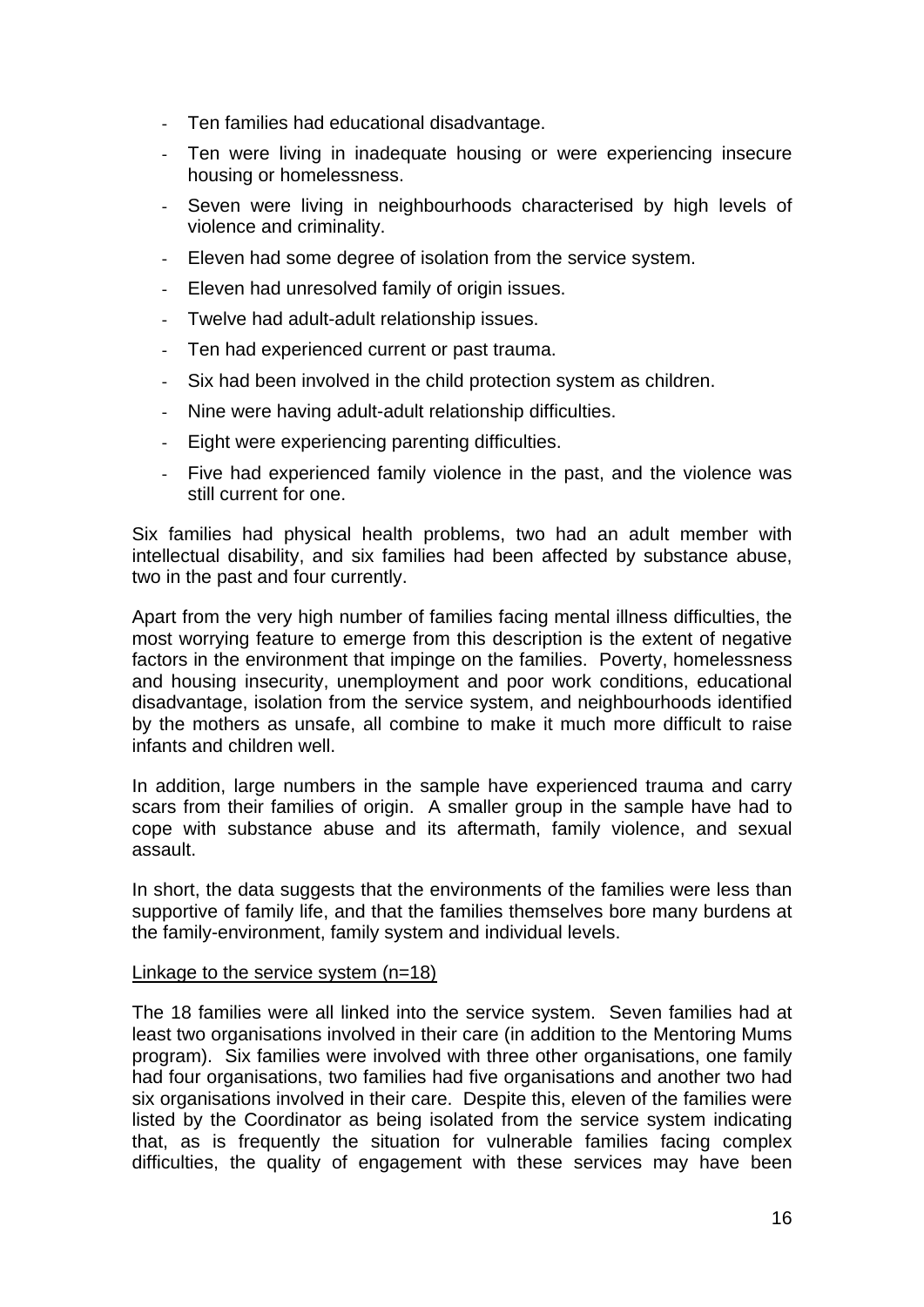- Ten families had educational disadvantage.
- Ten were living in inadequate housing or were experiencing insecure housing or homelessness.
- Seven were living in neighbourhoods characterised by high levels of violence and criminality.
- Eleven had some degree of isolation from the service system.
- Eleven had unresolved family of origin issues.
- Twelve had adult-adult relationship issues.
- Ten had experienced current or past trauma.
- Six had been involved in the child protection system as children.
- Nine were having adult-adult relationship difficulties.
- Eight were experiencing parenting difficulties.
- Five had experienced family violence in the past, and the violence was still current for one.

Six families had physical health problems, two had an adult member with intellectual disability, and six families had been affected by substance abuse, two in the past and four currently.

Apart from the very high number of families facing mental illness difficulties, the most worrying feature to emerge from this description is the extent of negative factors in the environment that impinge on the families. Poverty, homelessness and housing insecurity, unemployment and poor work conditions, educational disadvantage, isolation from the service system, and neighbourhoods identified by the mothers as unsafe, all combine to make it much more difficult to raise infants and children well.

In addition, large numbers in the sample have experienced trauma and carry scars from their families of origin. A smaller group in the sample have had to cope with substance abuse and its aftermath, family violence, and sexual assault.

In short, the data suggests that the environments of the families were less than supportive of family life, and that the families themselves bore many burdens at the family-environment, family system and individual levels.

<u>Linkage to the service system (n=18)</u>

The 18 families were all linked into the service system. Seven families had at least two organisations involved in their care (in addition to the Mentoring Mums program). Six families were involved with three other organisations, one family had four organisations, two families had five organisations and another two had six organisations involved in their care. Despite this, eleven of the families were listed by the Coordinator as being isolated from the service system indicating that, as is frequently the situation for vulnerable families facing complex difficulties, the quality of engagement with these services may have been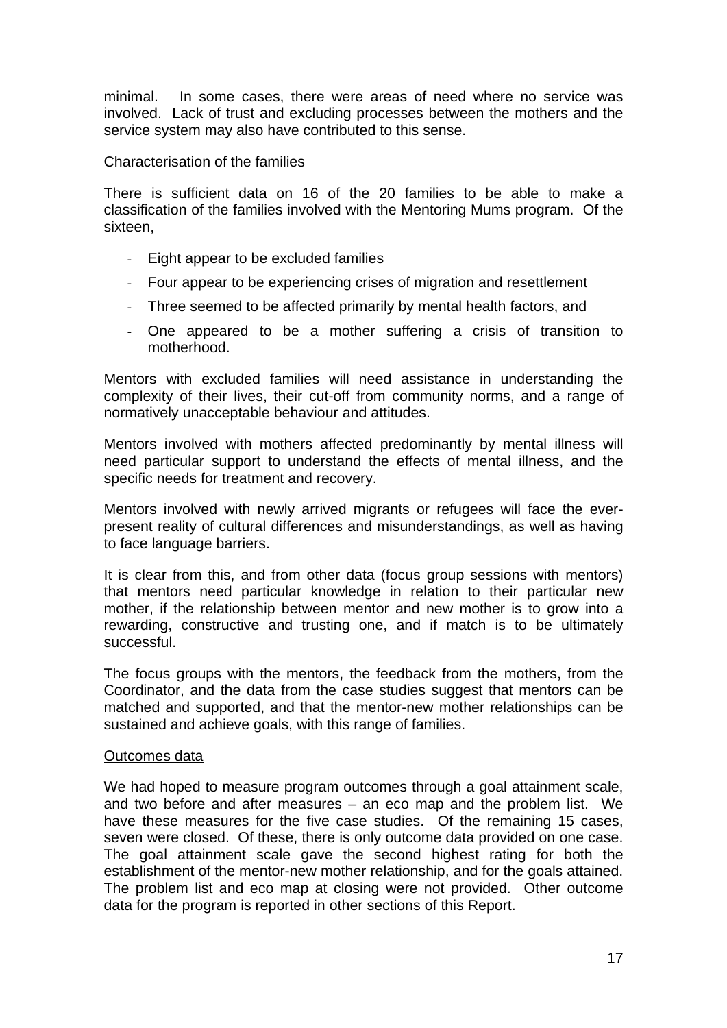minimal. In some cases, there were areas of need where no service was involved. Lack of trust and excluding processes between the mothers and the service system may also have contributed to this sense.

<u>Characterisation of the families</u>

There is sufficient data on 16 of the 20 families to be able to make a classification of the families involved with the Mentoring Mums program. Of the sixteen,

- Eight appear to be excluded families
- Four appear to be experiencing crises of migration and resettlement
- Three seemed to be affected primarily by mental health factors, and
- One appeared to be a mother suffering a crisis of transition to motherhood.

Mentors with excluded families will need assistance in understanding the complexity of their lives, their cut-off from community norms, and a range of normatively unacceptable behaviour and attitudes.

Mentors involved with mothers affected predominantly by mental illness will need particular support to understand the effects of mental illness, and the specific needs for treatment and recovery.

Mentors involved with newly arrived migrants or refugees will face the ever-present reality of cultural differences and misunderstandings, as well as having to face language barriers.

It is clear from this, and from other data (focus group sessions with mentors) that mentors need particular knowledge in relation to their particular new mother, if the relationship between mentor and new mother is to grow into a rewarding, constructive and trusting one, and if match is to be ultimately successful.

The focus groups with the mentors, the feedback from the mothers, from the Coordinator, and the data from the case studies suggest that mentors can be matched and supported, and that the mentor-new mother relationships can be sustained and achieve goals, with this range of families.

<u>Outcomes data</u>

We had hoped to measure program outcomes through a goal attainment scale, and two before and after measures – an eco map and the problem list. We have these measures for the five case studies. Of the remaining 15 cases, seven were closed. Of these, there is only outcome data provided on one case. The goal attainment scale gave the second highest rating for both the establishment of the mentor-new mother relationship, and for the goals attained. The problem list and eco map at closing were not provided. Other outcome data for the program is reported in other sections of this Report.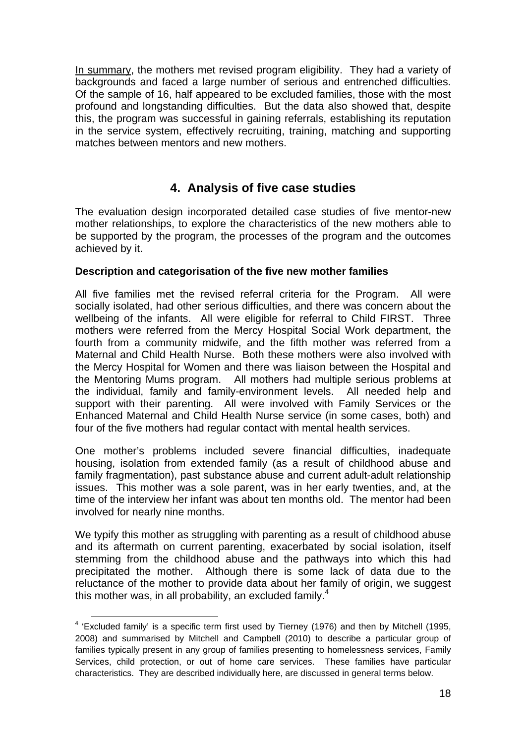In summary, the mothers met revised program eligibility. They had a variety of backgrounds and faced a large number of serious and entrenched difficulties. Of the sample of 16, half appeared to be excluded families, those with the most profound and longstanding difficulties. But the data also showed that, despite this, the program was successful in gaining referrals, establishing its reputation in the service system, effectively recruiting, training, matching and supporting matches between mentors and new mothers.

## 4. Analysis of five case studies

The evaluation design incorporated detailed case studies of five mentor-new mother relationships, to explore the characteristics of the new mothers able to be supported by the program, the processes of the program and the outcomes achieved by it.

**Description and categorisation of the five new mother families**

All five families met the revised referral criteria for the Program. All were socially isolated, had other serious difficulties, and there was concern about the wellbeing of the infants. All were eligible for referral to Child FIRST. Three mothers were referred from the Mercy Hospital Social Work department, the fourth from a community midwife, and the fifth mother was referred from a Maternal and Child Health Nurse. Both these mothers were also involved with the Mercy Hospital for Women and there was liaison between the Hospital and the Mentoring Mums program. All mothers had multiple serious problems at the individual, family and family-environment levels. All needed help and support with their parenting. All were involved with Family Services or the Enhanced Maternal and Child Health Nurse service (in some cases, both) and four of the five mothers had regular contact with mental health services.

One mother's problems included severe financial difficulties, inadequate housing, isolation from extended family (as a result of childhood abuse and family fragmentation), past substance abuse and current adult-adult relationship issues. This mother was a sole parent, was in her early twenties, and, at the time of the interview her infant was about ten months old. The mentor had been involved for nearly nine months.

We typify this mother as struggling with parenting as a result of childhood abuse and its aftermath on current parenting, exacerbated by social isolation, itself stemming from the childhood abuse and the pathways into which this had precipitated the mother. Although there is some lack of data due to the reluctance of the mother to provide data about her family of origin, we suggest this mother was, in all probability, an excluded family.[4]

---

[4] 'Excluded family' is a specific term first used by Tierney (1976) and then by Mitchell (1995, 2008) and summarised by Mitchell and Campbell (2010) to describe a particular group of families typically present in any group of families presenting to homelessness services, Family Services, child protection, or out of home care services. These families have particular characteristics. They are described individually here, are discussed in general terms below.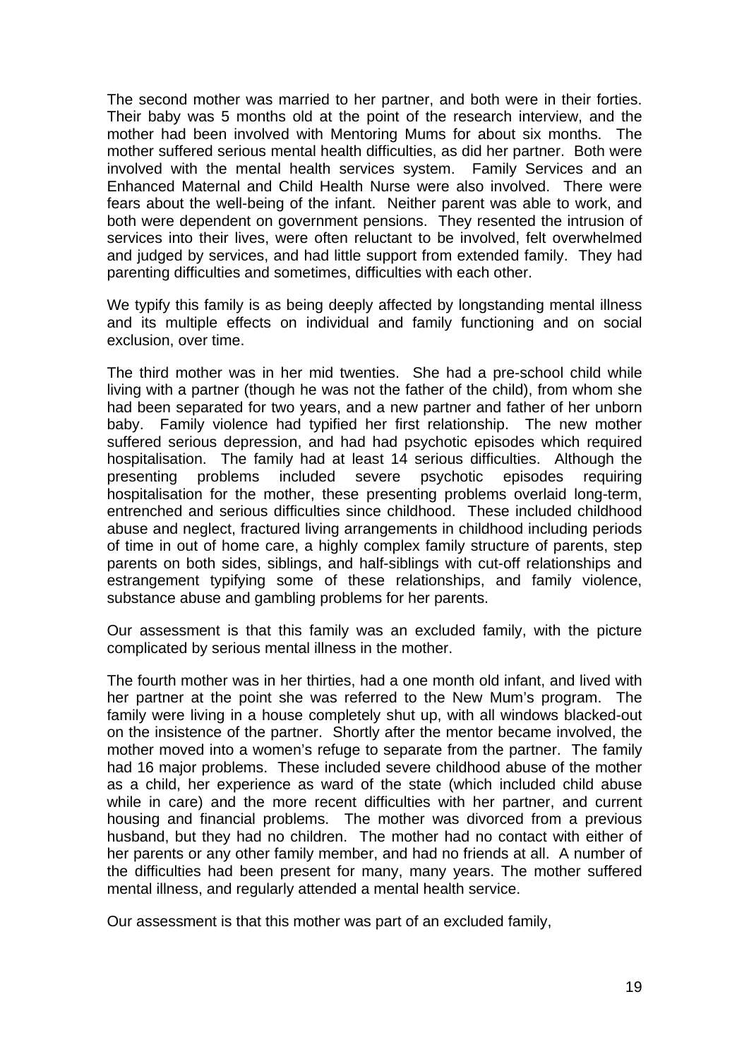The second mother was married to her partner, and both were in their forties. Their baby was 5 months old at the point of the research interview, and the mother had been involved with Mentoring Mums for about six months. The mother suffered serious mental health difficulties, as did her partner. Both were involved with the mental health services system. Family Services and an Enhanced Maternal and Child Health Nurse were also involved. There were fears about the well-being of the infant. Neither parent was able to work, and both were dependent on government pensions. They resented the intrusion of services into their lives, were often reluctant to be involved, felt overwhelmed and judged by services, and had little support from extended family. They had parenting difficulties and sometimes, difficulties with each other.

We typify this family is as being deeply affected by longstanding mental illness and its multiple effects on individual and family functioning and on social exclusion, over time.

The third mother was in her mid twenties. She had a pre-school child while living with a partner (though he was not the father of the child), from whom she had been separated for two years, and a new partner and father of her unborn baby. Family violence had typified her first relationship. The new mother suffered serious depression, and had had psychotic episodes which required hospitalisation. The family had at least 14 serious difficulties. Although the presenting problems included severe psychotic episodes requiring hospitalisation for the mother, these presenting problems overlaid long-term, entrenched and serious difficulties since childhood. These included childhood abuse and neglect, fractured living arrangements in childhood including periods of time in out of home care, a highly complex family structure of parents, step parents on both sides, siblings, and half-siblings with cut-off relationships and estrangement typifying some of these relationships, and family violence, substance abuse and gambling problems for her parents.

Our assessment is that this family was an excluded family, with the picture complicated by serious mental illness in the mother.

The fourth mother was in her thirties, had a one month old infant, and lived with her partner at the point she was referred to the New Mum's program. The family were living in a house completely shut up, with all windows blacked-out on the insistence of the partner. Shortly after the mentor became involved, the mother moved into a women's refuge to separate from the partner. The family had 16 major problems. These included severe childhood abuse of the mother as a child, her experience as ward of the state (which included child abuse while in care) and the more recent difficulties with her partner, and current housing and financial problems. The mother was divorced from a previous husband, but they had no children. The mother had no contact with either of her parents or any other family member, and had no friends at all. A number of the difficulties had been present for many, many years. The mother suffered mental illness, and regularly attended a mental health service.

Our assessment is that this mother was part of an excluded family,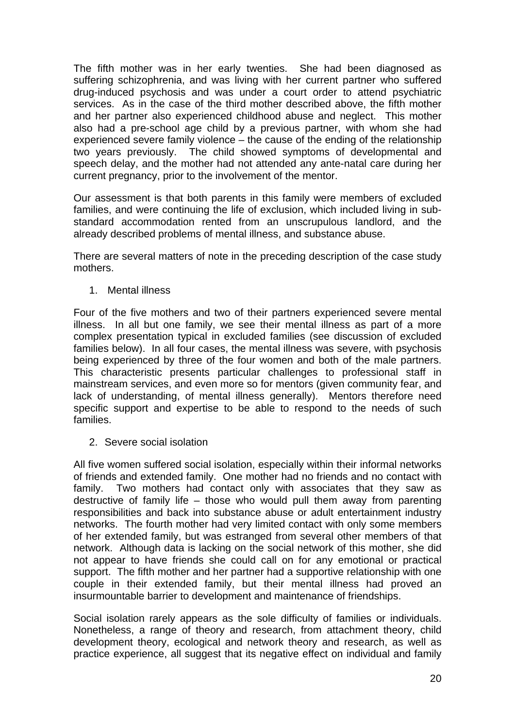The fifth mother was in her early twenties. She had been diagnosed as suffering schizophrenia, and was living with her current partner who suffered drug-induced psychosis and was under a court order to attend psychiatric services. As in the case of the third mother described above, the fifth mother and her partner also experienced childhood abuse and neglect. This mother also had a pre-school age child by a previous partner, with whom she had experienced severe family violence – the cause of the ending of the relationship two years previously. The child showed symptoms of developmental and speech delay, and the mother had not attended any ante-natal care during her current pregnancy, prior to the involvement of the mentor.

Our assessment is that both parents in this family were members of excluded families, and were continuing the life of exclusion, which included living in sub-standard accommodation rented from an unscrupulous landlord, and the already described problems of mental illness, and substance abuse.

There are several matters of note in the preceding description of the case study mothers.

1. Mental illness

Four of the five mothers and two of their partners experienced severe mental illness. In all but one family, we see their mental illness as part of a more complex presentation typical in excluded families (see discussion of excluded families below). In all four cases, the mental illness was severe, with psychosis being experienced by three of the four women and both of the male partners. This characteristic presents particular challenges to professional staff in mainstream services, and even more so for mentors (given community fear, and lack of understanding, of mental illness generally). Mentors therefore need specific support and expertise to be able to respond to the needs of such families.

2. Severe social isolation

All five women suffered social isolation, especially within their informal networks of friends and extended family. One mother had no friends and no contact with family. Two mothers had contact only with associates that they saw as destructive of family life – those who would pull them away from parenting responsibilities and back into substance abuse or adult entertainment industry networks. The fourth mother had very limited contact with only some members of her extended family, but was estranged from several other members of that network. Although data is lacking on the social network of this mother, she did not appear to have friends she could call on for any emotional or practical support. The fifth mother and her partner had a supportive relationship with one couple in their extended family, but their mental illness had proved an insurmountable barrier to development and maintenance of friendships.

Social isolation rarely appears as the sole difficulty of families or individuals. Nonetheless, a range of theory and research, from attachment theory, child development theory, ecological and network theory and research, as well as practice experience, all suggest that its negative effect on individual and family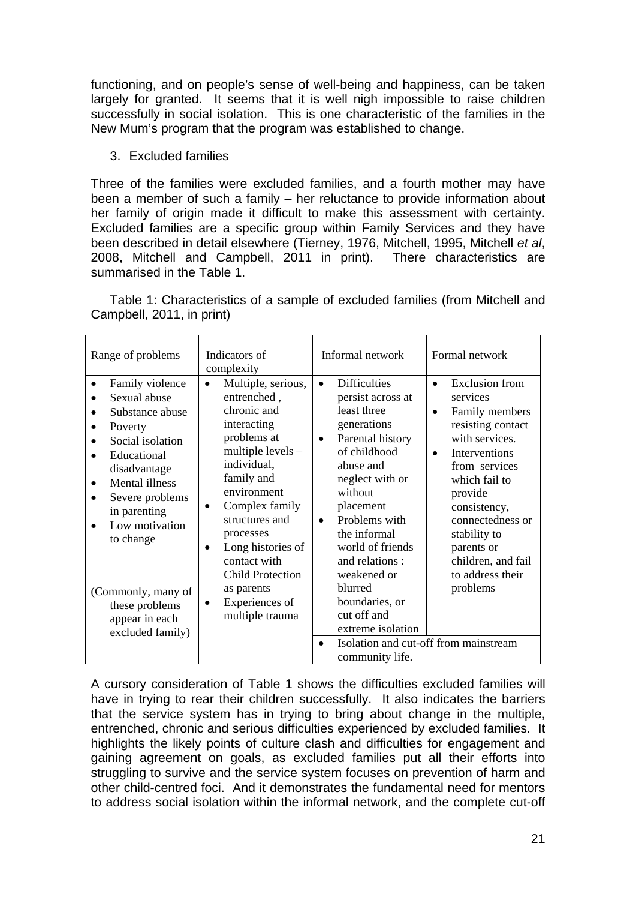functioning, and on people's sense of well-being and happiness, can be taken largely for granted. It seems that it is well nigh impossible to raise children successfully in social isolation. This is one characteristic of the families in the New Mum's program that the program was established to change.

3. Excluded families

Three of the families were excluded families, and a fourth mother may have been a member of such a family – her reluctance to provide information about her family of origin made it difficult to make this assessment with certainty. Excluded families are a specific group within Family Services and they have been described in detail elsewhere (Tierney, 1976, Mitchell, 1995, Mitchell *et al*, 2008, Mitchell and Campbell, 2011 in print). There characteristics are summarised in the Table 1.

Table 1: Characteristics of a sample of excluded families (from Mitchell and Campbell, 2011, in print)

| Range of problems | Indicators of complexity | Informal network | Formal network |
|---|---|---|---|
| • Family violence<br>• Sexual abuse<br>• Substance abuse<br>• Poverty<br>• Social isolation<br>• Educational disadvantage<br>• Mental illness<br>• Severe problems in parenting<br>• Low motivation to change<br><br>(Commonly, many of these problems appear in each excluded family) | • Multiple, serious, entrenched , chronic and interacting problems at multiple levels – individual, family and environment<br>• Complex family structures and processes<br>• Long histories of contact with Child Protection as parents<br>• Experiences of multiple trauma | • Difficulties persist across at least three generations<br>• Parental history of childhood abuse and neglect with or without placement<br>• Problems with the informal world of friends and relations : weakened or blurred boundaries, or cut off and extreme isolation | • Exclusion from services<br>• Family members resisting contact with services.<br>• Interventions from services which fail to provide consistency, connectedness or stability to parents or children, and fail to address their problems |
| | | • Isolation and cut-off from mainstream community life. | |

A cursory consideration of Table 1 shows the difficulties excluded families will have in trying to rear their children successfully. It also indicates the barriers that the service system has in trying to bring about change in the multiple, entrenched, chronic and serious difficulties experienced by excluded families. It highlights the likely points of culture clash and difficulties for engagement and gaining agreement on goals, as excluded families put all their efforts into struggling to survive and the service system focuses on prevention of harm and other child-centred foci. And it demonstrates the fundamental need for mentors to address social isolation within the informal network, and the complete cut-off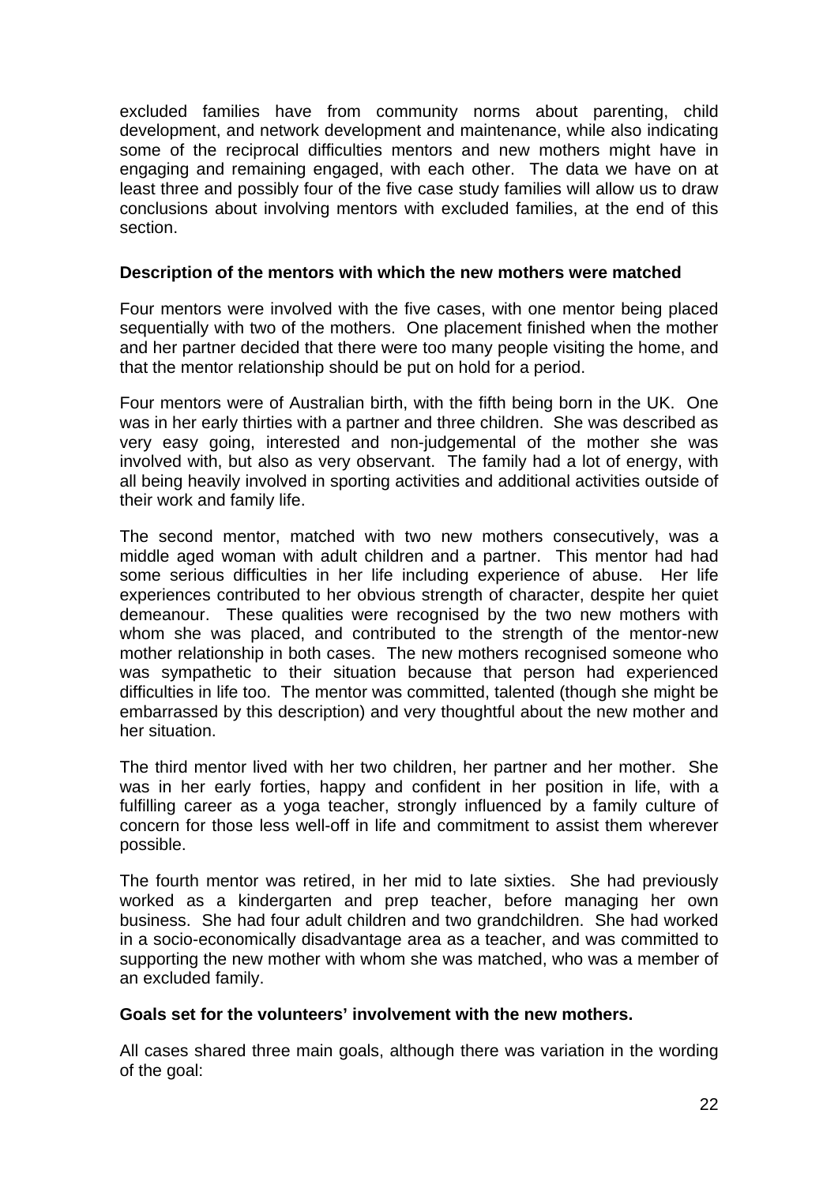excluded families have from community norms about parenting, child development, and network development and maintenance, while also indicating some of the reciprocal difficulties mentors and new mothers might have in engaging and remaining engaged, with each other. The data we have on at least three and possibly four of the five case study families will allow us to draw conclusions about involving mentors with excluded families, at the end of this section.

**Description of the mentors with which the new mothers were matched**

Four mentors were involved with the five cases, with one mentor being placed sequentially with two of the mothers. One placement finished when the mother and her partner decided that there were too many people visiting the home, and that the mentor relationship should be put on hold for a period.

Four mentors were of Australian birth, with the fifth being born in the UK. One was in her early thirties with a partner and three children. She was described as very easy going, interested and non-judgemental of the mother she was involved with, but also as very observant. The family had a lot of energy, with all being heavily involved in sporting activities and additional activities outside of their work and family life.

The second mentor, matched with two new mothers consecutively, was a middle aged woman with adult children and a partner. This mentor had had some serious difficulties in her life including experience of abuse. Her life experiences contributed to her obvious strength of character, despite her quiet demeanour. These qualities were recognised by the two new mothers with whom she was placed, and contributed to the strength of the mentor-new mother relationship in both cases. The new mothers recognised someone who was sympathetic to their situation because that person had experienced difficulties in life too. The mentor was committed, talented (though she might be embarrassed by this description) and very thoughtful about the new mother and her situation.

The third mentor lived with her two children, her partner and her mother. She was in her early forties, happy and confident in her position in life, with a fulfilling career as a yoga teacher, strongly influenced by a family culture of concern for those less well-off in life and commitment to assist them wherever possible.

The fourth mentor was retired, in her mid to late sixties. She had previously worked as a kindergarten and prep teacher, before managing her own business. She had four adult children and two grandchildren. She had worked in a socio-economically disadvantage area as a teacher, and was committed to supporting the new mother with whom she was matched, who was a member of an excluded family.

**Goals set for the volunteers' involvement with the new mothers.**

All cases shared three main goals, although there was variation in the wording of the goal: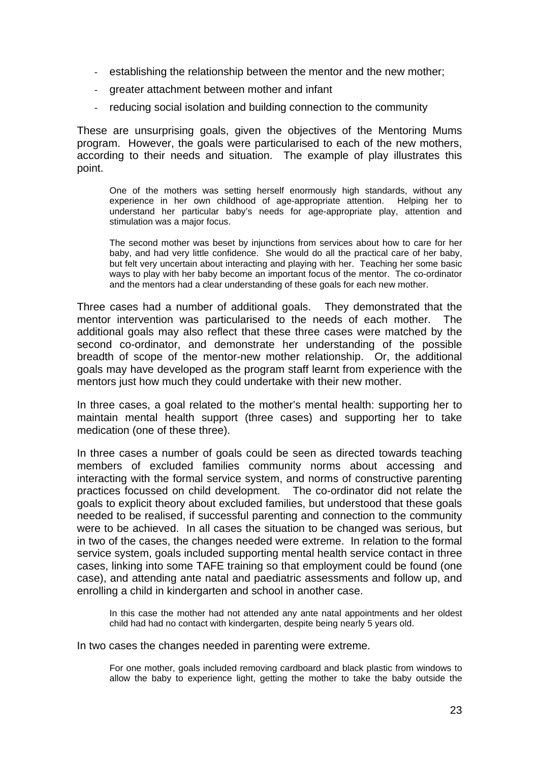- establishing the relationship between the mentor and the new mother;
- greater attachment between mother and infant
- reducing social isolation and building connection to the community

These are unsurprising goals, given the objectives of the Mentoring Mums program. However, the goals were particularised to each of the new mothers, according to their needs and situation. The example of play illustrates this point.

> One of the mothers was setting herself enormously high standards, without any experience in her own childhood of age-appropriate attention. Helping her to understand her particular baby's needs for age-appropriate play, attention and stimulation was a major focus.
>
> The second mother was beset by injunctions from services about how to care for her baby, and had very little confidence. She would do all the practical care of her baby, but felt very uncertain about interacting and playing with her. Teaching her some basic ways to play with her baby become an important focus of the mentor. The co-ordinator and the mentors had a clear understanding of these goals for each new mother.

Three cases had a number of additional goals. They demonstrated that the mentor intervention was particularised to the needs of each mother. The additional goals may also reflect that these three cases were matched by the second co-ordinator, and demonstrate her understanding of the possible breadth of scope of the mentor-new mother relationship. Or, the additional goals may have developed as the program staff learnt from experience with the mentors just how much they could undertake with their new mother.

In three cases, a goal related to the mother's mental health: supporting her to maintain mental health support (three cases) and supporting her to take medication (one of these three).

In three cases a number of goals could be seen as directed towards teaching members of excluded families community norms about accessing and interacting with the formal service system, and norms of constructive parenting practices focussed on child development. The co-ordinator did not relate the goals to explicit theory about excluded families, but understood that these goals needed to be realised, if successful parenting and connection to the community were to be achieved. In all cases the situation to be changed was serious, but in two of the cases, the changes needed were extreme. In relation to the formal service system, goals included supporting mental health service contact in three cases, linking into some TAFE training so that employment could be found (one case), and attending ante natal and paediatric assessments and follow up, and enrolling a child in kindergarten and school in another case.

> In this case the mother had not attended any ante natal appointments and her oldest child had had no contact with kindergarten, despite being nearly 5 years old.

In two cases the changes needed in parenting were extreme.

> For one mother, goals included removing cardboard and black plastic from windows to allow the baby to experience light, getting the mother to take the baby outside the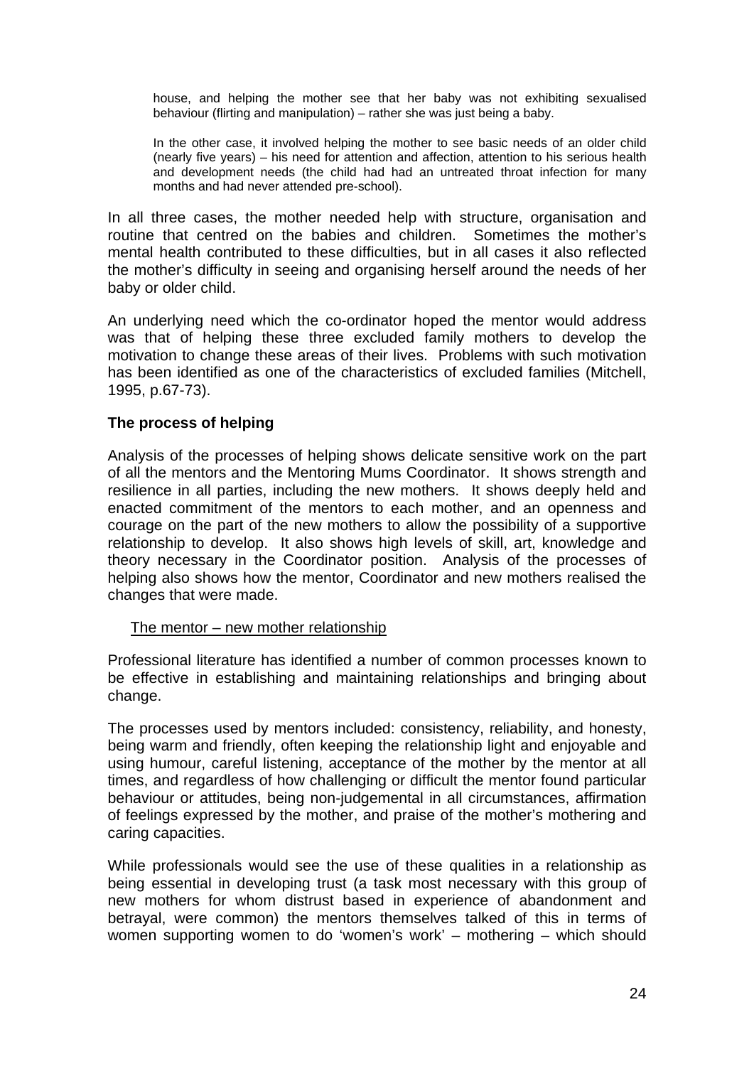> house, and helping the mother see that her baby was not exhibiting sexualised behaviour (flirting and manipulation) – rather she was just being a baby.
>
> In the other case, it involved helping the mother to see basic needs of an older child (nearly five years) – his need for attention and affection, attention to his serious health and development needs (the child had had an untreated throat infection for many months and had never attended pre-school).

In all three cases, the mother needed help with structure, organisation and routine that centred on the babies and children. Sometimes the mother's mental health contributed to these difficulties, but in all cases it also reflected the mother's difficulty in seeing and organising herself around the needs of her baby or older child.

An underlying need which the co-ordinator hoped the mentor would address was that of helping these three excluded family mothers to develop the motivation to change these areas of their lives. Problems with such motivation has been identified as one of the characteristics of excluded families (Mitchell, 1995, p.67-73).

**The process of helping**

Analysis of the processes of helping shows delicate sensitive work on the part of all the mentors and the Mentoring Mums Coordinator. It shows strength and resilience in all parties, including the new mothers. It shows deeply held and enacted commitment of the mentors to each mother, and an openness and courage on the part of the new mothers to allow the possibility of a supportive relationship to develop. It also shows high levels of skill, art, knowledge and theory necessary in the Coordinator position. Analysis of the processes of helping also shows how the mentor, Coordinator and new mothers realised the changes that were made.

<u>The mentor – new mother relationship</u>

Professional literature has identified a number of common processes known to be effective in establishing and maintaining relationships and bringing about change.

The processes used by mentors included: consistency, reliability, and honesty, being warm and friendly, often keeping the relationship light and enjoyable and using humour, careful listening, acceptance of the mother by the mentor at all times, and regardless of how challenging or difficult the mentor found particular behaviour or attitudes, being non-judgemental in all circumstances, affirmation of feelings expressed by the mother, and praise of the mother's mothering and caring capacities.

While professionals would see the use of these qualities in a relationship as being essential in developing trust (a task most necessary with this group of new mothers for whom distrust based in experience of abandonment and betrayal, were common) the mentors themselves talked of this in terms of women supporting women to do 'women's work' – mothering – which should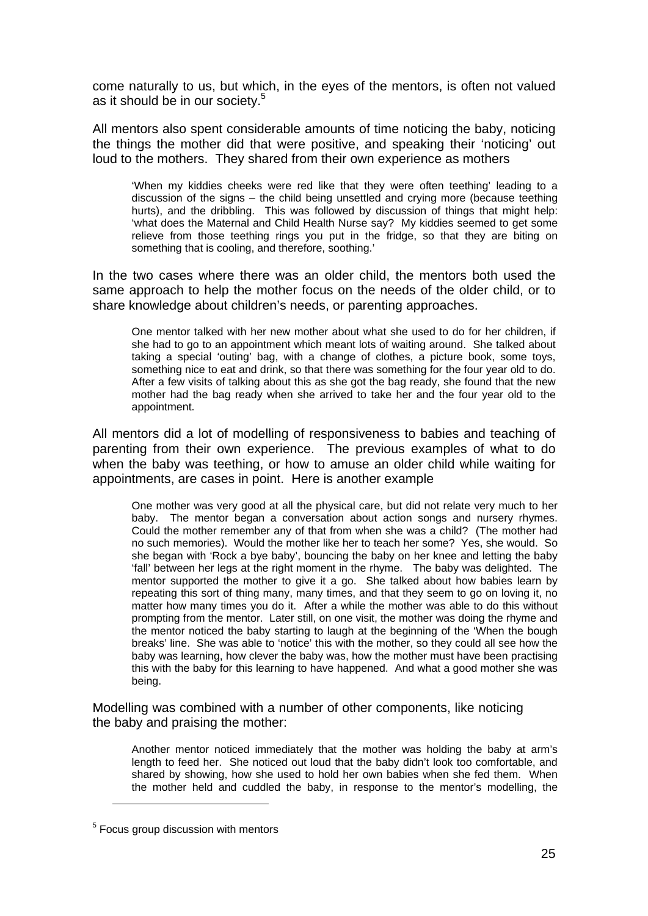come naturally to us, but which, in the eyes of the mentors, is often not valued as it should be in our society.[5]

All mentors also spent considerable amounts of time noticing the baby, noticing the things the mother did that were positive, and speaking their 'noticing' out loud to the mothers. They shared from their own experience as mothers

> 'When my kiddies cheeks were red like that they were often teething' leading to a discussion of the signs – the child being unsettled and crying more (because teething hurts), and the dribbling. This was followed by discussion of things that might help: 'what does the Maternal and Child Health Nurse say? My kiddies seemed to get some relieve from those teething rings you put in the fridge, so that they are biting on something that is cooling, and therefore, soothing.'

In the two cases where there was an older child, the mentors both used the same approach to help the mother focus on the needs of the older child, or to share knowledge about children's needs, or parenting approaches.

> One mentor talked with her new mother about what she used to do for her children, if she had to go to an appointment which meant lots of waiting around. She talked about taking a special 'outing' bag, with a change of clothes, a picture book, some toys, something nice to eat and drink, so that there was something for the four year old to do. After a few visits of talking about this as she got the bag ready, she found that the new mother had the bag ready when she arrived to take her and the four year old to the appointment.

All mentors did a lot of modelling of responsiveness to babies and teaching of parenting from their own experience. The previous examples of what to do when the baby was teething, or how to amuse an older child while waiting for appointments, are cases in point. Here is another example

> One mother was very good at all the physical care, but did not relate very much to her baby. The mentor began a conversation about action songs and nursery rhymes. Could the mother remember any of that from when she was a child? (The mother had no such memories). Would the mother like her to teach her some? Yes, she would. So she began with 'Rock a bye baby', bouncing the baby on her knee and letting the baby 'fall' between her legs at the right moment in the rhyme. The baby was delighted. The mentor supported the mother to give it a go. She talked about how babies learn by repeating this sort of thing many, many times, and that they seem to go on loving it, no matter how many times you do it. After a while the mother was able to do this without prompting from the mentor. Later still, on one visit, the mother was doing the rhyme and the mentor noticed the baby starting to laugh at the beginning of the 'When the bough breaks' line. She was able to 'notice' this with the mother, so they could all see how the baby was learning, how clever the baby was, how the mother must have been practising this with the baby for this learning to have happened. And what a good mother she was being.

Modelling was combined with a number of other components, like noticing the baby and praising the mother:

> Another mentor noticed immediately that the mother was holding the baby at arm's length to feed her. She noticed out loud that the baby didn't look too comfortable, and shared by showing, how she used to hold her own babies when she fed them. When the mother held and cuddled the baby, in response to the mentor's modelling, the

---

[5] Focus group discussion with mentors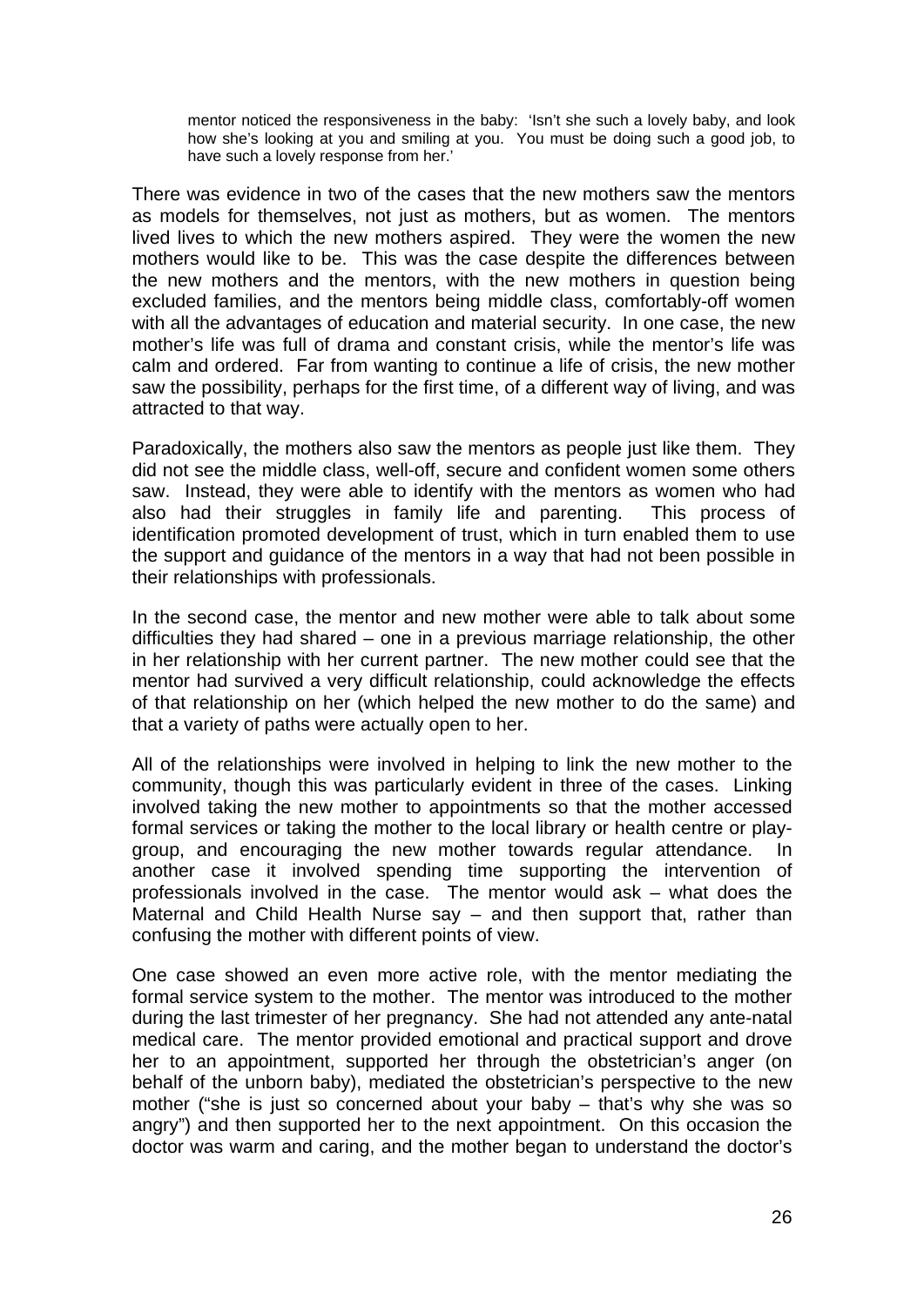> mentor noticed the responsiveness in the baby: 'Isn't she such a lovely baby, and look how she's looking at you and smiling at you. You must be doing such a good job, to have such a lovely response from her.'

There was evidence in two of the cases that the new mothers saw the mentors as models for themselves, not just as mothers, but as women. The mentors lived lives to which the new mothers aspired. They were the women the new mothers would like to be. This was the case despite the differences between the new mothers and the mentors, with the new mothers in question being excluded families, and the mentors being middle class, comfortably-off women with all the advantages of education and material security. In one case, the new mother's life was full of drama and constant crisis, while the mentor's life was calm and ordered. Far from wanting to continue a life of crisis, the new mother saw the possibility, perhaps for the first time, of a different way of living, and was attracted to that way.

Paradoxically, the mothers also saw the mentors as people just like them. They did not see the middle class, well-off, secure and confident women some others saw. Instead, they were able to identify with the mentors as women who had also had their struggles in family life and parenting. This process of identification promoted development of trust, which in turn enabled them to use the support and guidance of the mentors in a way that had not been possible in their relationships with professionals.

In the second case, the mentor and new mother were able to talk about some difficulties they had shared – one in a previous marriage relationship, the other in her relationship with her current partner. The new mother could see that the mentor had survived a very difficult relationship, could acknowledge the effects of that relationship on her (which helped the new mother to do the same) and that a variety of paths were actually open to her.

All of the relationships were involved in helping to link the new mother to the community, though this was particularly evident in three of the cases. Linking involved taking the new mother to appointments so that the mother accessed formal services or taking the mother to the local library or health centre or play-group, and encouraging the new mother towards regular attendance. In another case it involved spending time supporting the intervention of professionals involved in the case. The mentor would ask – what does the Maternal and Child Health Nurse say – and then support that, rather than confusing the mother with different points of view.

One case showed an even more active role, with the mentor mediating the formal service system to the mother. The mentor was introduced to the mother during the last trimester of her pregnancy. She had not attended any ante-natal medical care. The mentor provided emotional and practical support and drove her to an appointment, supported her through the obstetrician's anger (on behalf of the unborn baby), mediated the obstetrician's perspective to the new mother ("she is just so concerned about your baby – that's why she was so angry") and then supported her to the next appointment. On this occasion the doctor was warm and caring, and the mother began to understand the doctor's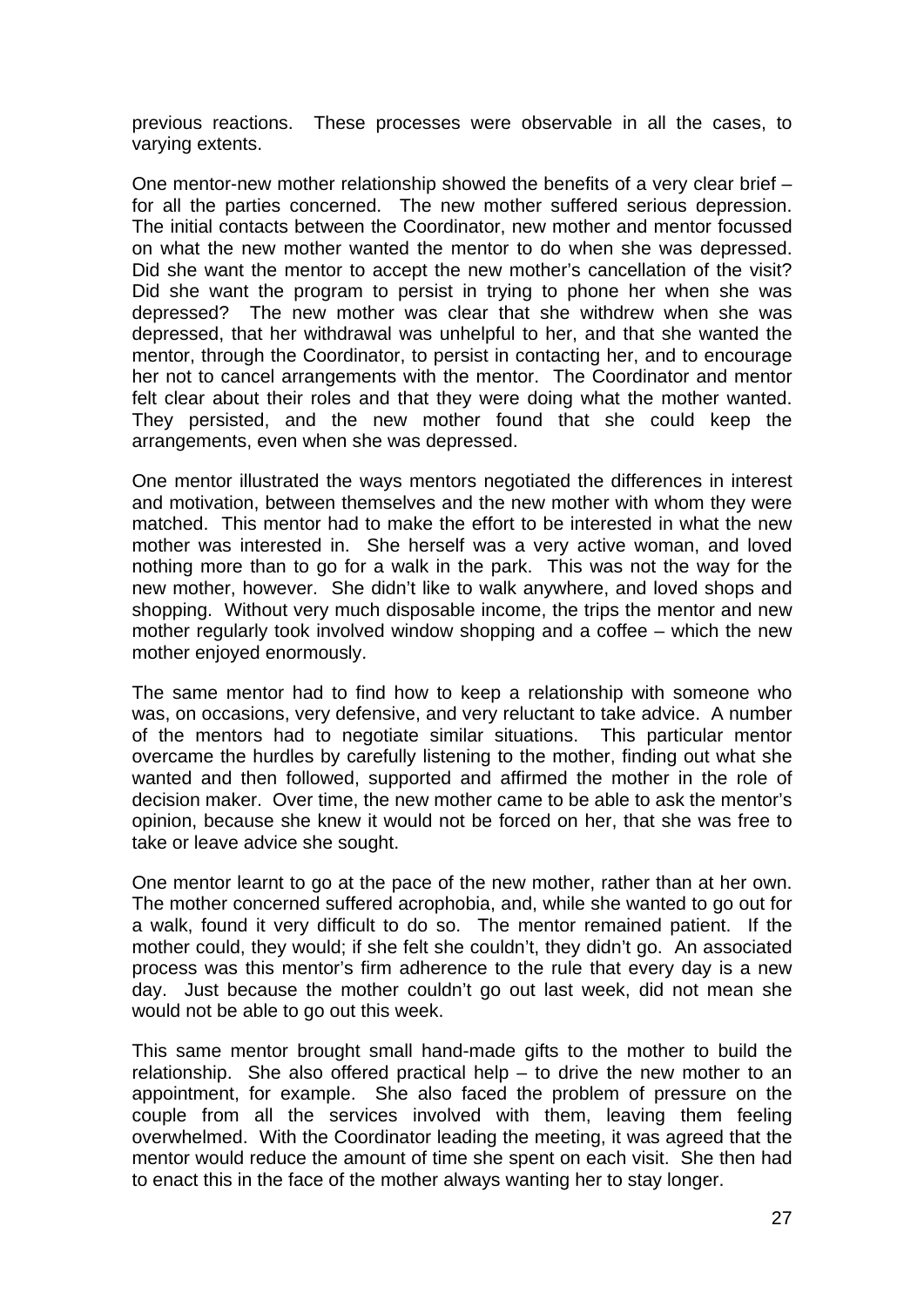previous reactions. These processes were observable in all the cases, to varying extents.

One mentor-new mother relationship showed the benefits of a very clear brief – for all the parties concerned. The new mother suffered serious depression. The initial contacts between the Coordinator, new mother and mentor focussed on what the new mother wanted the mentor to do when she was depressed. Did she want the mentor to accept the new mother's cancellation of the visit? Did she want the program to persist in trying to phone her when she was depressed? The new mother was clear that she withdrew when she was depressed, that her withdrawal was unhelpful to her, and that she wanted the mentor, through the Coordinator, to persist in contacting her, and to encourage her not to cancel arrangements with the mentor. The Coordinator and mentor felt clear about their roles and that they were doing what the mother wanted. They persisted, and the new mother found that she could keep the arrangements, even when she was depressed.

One mentor illustrated the ways mentors negotiated the differences in interest and motivation, between themselves and the new mother with whom they were matched. This mentor had to make the effort to be interested in what the new mother was interested in. She herself was a very active woman, and loved nothing more than to go for a walk in the park. This was not the way for the new mother, however. She didn't like to walk anywhere, and loved shops and shopping. Without very much disposable income, the trips the mentor and new mother regularly took involved window shopping and a coffee – which the new mother enjoyed enormously.

The same mentor had to find how to keep a relationship with someone who was, on occasions, very defensive, and very reluctant to take advice. A number of the mentors had to negotiate similar situations. This particular mentor overcame the hurdles by carefully listening to the mother, finding out what she wanted and then followed, supported and affirmed the mother in the role of decision maker. Over time, the new mother came to be able to ask the mentor's opinion, because she knew it would not be forced on her, that she was free to take or leave advice she sought.

One mentor learnt to go at the pace of the new mother, rather than at her own. The mother concerned suffered acrophobia, and, while she wanted to go out for a walk, found it very difficult to do so. The mentor remained patient. If the mother could, they would; if she felt she couldn't, they didn't go. An associated process was this mentor's firm adherence to the rule that every day is a new day. Just because the mother couldn't go out last week, did not mean she would not be able to go out this week.

This same mentor brought small hand-made gifts to the mother to build the relationship. She also offered practical help – to drive the new mother to an appointment, for example. She also faced the problem of pressure on the couple from all the services involved with them, leaving them feeling overwhelmed. With the Coordinator leading the meeting, it was agreed that the mentor would reduce the amount of time she spent on each visit. She then had to enact this in the face of the mother always wanting her to stay longer.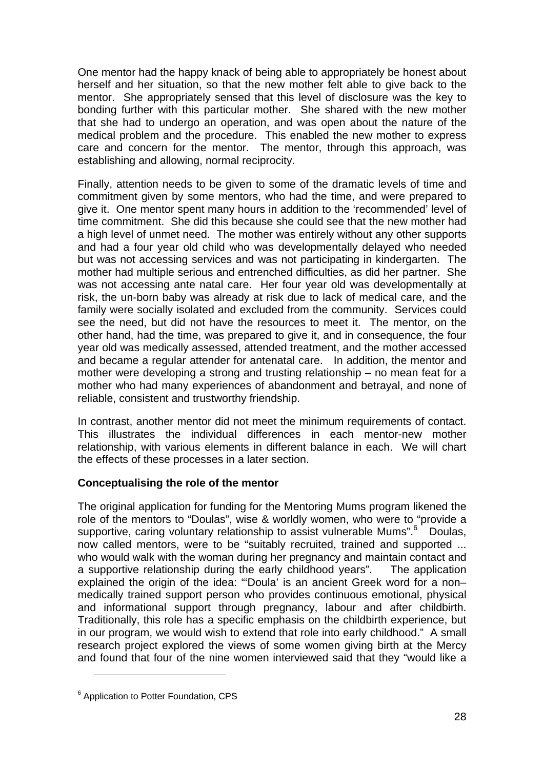One mentor had the happy knack of being able to appropriately be honest about herself and her situation, so that the new mother felt able to give back to the mentor. She appropriately sensed that this level of disclosure was the key to bonding further with this particular mother. She shared with the new mother that she had to undergo an operation, and was open about the nature of the medical problem and the procedure. This enabled the new mother to express care and concern for the mentor. The mentor, through this approach, was establishing and allowing, normal reciprocity.

Finally, attention needs to be given to some of the dramatic levels of time and commitment given by some mentors, who had the time, and were prepared to give it. One mentor spent many hours in addition to the 'recommended' level of time commitment. She did this because she could see that the new mother had a high level of unmet need. The mother was entirely without any other supports and had a four year old child who was developmentally delayed who needed but was not accessing services and was not participating in kindergarten. The mother had multiple serious and entrenched difficulties, as did her partner. She was not accessing ante natal care. Her four year old was developmentally at risk, the un-born baby was already at risk due to lack of medical care, and the family were socially isolated and excluded from the community. Services could see the need, but did not have the resources to meet it. The mentor, on the other hand, had the time, was prepared to give it, and in consequence, the four year old was medically assessed, attended treatment, and the mother accessed and became a regular attender for antenatal care. In addition, the mentor and mother were developing a strong and trusting relationship – no mean feat for a mother who had many experiences of abandonment and betrayal, and none of reliable, consistent and trustworthy friendship.

In contrast, another mentor did not meet the minimum requirements of contact. This illustrates the individual differences in each mentor-new mother relationship, with various elements in different balance in each. We will chart the effects of these processes in a later section.

**Conceptualising the role of the mentor**

The original application for funding for the Mentoring Mums program likened the role of the mentors to "Doulas", wise & worldly women, who were to "provide a supportive, caring voluntary relationship to assist vulnerable Mums".[6] Doulas, now called mentors, were to be "suitably recruited, trained and supported ... who would walk with the woman during her pregnancy and maintain contact and a supportive relationship during the early childhood years". The application explained the origin of the idea: "'Doula' is an ancient Greek word for a non–medically trained support person who provides continuous emotional, physical and informational support through pregnancy, labour and after childbirth. Traditionally, this role has a specific emphasis on the childbirth experience, but in our program, we would wish to extend that role into early childhood." A small research project explored the views of some women giving birth at the Mercy and found that four of the nine women interviewed said that they "would like a

[6] Application to Potter Foundation, CPS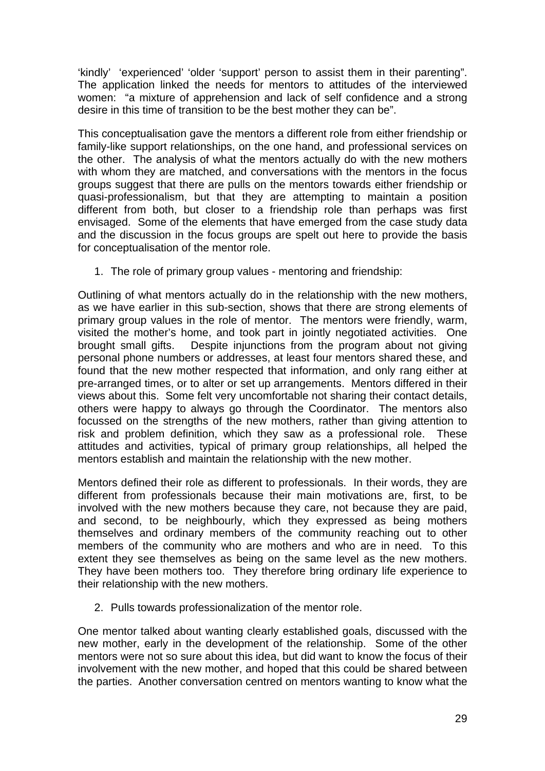'kindly' 'experienced' 'older 'support' person to assist them in their parenting". The application linked the needs for mentors to attitudes of the interviewed women: "a mixture of apprehension and lack of self confidence and a strong desire in this time of transition to be the best mother they can be".

This conceptualisation gave the mentors a different role from either friendship or family-like support relationships, on the one hand, and professional services on the other. The analysis of what the mentors actually do with the new mothers with whom they are matched, and conversations with the mentors in the focus groups suggest that there are pulls on the mentors towards either friendship or quasi-professionalism, but that they are attempting to maintain a position different from both, but closer to a friendship role than perhaps was first envisaged. Some of the elements that have emerged from the case study data and the discussion in the focus groups are spelt out here to provide the basis for conceptualisation of the mentor role.

1. The role of primary group values - mentoring and friendship:

Outlining of what mentors actually do in the relationship with the new mothers, as we have earlier in this sub-section, shows that there are strong elements of primary group values in the role of mentor. The mentors were friendly, warm, visited the mother's home, and took part in jointly negotiated activities. One brought small gifts. Despite injunctions from the program about not giving personal phone numbers or addresses, at least four mentors shared these, and found that the new mother respected that information, and only rang either at pre-arranged times, or to alter or set up arrangements. Mentors differed in their views about this. Some felt very uncomfortable not sharing their contact details, others were happy to always go through the Coordinator. The mentors also focussed on the strengths of the new mothers, rather than giving attention to risk and problem definition, which they saw as a professional role. These attitudes and activities, typical of primary group relationships, all helped the mentors establish and maintain the relationship with the new mother.

Mentors defined their role as different to professionals. In their words, they are different from professionals because their main motivations are, first, to be involved with the new mothers because they care, not because they are paid, and second, to be neighbourly, which they expressed as being mothers themselves and ordinary members of the community reaching out to other members of the community who are mothers and who are in need. To this extent they see themselves as being on the same level as the new mothers. They have been mothers too. They therefore bring ordinary life experience to their relationship with the new mothers.

2. Pulls towards professionalization of the mentor role.

One mentor talked about wanting clearly established goals, discussed with the new mother, early in the development of the relationship. Some of the other mentors were not so sure about this idea, but did want to know the focus of their involvement with the new mother, and hoped that this could be shared between the parties. Another conversation centred on mentors wanting to know what the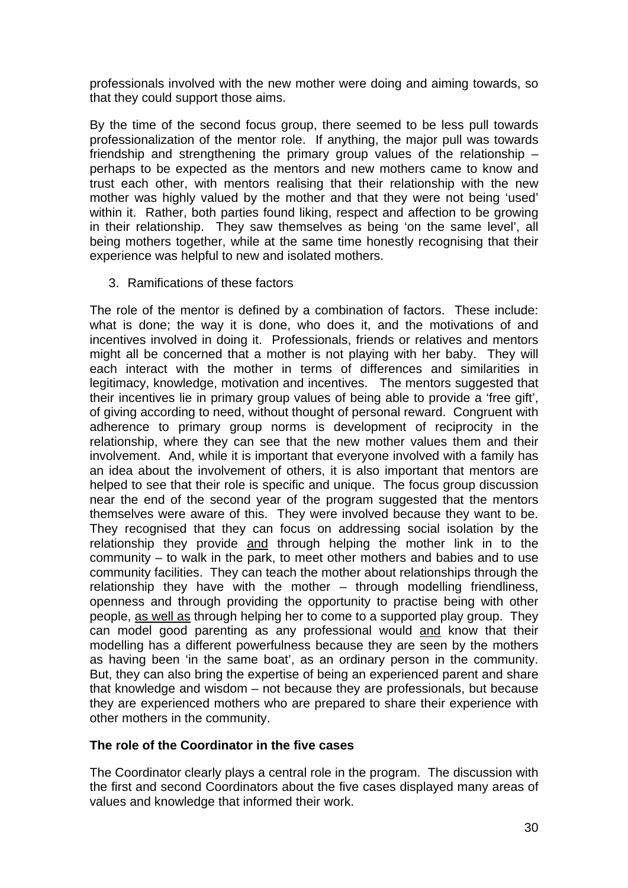professionals involved with the new mother were doing and aiming towards, so that they could support those aims.

By the time of the second focus group, there seemed to be less pull towards professionalization of the mentor role. If anything, the major pull was towards friendship and strengthening the primary group values of the relationship – perhaps to be expected as the mentors and new mothers came to know and trust each other, with mentors realising that their relationship with the new mother was highly valued by the mother and that they were not being 'used' within it. Rather, both parties found liking, respect and affection to be growing in their relationship. They saw themselves as being 'on the same level', all being mothers together, while at the same time honestly recognising that their experience was helpful to new and isolated mothers.

3. Ramifications of these factors

The role of the mentor is defined by a combination of factors. These include: what is done; the way it is done, who does it, and the motivations of and incentives involved in doing it. Professionals, friends or relatives and mentors might all be concerned that a mother is not playing with her baby. They will each interact with the mother in terms of differences and similarities in legitimacy, knowledge, motivation and incentives. The mentors suggested that their incentives lie in primary group values of being able to provide a 'free gift', of giving according to need, without thought of personal reward. Congruent with adherence to primary group norms is development of reciprocity in the relationship, where they can see that the new mother values them and their involvement. And, while it is important that everyone involved with a family has an idea about the involvement of others, it is also important that mentors are helped to see that their role is specific and unique. The focus group discussion near the end of the second year of the program suggested that the mentors themselves were aware of this. They were involved because they want to be. They recognised that they can focus on addressing social isolation by the relationship they provide <u>and</u> through helping the mother link in to the community – to walk in the park, to meet other mothers and babies and to use community facilities. They can teach the mother about relationships through the relationship they have with the mother – through modelling friendliness, openness and through providing the opportunity to practise being with other people, <u>as well as</u> through helping her to come to a supported play group. They can model good parenting as any professional would <u>and</u> know that their modelling has a different powerfulness because they are seen by the mothers as having been 'in the same boat', as an ordinary person in the community. But, they can also bring the expertise of being an experienced parent and share that knowledge and wisdom – not because they are professionals, but because they are experienced mothers who are prepared to share their experience with other mothers in the community.

**The role of the Coordinator in the five cases**

The Coordinator clearly plays a central role in the program. The discussion with the first and second Coordinators about the five cases displayed many areas of values and knowledge that informed their work.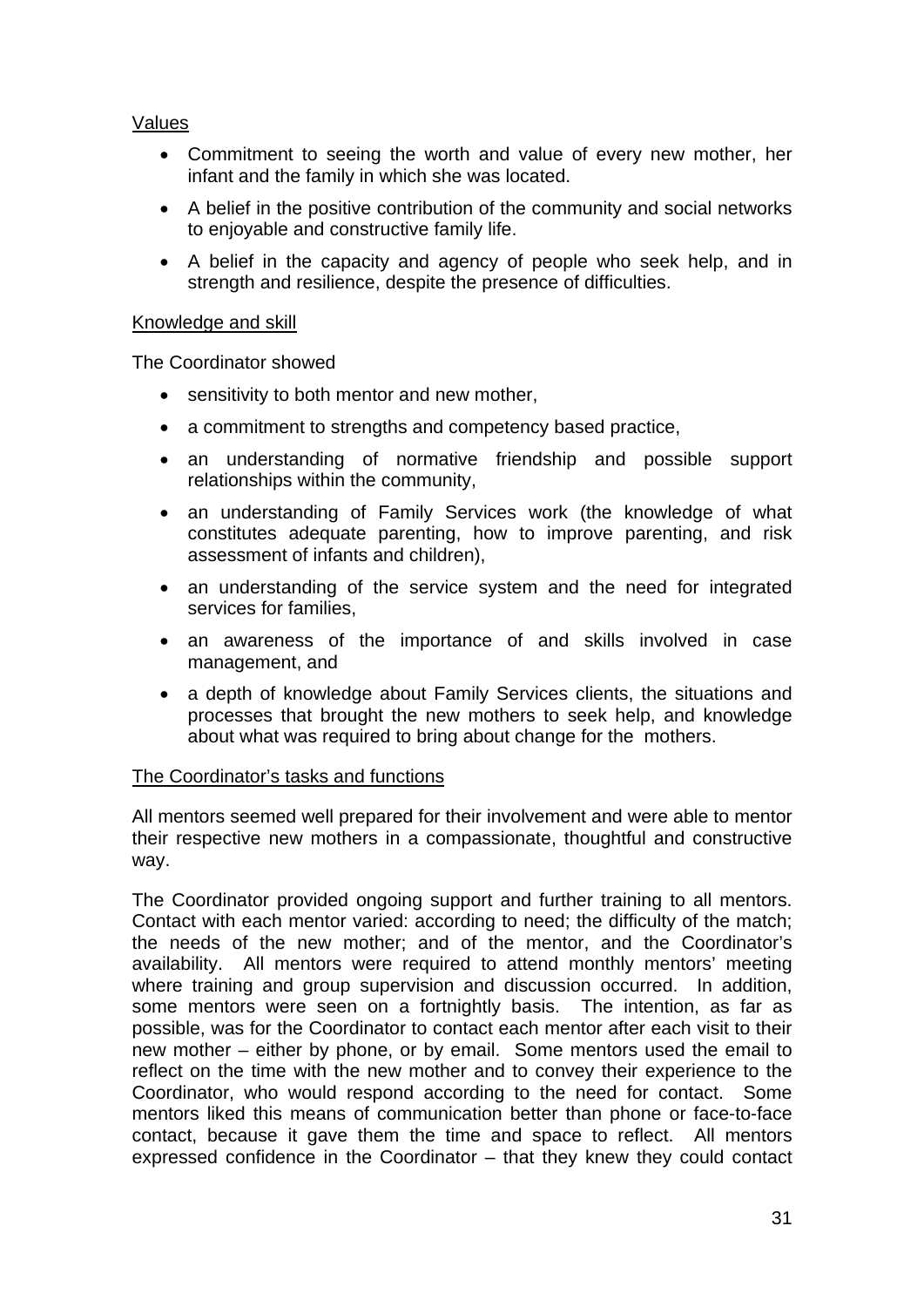Values

- Commitment to seeing the worth and value of every new mother, her infant and the family in which she was located.
- A belief in the positive contribution of the community and social networks to enjoyable and constructive family life.
- A belief in the capacity and agency of people who seek help, and in strength and resilience, despite the presence of difficulties.

Knowledge and skill

The Coordinator showed

- sensitivity to both mentor and new mother,
- a commitment to strengths and competency based practice,
- an understanding of normative friendship and possible support relationships within the community,
- an understanding of Family Services work (the knowledge of what constitutes adequate parenting, how to improve parenting, and risk assessment of infants and children),
- an understanding of the service system and the need for integrated services for families,
- an awareness of the importance of and skills involved in case management, and
- a depth of knowledge about Family Services clients, the situations and processes that brought the new mothers to seek help, and knowledge about what was required to bring about change for the mothers.

The Coordinator's tasks and functions

All mentors seemed well prepared for their involvement and were able to mentor their respective new mothers in a compassionate, thoughtful and constructive way.

The Coordinator provided ongoing support and further training to all mentors. Contact with each mentor varied: according to need; the difficulty of the match; the needs of the new mother; and of the mentor, and the Coordinator's availability. All mentors were required to attend monthly mentors' meeting where training and group supervision and discussion occurred. In addition, some mentors were seen on a fortnightly basis. The intention, as far as possible, was for the Coordinator to contact each mentor after each visit to their new mother – either by phone, or by email. Some mentors used the email to reflect on the time with the new mother and to convey their experience to the Coordinator, who would respond according to the need for contact. Some mentors liked this means of communication better than phone or face-to-face contact, because it gave them the time and space to reflect. All mentors expressed confidence in the Coordinator – that they knew they could contact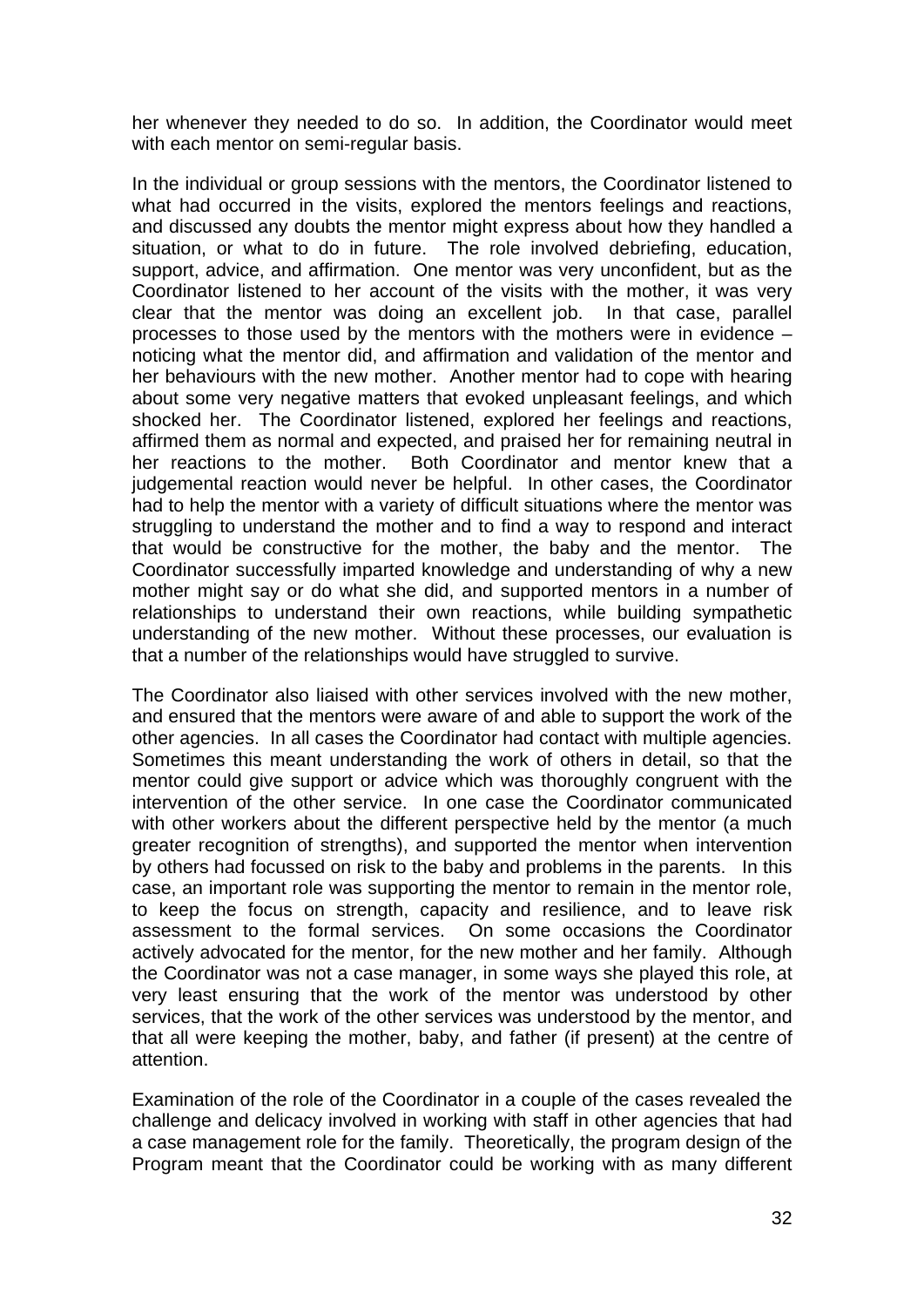her whenever they needed to do so. In addition, the Coordinator would meet with each mentor on semi-regular basis.

In the individual or group sessions with the mentors, the Coordinator listened to what had occurred in the visits, explored the mentors feelings and reactions, and discussed any doubts the mentor might express about how they handled a situation, or what to do in future. The role involved debriefing, education, support, advice, and affirmation. One mentor was very unconfident, but as the Coordinator listened to her account of the visits with the mother, it was very clear that the mentor was doing an excellent job. In that case, parallel processes to those used by the mentors with the mothers were in evidence – noticing what the mentor did, and affirmation and validation of the mentor and her behaviours with the new mother. Another mentor had to cope with hearing about some very negative matters that evoked unpleasant feelings, and which shocked her. The Coordinator listened, explored her feelings and reactions, affirmed them as normal and expected, and praised her for remaining neutral in her reactions to the mother. Both Coordinator and mentor knew that a judgemental reaction would never be helpful. In other cases, the Coordinator had to help the mentor with a variety of difficult situations where the mentor was struggling to understand the mother and to find a way to respond and interact that would be constructive for the mother, the baby and the mentor. The Coordinator successfully imparted knowledge and understanding of why a new mother might say or do what she did, and supported mentors in a number of relationships to understand their own reactions, while building sympathetic understanding of the new mother. Without these processes, our evaluation is that a number of the relationships would have struggled to survive.

The Coordinator also liaised with other services involved with the new mother, and ensured that the mentors were aware of and able to support the work of the other agencies. In all cases the Coordinator had contact with multiple agencies. Sometimes this meant understanding the work of others in detail, so that the mentor could give support or advice which was thoroughly congruent with the intervention of the other service. In one case the Coordinator communicated with other workers about the different perspective held by the mentor (a much greater recognition of strengths), and supported the mentor when intervention by others had focussed on risk to the baby and problems in the parents. In this case, an important role was supporting the mentor to remain in the mentor role, to keep the focus on strength, capacity and resilience, and to leave risk assessment to the formal services. On some occasions the Coordinator actively advocated for the mentor, for the new mother and her family. Although the Coordinator was not a case manager, in some ways she played this role, at very least ensuring that the work of the mentor was understood by other services, that the work of the other services was understood by the mentor, and that all were keeping the mother, baby, and father (if present) at the centre of attention.

Examination of the role of the Coordinator in a couple of the cases revealed the challenge and delicacy involved in working with staff in other agencies that had a case management role for the family. Theoretically, the program design of the Program meant that the Coordinator could be working with as many different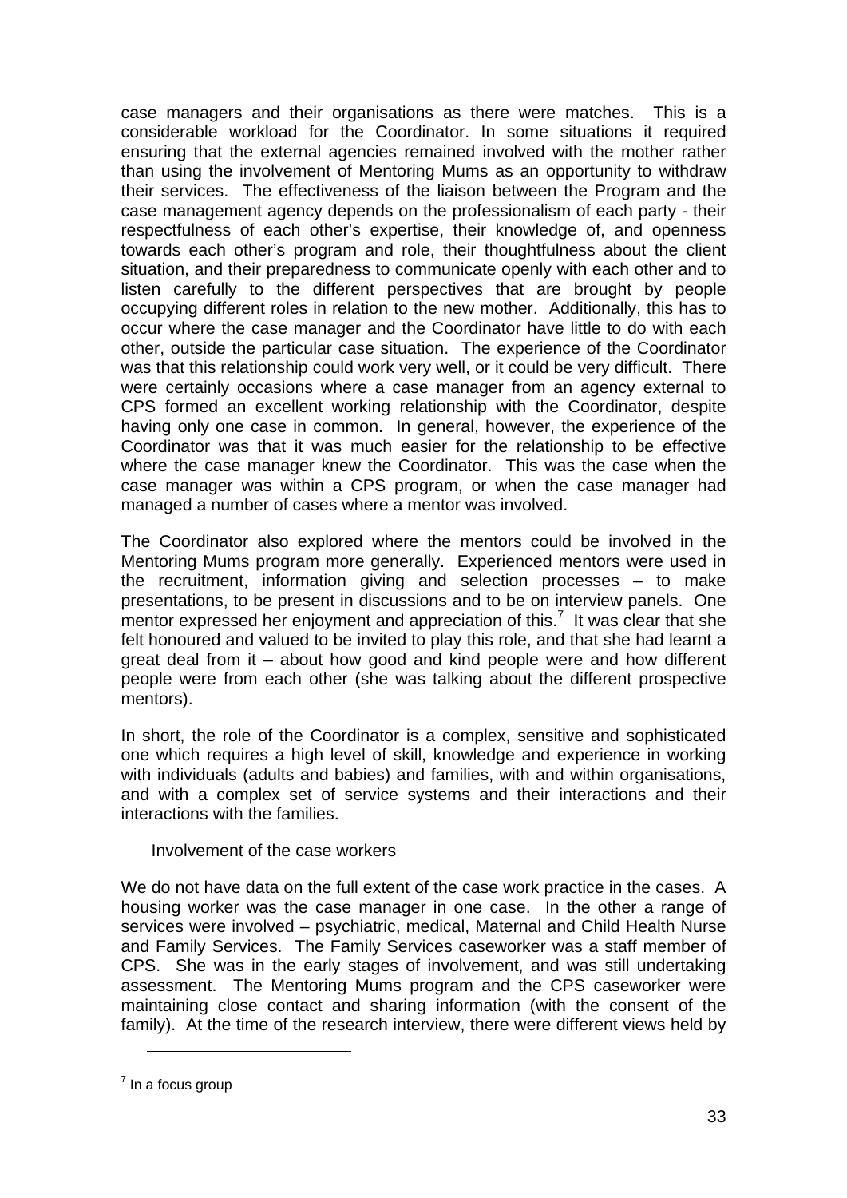case managers and their organisations as there were matches. This is a considerable workload for the Coordinator. In some situations it required ensuring that the external agencies remained involved with the mother rather than using the involvement of Mentoring Mums as an opportunity to withdraw their services. The effectiveness of the liaison between the Program and the case management agency depends on the professionalism of each party - their respectfulness of each other's expertise, their knowledge of, and openness towards each other's program and role, their thoughtfulness about the client situation, and their preparedness to communicate openly with each other and to listen carefully to the different perspectives that are brought by people occupying different roles in relation to the new mother. Additionally, this has to occur where the case manager and the Coordinator have little to do with each other, outside the particular case situation. The experience of the Coordinator was that this relationship could work very well, or it could be very difficult. There were certainly occasions where a case manager from an agency external to CPS formed an excellent working relationship with the Coordinator, despite having only one case in common. In general, however, the experience of the Coordinator was that it was much easier for the relationship to be effective where the case manager knew the Coordinator. This was the case when the case manager was within a CPS program, or when the case manager had managed a number of cases where a mentor was involved.

The Coordinator also explored where the mentors could be involved in the Mentoring Mums program more generally. Experienced mentors were used in the recruitment, information giving and selection processes – to make presentations, to be present in discussions and to be on interview panels. One mentor expressed her enjoyment and appreciation of this.[7] It was clear that she felt honoured and valued to be invited to play this role, and that she had learnt a great deal from it – about how good and kind people were and how different people were from each other (she was talking about the different prospective mentors).

In short, the role of the Coordinator is a complex, sensitive and sophisticated one which requires a high level of skill, knowledge and experience in working with individuals (adults and babies) and families, with and within organisations, and with a complex set of service systems and their interactions and their interactions with the families.

Involvement of the case workers

We do not have data on the full extent of the case work practice in the cases. A housing worker was the case manager in one case. In the other a range of services were involved – psychiatric, medical, Maternal and Child Health Nurse and Family Services. The Family Services caseworker was a staff member of CPS. She was in the early stages of involvement, and was still undertaking assessment. The Mentoring Mums program and the CPS caseworker were maintaining close contact and sharing information (with the consent of the family). At the time of the research interview, there were different views held by

[7] In a focus group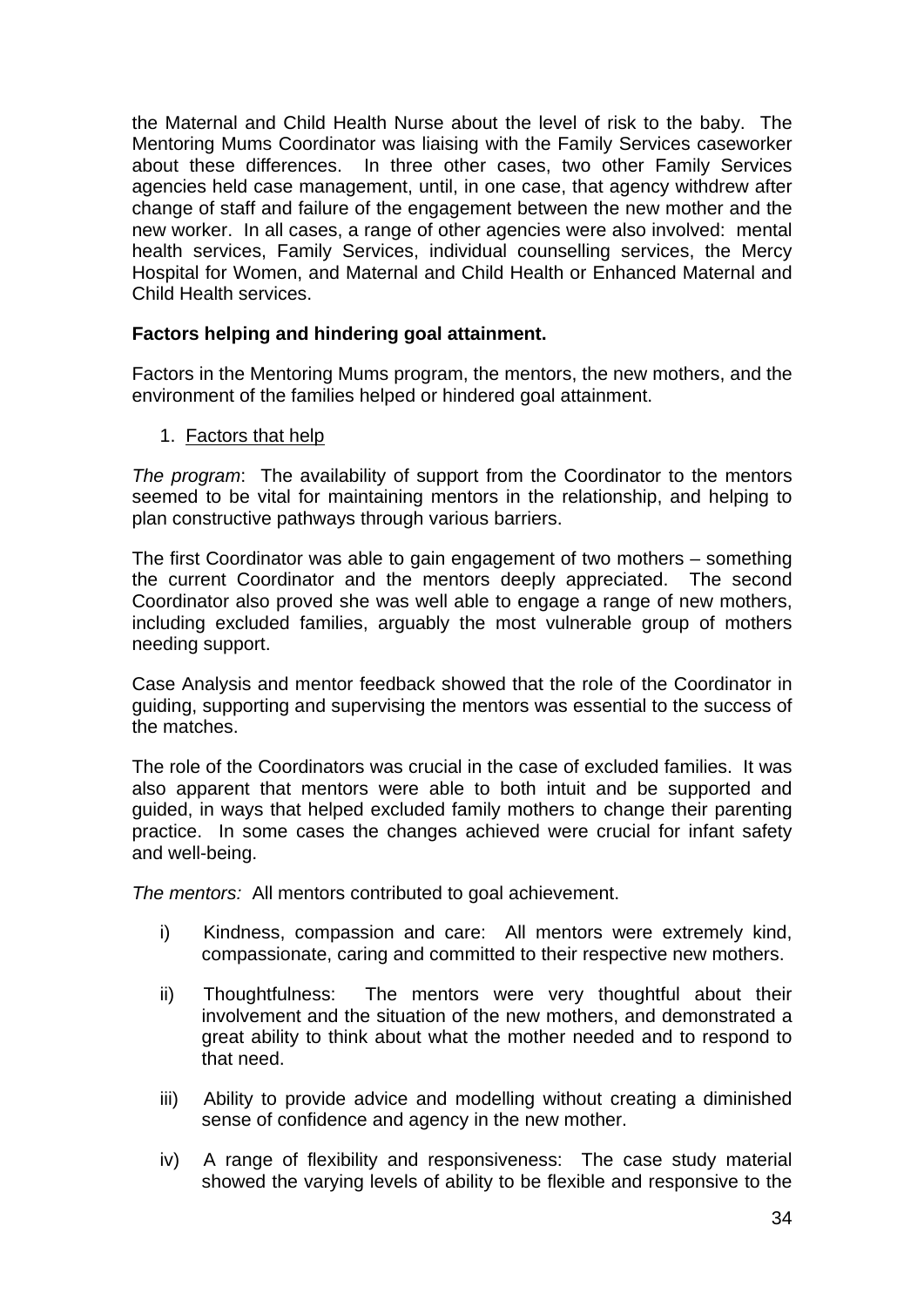the Maternal and Child Health Nurse about the level of risk to the baby. The Mentoring Mums Coordinator was liaising with the Family Services caseworker about these differences. In three other cases, two other Family Services agencies held case management, until, in one case, that agency withdrew after change of staff and failure of the engagement between the new mother and the new worker. In all cases, a range of other agencies were also involved: mental health services, Family Services, individual counselling services, the Mercy Hospital for Women, and Maternal and Child Health or Enhanced Maternal and Child Health services.

**Factors helping and hindering goal attainment.**

Factors in the Mentoring Mums program, the mentors, the new mothers, and the environment of the families helped or hindered goal attainment.

1. Factors that help

*The program*: The availability of support from the Coordinator to the mentors seemed to be vital for maintaining mentors in the relationship, and helping to plan constructive pathways through various barriers.

The first Coordinator was able to gain engagement of two mothers – something the current Coordinator and the mentors deeply appreciated. The second Coordinator also proved she was well able to engage a range of new mothers, including excluded families, arguably the most vulnerable group of mothers needing support.

Case Analysis and mentor feedback showed that the role of the Coordinator in guiding, supporting and supervising the mentors was essential to the success of the matches.

The role of the Coordinators was crucial in the case of excluded families. It was also apparent that mentors were able to both intuit and be supported and guided, in ways that helped excluded family mothers to change their parenting practice. In some cases the changes achieved were crucial for infant safety and well-being.

*The mentors:* All mentors contributed to goal achievement.

i) Kindness, compassion and care: All mentors were extremely kind, compassionate, caring and committed to their respective new mothers.

ii) Thoughtfulness: The mentors were very thoughtful about their involvement and the situation of the new mothers, and demonstrated a great ability to think about what the mother needed and to respond to that need.

iii) Ability to provide advice and modelling without creating a diminished sense of confidence and agency in the new mother.

iv) A range of flexibility and responsiveness: The case study material showed the varying levels of ability to be flexible and responsive to the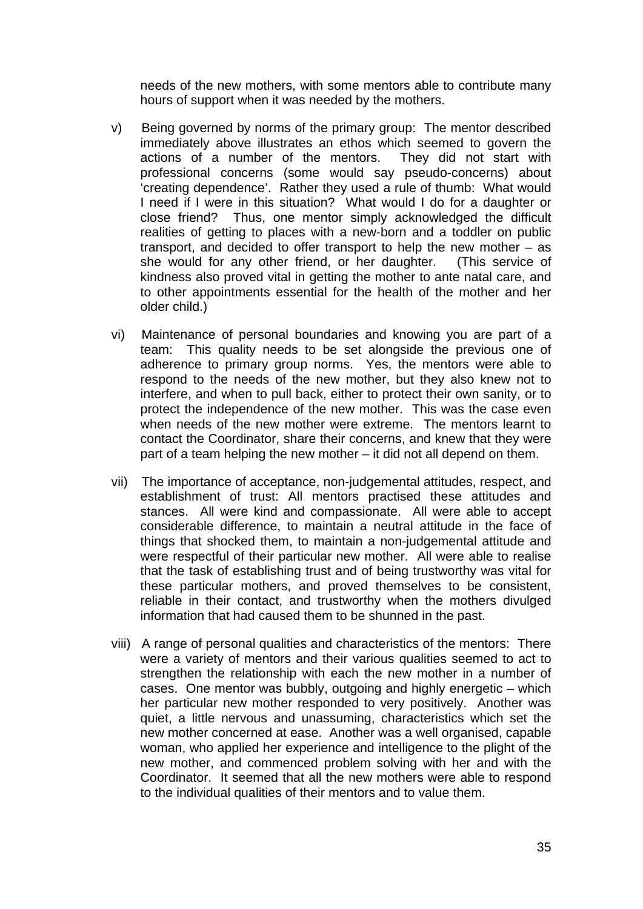needs of the new mothers, with some mentors able to contribute many hours of support when it was needed by the mothers.

v) Being governed by norms of the primary group: The mentor described immediately above illustrates an ethos which seemed to govern the actions of a number of the mentors. They did not start with professional concerns (some would say pseudo-concerns) about 'creating dependence'. Rather they used a rule of thumb: What would I need if I were in this situation? What would I do for a daughter or close friend? Thus, one mentor simply acknowledged the difficult realities of getting to places with a new-born and a toddler on public transport, and decided to offer transport to help the new mother – as she would for any other friend, or her daughter. (This service of kindness also proved vital in getting the mother to ante natal care, and to other appointments essential for the health of the mother and her older child.)

vi) Maintenance of personal boundaries and knowing you are part of a team: This quality needs to be set alongside the previous one of adherence to primary group norms. Yes, the mentors were able to respond to the needs of the new mother, but they also knew not to interfere, and when to pull back, either to protect their own sanity, or to protect the independence of the new mother. This was the case even when needs of the new mother were extreme. The mentors learnt to contact the Coordinator, share their concerns, and knew that they were part of a team helping the new mother – it did not all depend on them.

vii) The importance of acceptance, non-judgemental attitudes, respect, and establishment of trust: All mentors practised these attitudes and stances. All were kind and compassionate. All were able to accept considerable difference, to maintain a neutral attitude in the face of things that shocked them, to maintain a non-judgemental attitude and were respectful of their particular new mother. All were able to realise that the task of establishing trust and of being trustworthy was vital for these particular mothers, and proved themselves to be consistent, reliable in their contact, and trustworthy when the mothers divulged information that had caused them to be shunned in the past.

viii) A range of personal qualities and characteristics of the mentors: There were a variety of mentors and their various qualities seemed to act to strengthen the relationship with each the new mother in a number of cases. One mentor was bubbly, outgoing and highly energetic – which her particular new mother responded to very positively. Another was quiet, a little nervous and unassuming, characteristics which set the new mother concerned at ease. Another was a well organised, capable woman, who applied her experience and intelligence to the plight of the new mother, and commenced problem solving with her and with the Coordinator. It seemed that all the new mothers were able to respond to the individual qualities of their mentors and to value them.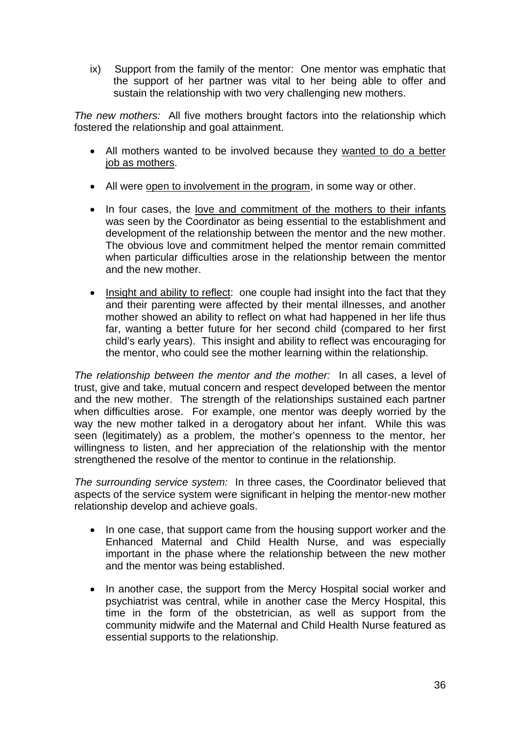ix) Support from the family of the mentor: One mentor was emphatic that the support of her partner was vital to her being able to offer and sustain the relationship with two very challenging new mothers.

*The new mothers:* All five mothers brought factors into the relationship which fostered the relationship and goal attainment.

- All mothers wanted to be involved because they <u>wanted to do a better job as mothers</u>.
- All were <u>open to involvement in the program</u>, in some way or other.
- In four cases, the <u>love and commitment of the mothers to their infants</u> was seen by the Coordinator as being essential to the establishment and development of the relationship between the mentor and the new mother. The obvious love and commitment helped the mentor remain committed when particular difficulties arose in the relationship between the mentor and the new mother.
- <u>Insight and ability to reflect</u>: one couple had insight into the fact that they and their parenting were affected by their mental illnesses, and another mother showed an ability to reflect on what had happened in her life thus far, wanting a better future for her second child (compared to her first child's early years). This insight and ability to reflect was encouraging for the mentor, who could see the mother learning within the relationship.

*The relationship between the mentor and the mother:* In all cases, a level of trust, give and take, mutual concern and respect developed between the mentor and the new mother. The strength of the relationships sustained each partner when difficulties arose. For example, one mentor was deeply worried by the way the new mother talked in a derogatory about her infant. While this was seen (legitimately) as a problem, the mother's openness to the mentor, her willingness to listen, and her appreciation of the relationship with the mentor strengthened the resolve of the mentor to continue in the relationship.

*The surrounding service system:* In three cases, the Coordinator believed that aspects of the service system were significant in helping the mentor-new mother relationship develop and achieve goals.

- In one case, that support came from the housing support worker and the Enhanced Maternal and Child Health Nurse, and was especially important in the phase where the relationship between the new mother and the mentor was being established.
- In another case, the support from the Mercy Hospital social worker and psychiatrist was central, while in another case the Mercy Hospital, this time in the form of the obstetrician, as well as support from the community midwife and the Maternal and Child Health Nurse featured as essential supports to the relationship.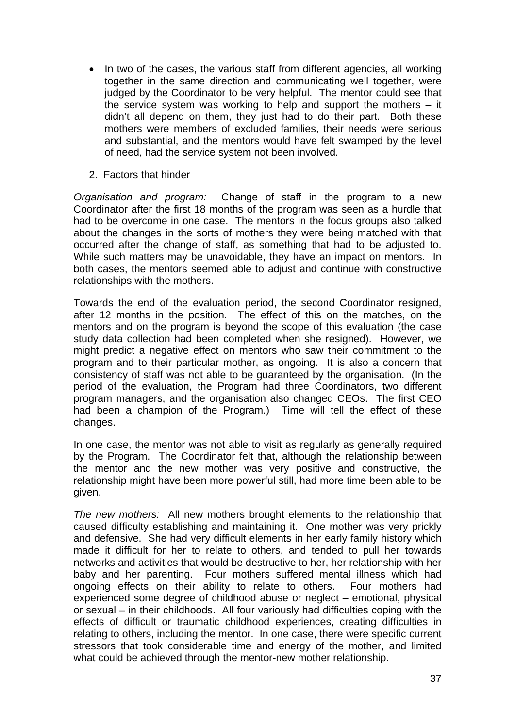- In two of the cases, the various staff from different agencies, all working together in the same direction and communicating well together, were judged by the Coordinator to be very helpful. The mentor could see that the service system was working to help and support the mothers – it didn't all depend on them, they just had to do their part. Both these mothers were members of excluded families, their needs were serious and substantial, and the mentors would have felt swamped by the level of need, had the service system not been involved.

2. Factors that hinder

*Organisation and program:* Change of staff in the program to a new Coordinator after the first 18 months of the program was seen as a hurdle that had to be overcome in one case. The mentors in the focus groups also talked about the changes in the sorts of mothers they were being matched with that occurred after the change of staff, as something that had to be adjusted to. While such matters may be unavoidable, they have an impact on mentors. In both cases, the mentors seemed able to adjust and continue with constructive relationships with the mothers.

Towards the end of the evaluation period, the second Coordinator resigned, after 12 months in the position. The effect of this on the matches, on the mentors and on the program is beyond the scope of this evaluation (the case study data collection had been completed when she resigned). However, we might predict a negative effect on mentors who saw their commitment to the program and to their particular mother, as ongoing. It is also a concern that consistency of staff was not able to be guaranteed by the organisation. (In the period of the evaluation, the Program had three Coordinators, two different program managers, and the organisation also changed CEOs. The first CEO had been a champion of the Program.) Time will tell the effect of these changes.

In one case, the mentor was not able to visit as regularly as generally required by the Program. The Coordinator felt that, although the relationship between the mentor and the new mother was very positive and constructive, the relationship might have been more powerful still, had more time been able to be given.

*The new mothers:* All new mothers brought elements to the relationship that caused difficulty establishing and maintaining it. One mother was very prickly and defensive. She had very difficult elements in her early family history which made it difficult for her to relate to others, and tended to pull her towards networks and activities that would be destructive to her, her relationship with her baby and her parenting. Four mothers suffered mental illness which had ongoing effects on their ability to relate to others. Four mothers had experienced some degree of childhood abuse or neglect – emotional, physical or sexual – in their childhoods. All four variously had difficulties coping with the effects of difficult or traumatic childhood experiences, creating difficulties in relating to others, including the mentor. In one case, there were specific current stressors that took considerable time and energy of the mother, and limited what could be achieved through the mentor-new mother relationship.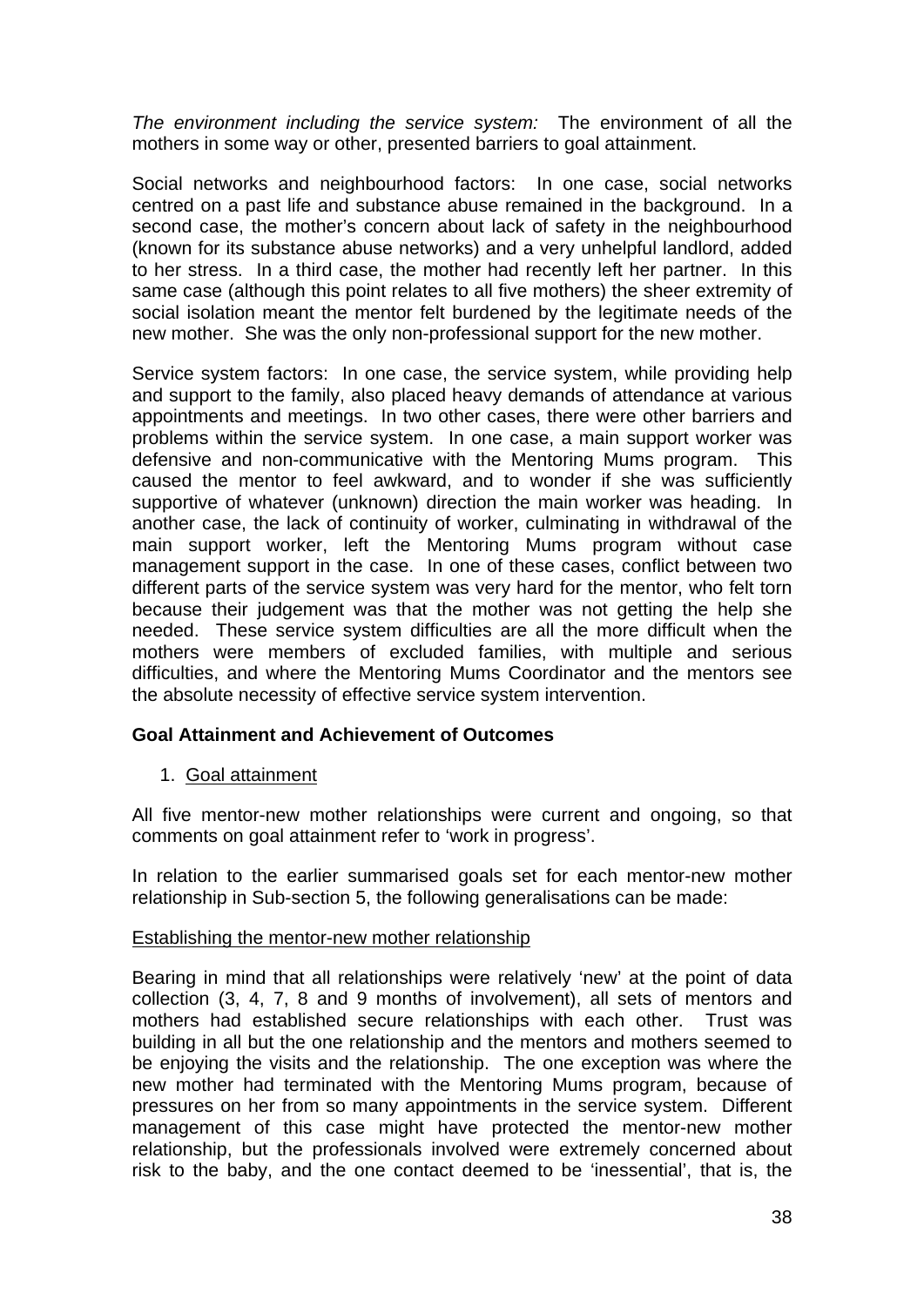*The environment including the service system:* The environment of all the mothers in some way or other, presented barriers to goal attainment.

Social networks and neighbourhood factors: In one case, social networks centred on a past life and substance abuse remained in the background. In a second case, the mother's concern about lack of safety in the neighbourhood (known for its substance abuse networks) and a very unhelpful landlord, added to her stress. In a third case, the mother had recently left her partner. In this same case (although this point relates to all five mothers) the sheer extremity of social isolation meant the mentor felt burdened by the legitimate needs of the new mother. She was the only non-professional support for the new mother.

Service system factors: In one case, the service system, while providing help and support to the family, also placed heavy demands of attendance at various appointments and meetings. In two other cases, there were other barriers and problems within the service system. In one case, a main support worker was defensive and non-communicative with the Mentoring Mums program. This caused the mentor to feel awkward, and to wonder if she was sufficiently supportive of whatever (unknown) direction the main worker was heading. In another case, the lack of continuity of worker, culminating in withdrawal of the main support worker, left the Mentoring Mums program without case management support in the case. In one of these cases, conflict between two different parts of the service system was very hard for the mentor, who felt torn because their judgement was that the mother was not getting the help she needed. These service system difficulties are all the more difficult when the mothers were members of excluded families, with multiple and serious difficulties, and where the Mentoring Mums Coordinator and the mentors see the absolute necessity of effective service system intervention.

**Goal Attainment and Achievement of Outcomes**

1. Goal attainment

All five mentor-new mother relationships were current and ongoing, so that comments on goal attainment refer to 'work in progress'.

In relation to the earlier summarised goals set for each mentor-new mother relationship in Sub-section 5, the following generalisations can be made:

Establishing the mentor-new mother relationship

Bearing in mind that all relationships were relatively 'new' at the point of data collection (3, 4, 7, 8 and 9 months of involvement), all sets of mentors and mothers had established secure relationships with each other. Trust was building in all but the one relationship and the mentors and mothers seemed to be enjoying the visits and the relationship. The one exception was where the new mother had terminated with the Mentoring Mums program, because of pressures on her from so many appointments in the service system. Different management of this case might have protected the mentor-new mother relationship, but the professionals involved were extremely concerned about risk to the baby, and the one contact deemed to be 'inessential', that is, the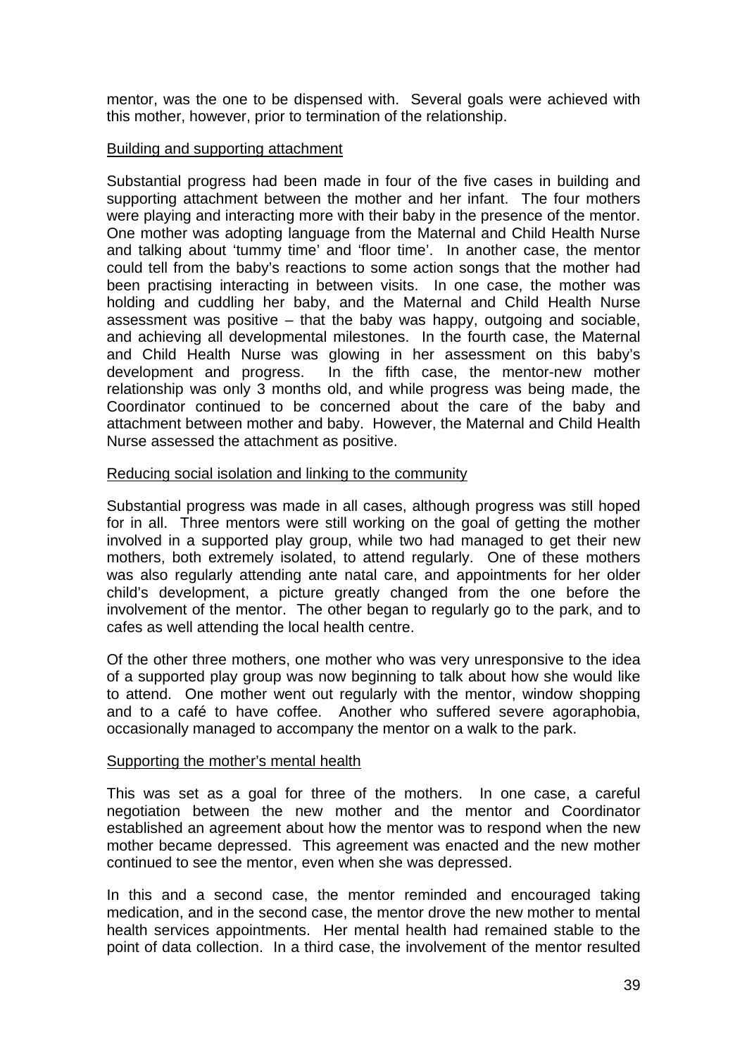mentor, was the one to be dispensed with. Several goals were achieved with this mother, however, prior to termination of the relationship.

Building and supporting attachment

Substantial progress had been made in four of the five cases in building and supporting attachment between the mother and her infant. The four mothers were playing and interacting more with their baby in the presence of the mentor. One mother was adopting language from the Maternal and Child Health Nurse and talking about 'tummy time' and 'floor time'. In another case, the mentor could tell from the baby's reactions to some action songs that the mother had been practising interacting in between visits. In one case, the mother was holding and cuddling her baby, and the Maternal and Child Health Nurse assessment was positive – that the baby was happy, outgoing and sociable, and achieving all developmental milestones. In the fourth case, the Maternal and Child Health Nurse was glowing in her assessment on this baby's development and progress. In the fifth case, the mentor-new mother relationship was only 3 months old, and while progress was being made, the Coordinator continued to be concerned about the care of the baby and attachment between mother and baby. However, the Maternal and Child Health Nurse assessed the attachment as positive.

Reducing social isolation and linking to the community

Substantial progress was made in all cases, although progress was still hoped for in all. Three mentors were still working on the goal of getting the mother involved in a supported play group, while two had managed to get their new mothers, both extremely isolated, to attend regularly. One of these mothers was also regularly attending ante natal care, and appointments for her older child's development, a picture greatly changed from the one before the involvement of the mentor. The other began to regularly go to the park, and to cafes as well attending the local health centre.

Of the other three mothers, one mother who was very unresponsive to the idea of a supported play group was now beginning to talk about how she would like to attend. One mother went out regularly with the mentor, window shopping and to a café to have coffee. Another who suffered severe agoraphobia, occasionally managed to accompany the mentor on a walk to the park.

Supporting the mother's mental health

This was set as a goal for three of the mothers. In one case, a careful negotiation between the new mother and the mentor and Coordinator established an agreement about how the mentor was to respond when the new mother became depressed. This agreement was enacted and the new mother continued to see the mentor, even when she was depressed.

In this and a second case, the mentor reminded and encouraged taking medication, and in the second case, the mentor drove the new mother to mental health services appointments. Her mental health had remained stable to the point of data collection. In a third case, the involvement of the mentor resulted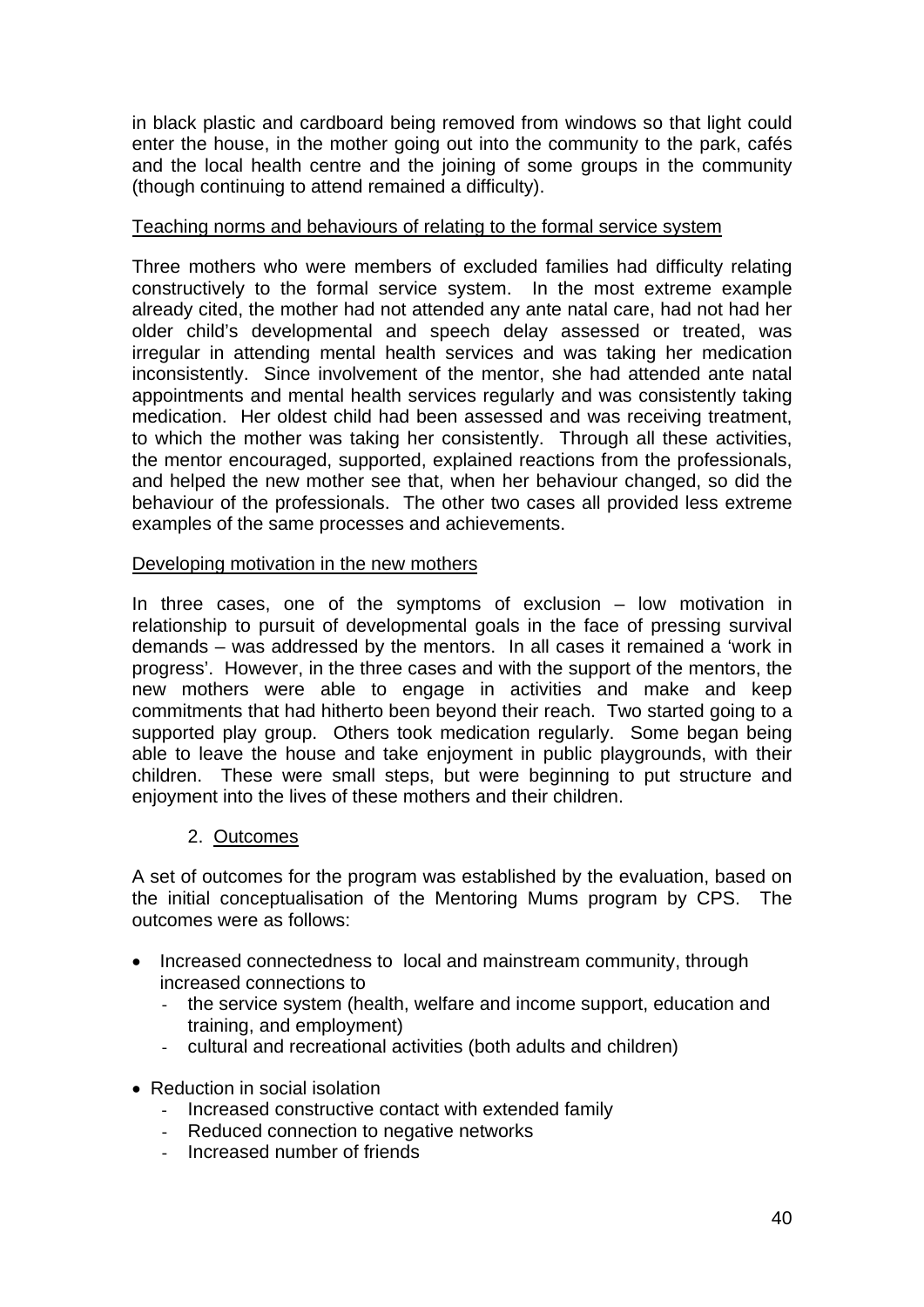in black plastic and cardboard being removed from windows so that light could enter the house, in the mother going out into the community to the park, cafés and the local health centre and the joining of some groups in the community (though continuing to attend remained a difficulty).

Teaching norms and behaviours of relating to the formal service system

Three mothers who were members of excluded families had difficulty relating constructively to the formal service system. In the most extreme example already cited, the mother had not attended any ante natal care, had not had her older child's developmental and speech delay assessed or treated, was irregular in attending mental health services and was taking her medication inconsistently. Since involvement of the mentor, she had attended ante natal appointments and mental health services regularly and was consistently taking medication. Her oldest child had been assessed and was receiving treatment, to which the mother was taking her consistently. Through all these activities, the mentor encouraged, supported, explained reactions from the professionals, and helped the new mother see that, when her behaviour changed, so did the behaviour of the professionals. The other two cases all provided less extreme examples of the same processes and achievements.

Developing motivation in the new mothers

In three cases, one of the symptoms of exclusion – low motivation in relationship to pursuit of developmental goals in the face of pressing survival demands – was addressed by the mentors. In all cases it remained a 'work in progress'. However, in the three cases and with the support of the mentors, the new mothers were able to engage in activities and make and keep commitments that had hitherto been beyond their reach. Two started going to a supported play group. Others took medication regularly. Some began being able to leave the house and take enjoyment in public playgrounds, with their children. These were small steps, but were beginning to put structure and enjoyment into the lives of these mothers and their children.

2. Outcomes

A set of outcomes for the program was established by the evaluation, based on the initial conceptualisation of the Mentoring Mums program by CPS. The outcomes were as follows:

- Increased connectedness to local and mainstream community, through increased connections to
  - the service system (health, welfare and income support, education and training, and employment)
  - cultural and recreational activities (both adults and children)
- Reduction in social isolation
  - Increased constructive contact with extended family
  - Reduced connection to negative networks
  - Increased number of friends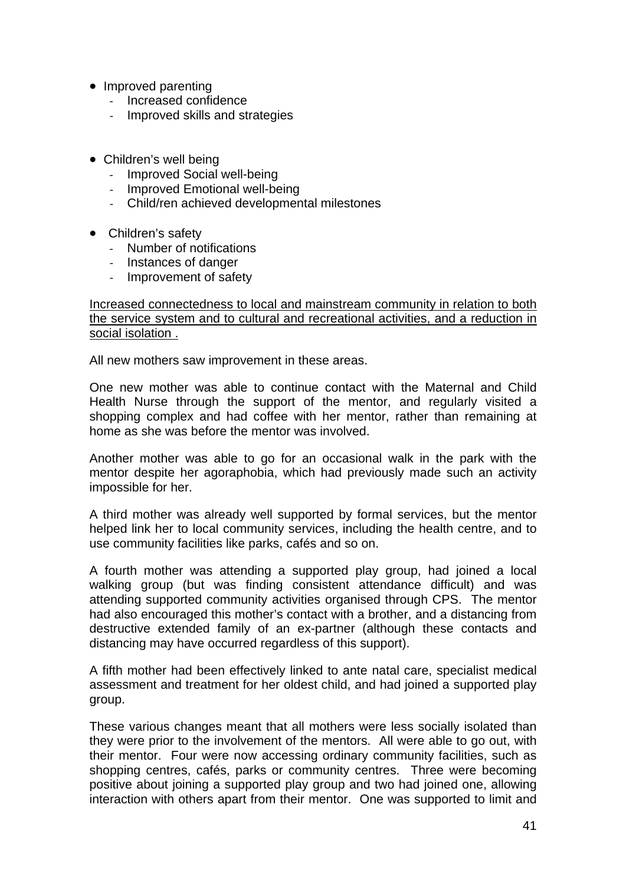- Improved parenting
  - Increased confidence
  - Improved skills and strategies

- Children's well being
  - Improved Social well-being
  - Improved Emotional well-being
  - Child/ren achieved developmental milestones

- Children's safety
  - Number of notifications
  - Instances of danger
  - Improvement of safety

<u>Increased connectedness to local and mainstream community in relation to both the service system and to cultural and recreational activities, and a reduction in social isolation .</u>

All new mothers saw improvement in these areas.

One new mother was able to continue contact with the Maternal and Child Health Nurse through the support of the mentor, and regularly visited a shopping complex and had coffee with her mentor, rather than remaining at home as she was before the mentor was involved.

Another mother was able to go for an occasional walk in the park with the mentor despite her agoraphobia, which had previously made such an activity impossible for her.

A third mother was already well supported by formal services, but the mentor helped link her to local community services, including the health centre, and to use community facilities like parks, cafés and so on.

A fourth mother was attending a supported play group, had joined a local walking group (but was finding consistent attendance difficult) and was attending supported community activities organised through CPS. The mentor had also encouraged this mother's contact with a brother, and a distancing from destructive extended family of an ex-partner (although these contacts and distancing may have occurred regardless of this support).

A fifth mother had been effectively linked to ante natal care, specialist medical assessment and treatment for her oldest child, and had joined a supported play group.

These various changes meant that all mothers were less socially isolated than they were prior to the involvement of the mentors. All were able to go out, with their mentor. Four were now accessing ordinary community facilities, such as shopping centres, cafés, parks or community centres. Three were becoming positive about joining a supported play group and two had joined one, allowing interaction with others apart from their mentor. One was supported to limit and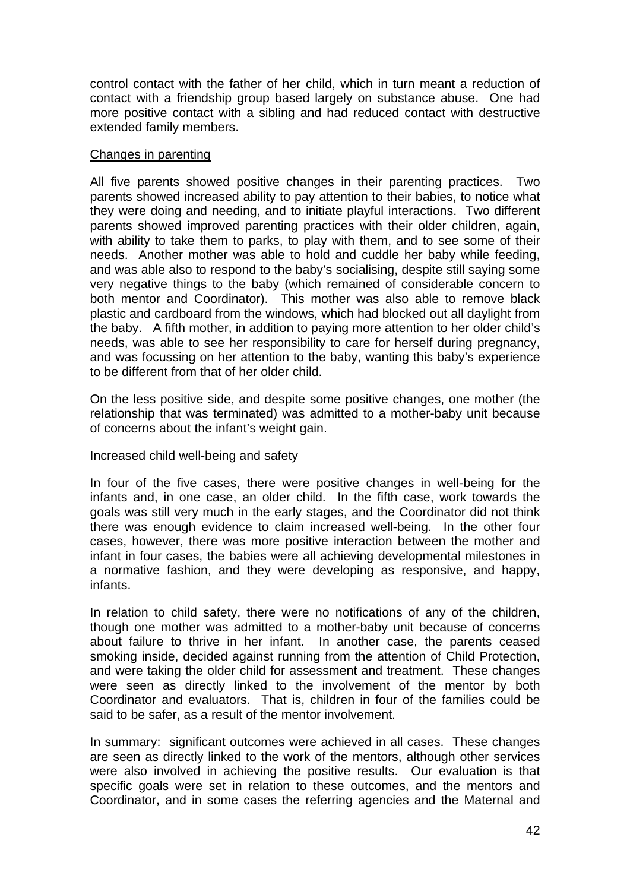control contact with the father of her child, which in turn meant a reduction of contact with a friendship group based largely on substance abuse. One had more positive contact with a sibling and had reduced contact with destructive extended family members.

<u>Changes in parenting</u>

All five parents showed positive changes in their parenting practices. Two parents showed increased ability to pay attention to their babies, to notice what they were doing and needing, and to initiate playful interactions. Two different parents showed improved parenting practices with their older children, again, with ability to take them to parks, to play with them, and to see some of their needs. Another mother was able to hold and cuddle her baby while feeding, and was able also to respond to the baby's socialising, despite still saying some very negative things to the baby (which remained of considerable concern to both mentor and Coordinator). This mother was also able to remove black plastic and cardboard from the windows, which had blocked out all daylight from the baby. A fifth mother, in addition to paying more attention to her older child's needs, was able to see her responsibility to care for herself during pregnancy, and was focussing on her attention to the baby, wanting this baby's experience to be different from that of her older child.

On the less positive side, and despite some positive changes, one mother (the relationship that was terminated) was admitted to a mother-baby unit because of concerns about the infant's weight gain.

<u>Increased child well-being and safety</u>

In four of the five cases, there were positive changes in well-being for the infants and, in one case, an older child. In the fifth case, work towards the goals was still very much in the early stages, and the Coordinator did not think there was enough evidence to claim increased well-being. In the other four cases, however, there was more positive interaction between the mother and infant in four cases, the babies were all achieving developmental milestones in a normative fashion, and they were developing as responsive, and happy, infants.

In relation to child safety, there were no notifications of any of the children, though one mother was admitted to a mother-baby unit because of concerns about failure to thrive in her infant. In another case, the parents ceased smoking inside, decided against running from the attention of Child Protection, and were taking the older child for assessment and treatment. These changes were seen as directly linked to the involvement of the mentor by both Coordinator and evaluators. That is, children in four of the families could be said to be safer, as a result of the mentor involvement.

<u>In summary:</u> significant outcomes were achieved in all cases. These changes are seen as directly linked to the work of the mentors, although other services were also involved in achieving the positive results. Our evaluation is that specific goals were set in relation to these outcomes, and the mentors and Coordinator, and in some cases the referring agencies and the Maternal and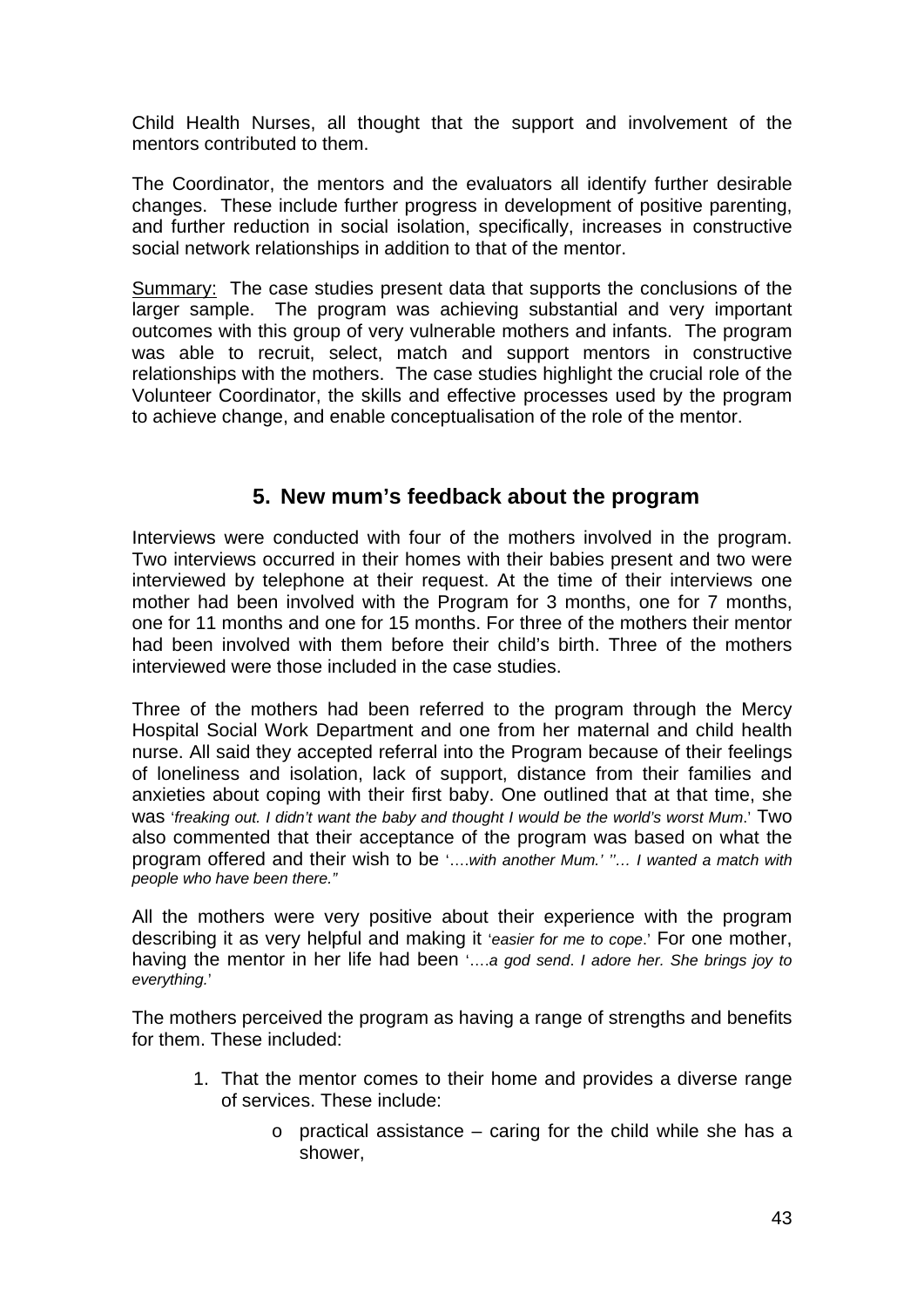Child Health Nurses, all thought that the support and involvement of the mentors contributed to them.

The Coordinator, the mentors and the evaluators all identify further desirable changes. These include further progress in development of positive parenting, and further reduction in social isolation, specifically, increases in constructive social network relationships in addition to that of the mentor.

Summary: The case studies present data that supports the conclusions of the larger sample. The program was achieving substantial and very important outcomes with this group of very vulnerable mothers and infants. The program was able to recruit, select, match and support mentors in constructive relationships with the mothers. The case studies highlight the crucial role of the Volunteer Coordinator, the skills and effective processes used by the program to achieve change, and enable conceptualisation of the role of the mentor.

## 5. New mum's feedback about the program

Interviews were conducted with four of the mothers involved in the program. Two interviews occurred in their homes with their babies present and two were interviewed by telephone at their request. At the time of their interviews one mother had been involved with the Program for 3 months, one for 7 months, one for 11 months and one for 15 months. For three of the mothers their mentor had been involved with them before their child's birth. Three of the mothers interviewed were those included in the case studies.

Three of the mothers had been referred to the program through the Mercy Hospital Social Work Department and one from her maternal and child health nurse. All said they accepted referral into the Program because of their feelings of loneliness and isolation, lack of support, distance from their families and anxieties about coping with their first baby. One outlined that at that time, she was '*freaking out. I didn't want the baby and thought I would be the world's worst Mum*.' Two also commented that their acceptance of the program was based on what the program offered and their wish to be '*….with another Mum.' "… I wanted a match with people who have been there."*

All the mothers were very positive about their experience with the program describing it as very helpful and making it '*easier for me to cope*.' For one mother, having the mentor in her life had been '*….a god send. I adore her. She brings joy to everything.*'

The mothers perceived the program as having a range of strengths and benefits for them. These included:

1. That the mentor comes to their home and provides a diverse range of services. These include:
   - practical assistance – caring for the child while she has a shower,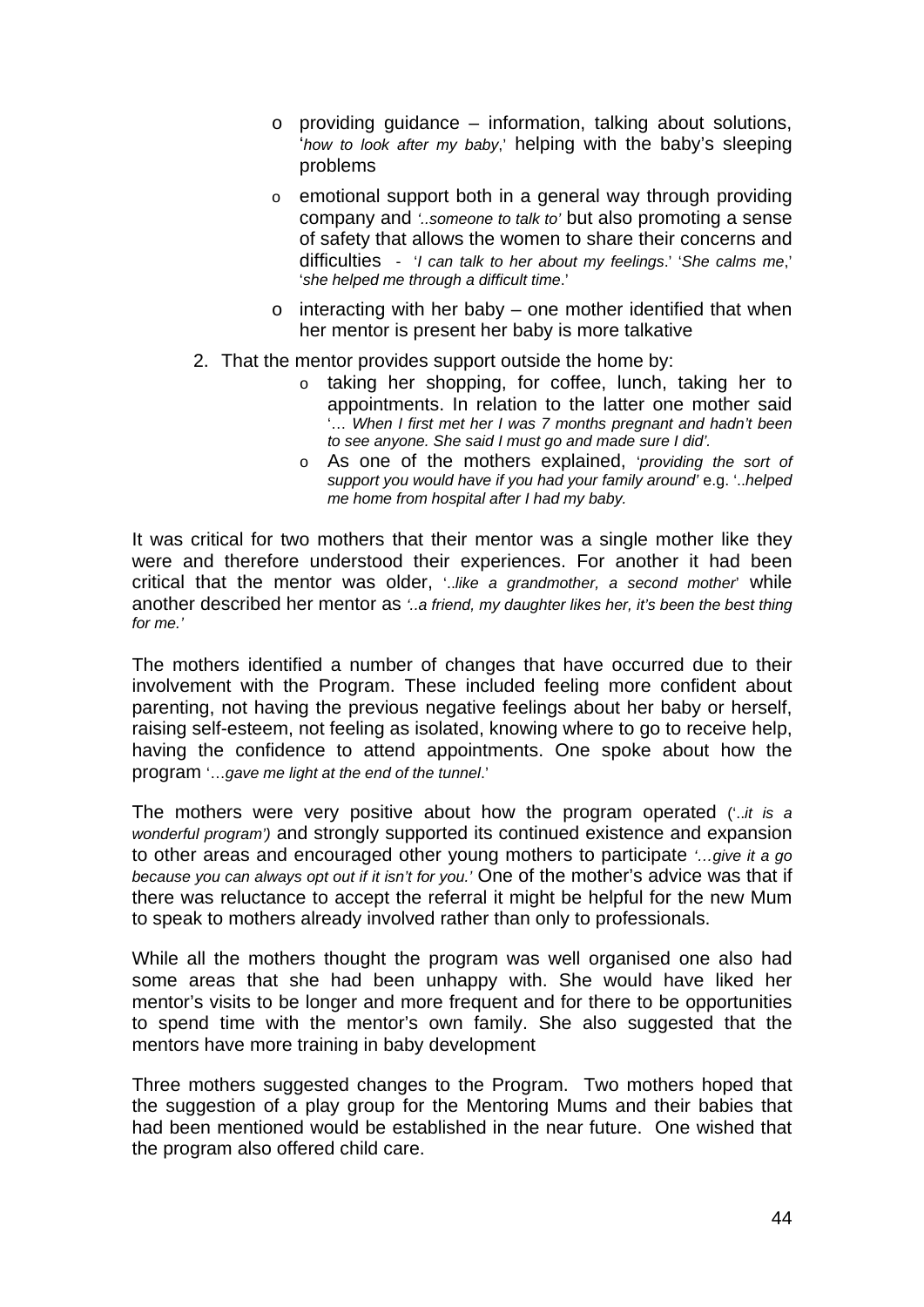- providing guidance – information, talking about solutions, '*how to look after my baby*,' helping with the baby's sleeping problems
- emotional support both in a general way through providing company and *'..someone to talk to'* but also promoting a sense of safety that allows the women to share their concerns and difficulties - '*I can talk to her about my feelings*.' '*She calms me*,' '*she helped me through a difficult time*.'
- interacting with her baby – one mother identified that when her mentor is present her baby is more talkative

2. That the mentor provides support outside the home by:
   - taking her shopping, for coffee, lunch, taking her to appointments. In relation to the latter one mother said '*… When I first met her I was 7 months pregnant and hadn't been to see anyone. She said I must go and made sure I did'.*
   - As one of the mothers explained, '*providing the sort of support you would have if you had your family around'* e.g. '*..helped me home from hospital after I had my baby.*

It was critical for two mothers that their mentor was a single mother like they were and therefore understood their experiences. For another it had been critical that the mentor was older, '*..like a grandmother, a second mother*' while another described her mentor as *'..a friend, my daughter likes her, it's been the best thing for me.'*

The mothers identified a number of changes that have occurred due to their involvement with the Program. These included feeling more confident about parenting, not having the previous negative feelings about her baby or herself, raising self-esteem, not feeling as isolated, knowing where to go to receive help, having the confidence to attend appointments. One spoke about how the program '*…gave me light at the end of the tunnel*.'

The mothers were very positive about how the program operated ('*..it is a wonderful program')* and strongly supported its continued existence and expansion to other areas and encouraged other young mothers to participate *'…give it a go because you can always opt out if it isn't for you.'* One of the mother's advice was that if there was reluctance to accept the referral it might be helpful for the new Mum to speak to mothers already involved rather than only to professionals.

While all the mothers thought the program was well organised one also had some areas that she had been unhappy with. She would have liked her mentor's visits to be longer and more frequent and for there to be opportunities to spend time with the mentor's own family. She also suggested that the mentors have more training in baby development

Three mothers suggested changes to the Program. Two mothers hoped that the suggestion of a play group for the Mentoring Mums and their babies that had been mentioned would be established in the near future. One wished that the program also offered child care.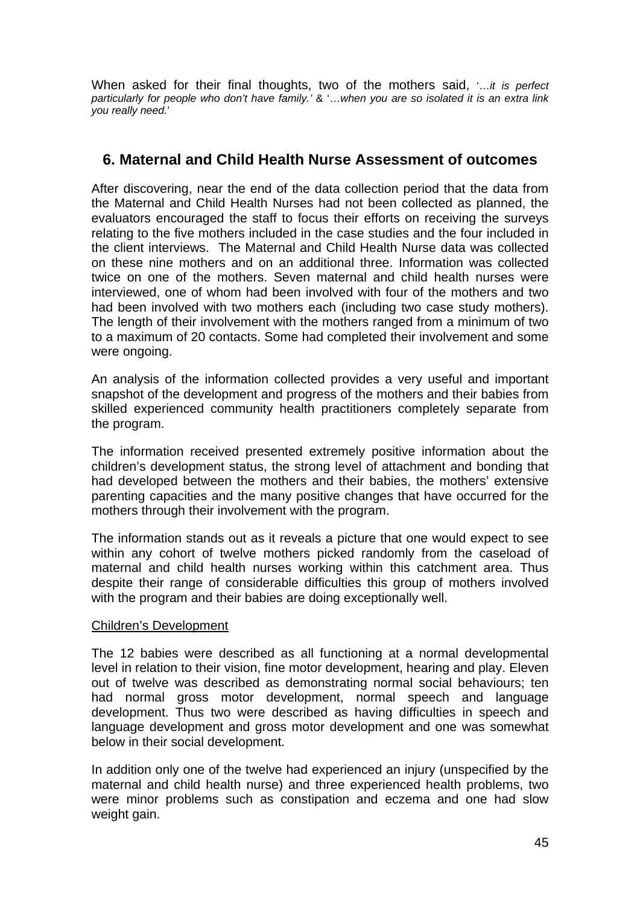When asked for their final thoughts, two of the mothers said, '…*it is perfect particularly for people who don't have family.'* & '…*when you are so isolated it is an extra link you really need.*'

## 6. Maternal and Child Health Nurse Assessment of outcomes

After discovering, near the end of the data collection period that the data from the Maternal and Child Health Nurses had not been collected as planned, the evaluators encouraged the staff to focus their efforts on receiving the surveys relating to the five mothers included in the case studies and the four included in the client interviews. The Maternal and Child Health Nurse data was collected on these nine mothers and on an additional three. Information was collected twice on one of the mothers. Seven maternal and child health nurses were interviewed, one of whom had been involved with four of the mothers and two had been involved with two mothers each (including two case study mothers). The length of their involvement with the mothers ranged from a minimum of two to a maximum of 20 contacts. Some had completed their involvement and some were ongoing.

An analysis of the information collected provides a very useful and important snapshot of the development and progress of the mothers and their babies from skilled experienced community health practitioners completely separate from the program.

The information received presented extremely positive information about the children's development status, the strong level of attachment and bonding that had developed between the mothers and their babies, the mothers' extensive parenting capacities and the many positive changes that have occurred for the mothers through their involvement with the program.

The information stands out as it reveals a picture that one would expect to see within any cohort of twelve mothers picked randomly from the caseload of maternal and child health nurses working within this catchment area. Thus despite their range of considerable difficulties this group of mothers involved with the program and their babies are doing exceptionally well.

<u>Children's Development</u>

The 12 babies were described as all functioning at a normal developmental level in relation to their vision, fine motor development, hearing and play. Eleven out of twelve was described as demonstrating normal social behaviours; ten had normal gross motor development, normal speech and language development. Thus two were described as having difficulties in speech and language development and gross motor development and one was somewhat below in their social development.

In addition only one of the twelve had experienced an injury (unspecified by the maternal and child health nurse) and three experienced health problems, two were minor problems such as constipation and eczema and one had slow weight gain.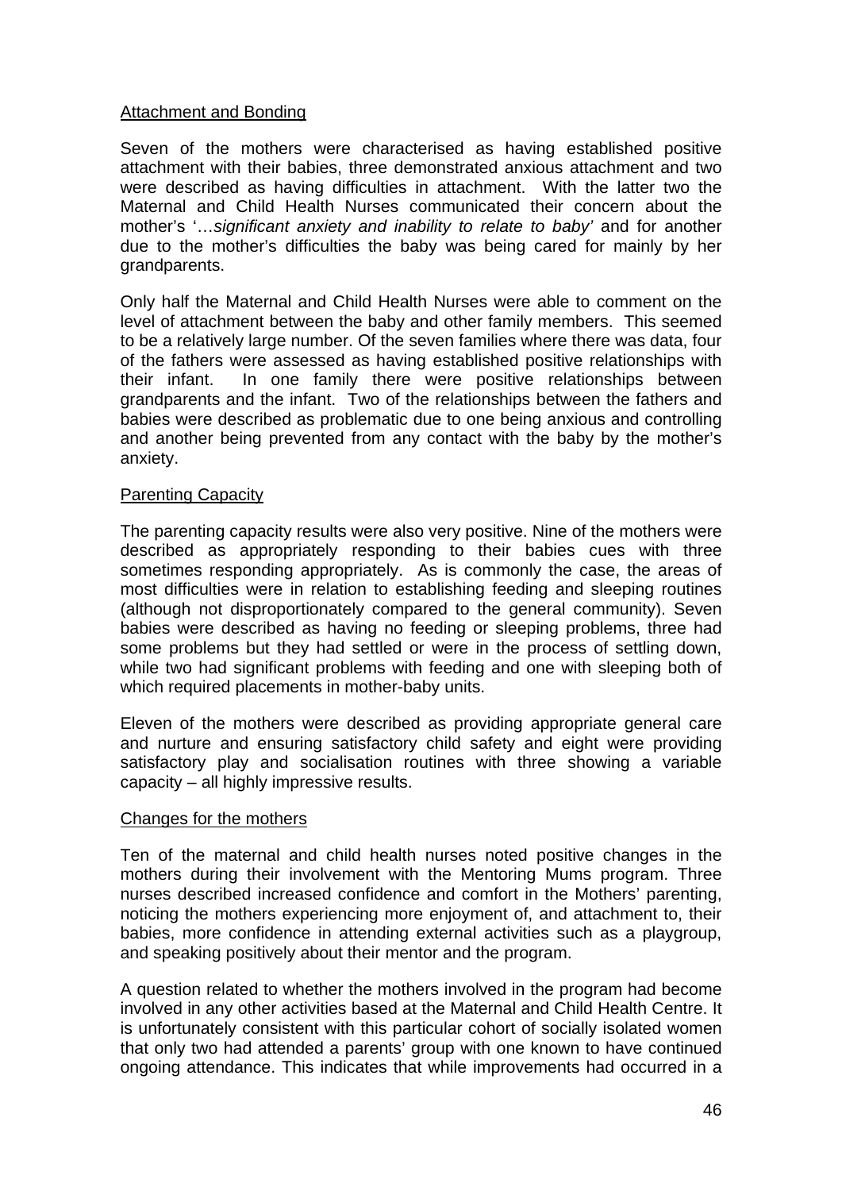Attachment and Bonding

Seven of the mothers were characterised as having established positive attachment with their babies, three demonstrated anxious attachment and two were described as having difficulties in attachment. With the latter two the Maternal and Child Health Nurses communicated their concern about the mother's '…*significant anxiety and inability to relate to baby'* and for another due to the mother's difficulties the baby was being cared for mainly by her grandparents.

Only half the Maternal and Child Health Nurses were able to comment on the level of attachment between the baby and other family members. This seemed to be a relatively large number. Of the seven families where there was data, four of the fathers were assessed as having established positive relationships with their infant. In one family there were positive relationships between grandparents and the infant. Two of the relationships between the fathers and babies were described as problematic due to one being anxious and controlling and another being prevented from any contact with the baby by the mother's anxiety.

Parenting Capacity

The parenting capacity results were also very positive. Nine of the mothers were described as appropriately responding to their babies cues with three sometimes responding appropriately. As is commonly the case, the areas of most difficulties were in relation to establishing feeding and sleeping routines (although not disproportionately compared to the general community). Seven babies were described as having no feeding or sleeping problems, three had some problems but they had settled or were in the process of settling down, while two had significant problems with feeding and one with sleeping both of which required placements in mother-baby units.

Eleven of the mothers were described as providing appropriate general care and nurture and ensuring satisfactory child safety and eight were providing satisfactory play and socialisation routines with three showing a variable capacity – all highly impressive results.

Changes for the mothers

Ten of the maternal and child health nurses noted positive changes in the mothers during their involvement with the Mentoring Mums program. Three nurses described increased confidence and comfort in the Mothers' parenting, noticing the mothers experiencing more enjoyment of, and attachment to, their babies, more confidence in attending external activities such as a playgroup, and speaking positively about their mentor and the program.

A question related to whether the mothers involved in the program had become involved in any other activities based at the Maternal and Child Health Centre. It is unfortunately consistent with this particular cohort of socially isolated women that only two had attended a parents' group with one known to have continued ongoing attendance. This indicates that while improvements had occurred in a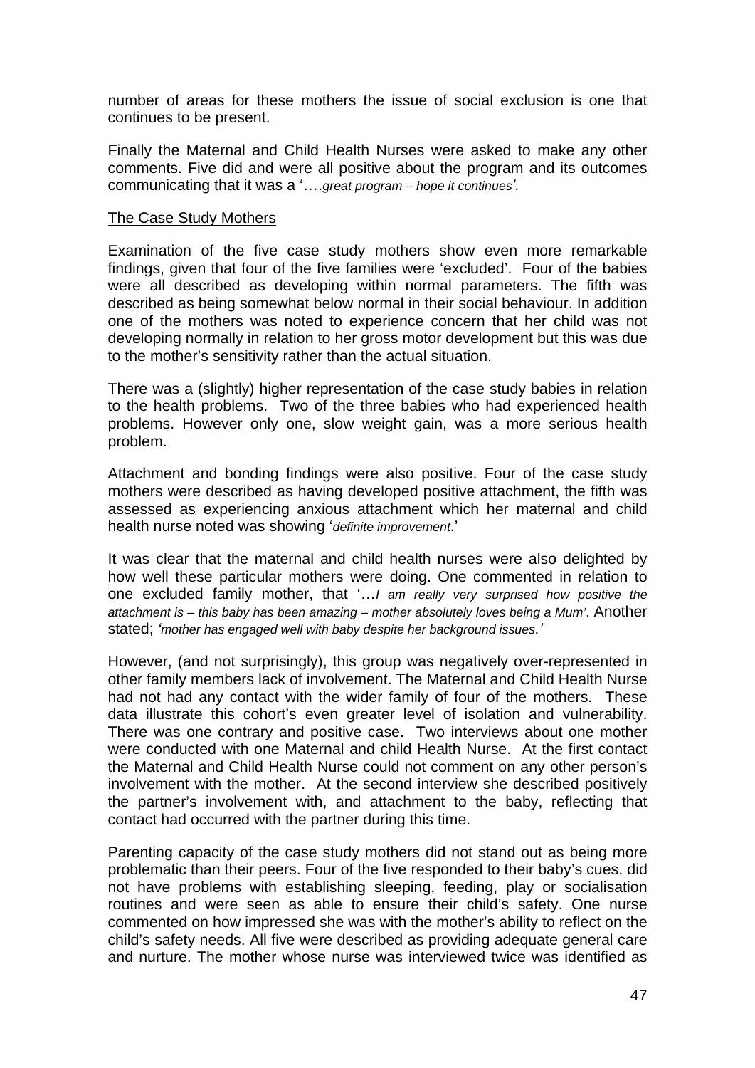number of areas for these mothers the issue of social exclusion is one that continues to be present.

Finally the Maternal and Child Health Nurses were asked to make any other comments. Five did and were all positive about the program and its outcomes communicating that it was a '….*great program – hope it continues'*.

<u>The Case Study Mothers</u>

Examination of the five case study mothers show even more remarkable findings, given that four of the five families were 'excluded'. Four of the babies were all described as developing within normal parameters. The fifth was described as being somewhat below normal in their social behaviour. In addition one of the mothers was noted to experience concern that her child was not developing normally in relation to her gross motor development but this was due to the mother's sensitivity rather than the actual situation.

There was a (slightly) higher representation of the case study babies in relation to the health problems. Two of the three babies who had experienced health problems. However only one, slow weight gain, was a more serious health problem.

Attachment and bonding findings were also positive. Four of the case study mothers were described as having developed positive attachment, the fifth was assessed as experiencing anxious attachment which her maternal and child health nurse noted was showing '*definite improvement*.'

It was clear that the maternal and child health nurses were also delighted by how well these particular mothers were doing. One commented in relation to one excluded family mother, that '…*I am really very surprised how positive the attachment is – this baby has been amazing – mother absolutely loves being a Mum'*. Another stated; *'mother has engaged well with baby despite her background issues.'*

However, (and not surprisingly), this group was negatively over-represented in other family members lack of involvement. The Maternal and Child Health Nurse had not had any contact with the wider family of four of the mothers. These data illustrate this cohort's even greater level of isolation and vulnerability. There was one contrary and positive case. Two interviews about one mother were conducted with one Maternal and child Health Nurse. At the first contact the Maternal and Child Health Nurse could not comment on any other person's involvement with the mother. At the second interview she described positively the partner's involvement with, and attachment to the baby, reflecting that contact had occurred with the partner during this time.

Parenting capacity of the case study mothers did not stand out as being more problematic than their peers. Four of the five responded to their baby's cues, did not have problems with establishing sleeping, feeding, play or socialisation routines and were seen as able to ensure their child's safety. One nurse commented on how impressed she was with the mother's ability to reflect on the child's safety needs. All five were described as providing adequate general care and nurture. The mother whose nurse was interviewed twice was identified as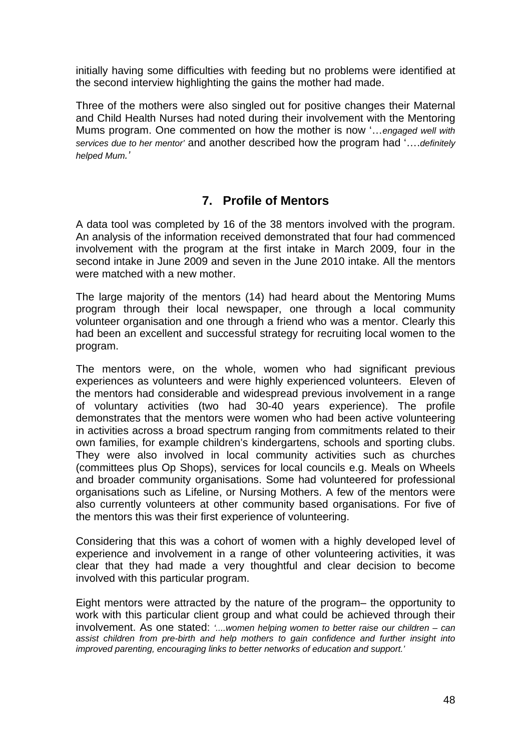initially having some difficulties with feeding but no problems were identified at the second interview highlighting the gains the mother had made.

Three of the mothers were also singled out for positive changes their Maternal and Child Health Nurses had noted during their involvement with the Mentoring Mums program. One commented on how the mother is now '…*engaged well with services due to her mentor'* and another described how the program had '….*definitely helped Mum.'*

## 7. Profile of Mentors

A data tool was completed by 16 of the 38 mentors involved with the program. An analysis of the information received demonstrated that four had commenced involvement with the program at the first intake in March 2009, four in the second intake in June 2009 and seven in the June 2010 intake. All the mentors were matched with a new mother.

The large majority of the mentors (14) had heard about the Mentoring Mums program through their local newspaper, one through a local community volunteer organisation and one through a friend who was a mentor. Clearly this had been an excellent and successful strategy for recruiting local women to the program.

The mentors were, on the whole, women who had significant previous experiences as volunteers and were highly experienced volunteers. Eleven of the mentors had considerable and widespread previous involvement in a range of voluntary activities (two had 30-40 years experience). The profile demonstrates that the mentors were women who had been active volunteering in activities across a broad spectrum ranging from commitments related to their own families, for example children's kindergartens, schools and sporting clubs. They were also involved in local community activities such as churches (committees plus Op Shops), services for local councils e.g. Meals on Wheels and broader community organisations. Some had volunteered for professional organisations such as Lifeline, or Nursing Mothers. A few of the mentors were also currently volunteers at other community based organisations. For five of the mentors this was their first experience of volunteering.

Considering that this was a cohort of women with a highly developed level of experience and involvement in a range of other volunteering activities, it was clear that they had made a very thoughtful and clear decision to become involved with this particular program.

Eight mentors were attracted by the nature of the program– the opportunity to work with this particular client group and what could be achieved through their involvement. As one stated: *'....women helping women to better raise our children – can assist children from pre-birth and help mothers to gain confidence and further insight into improved parenting, encouraging links to better networks of education and support.'*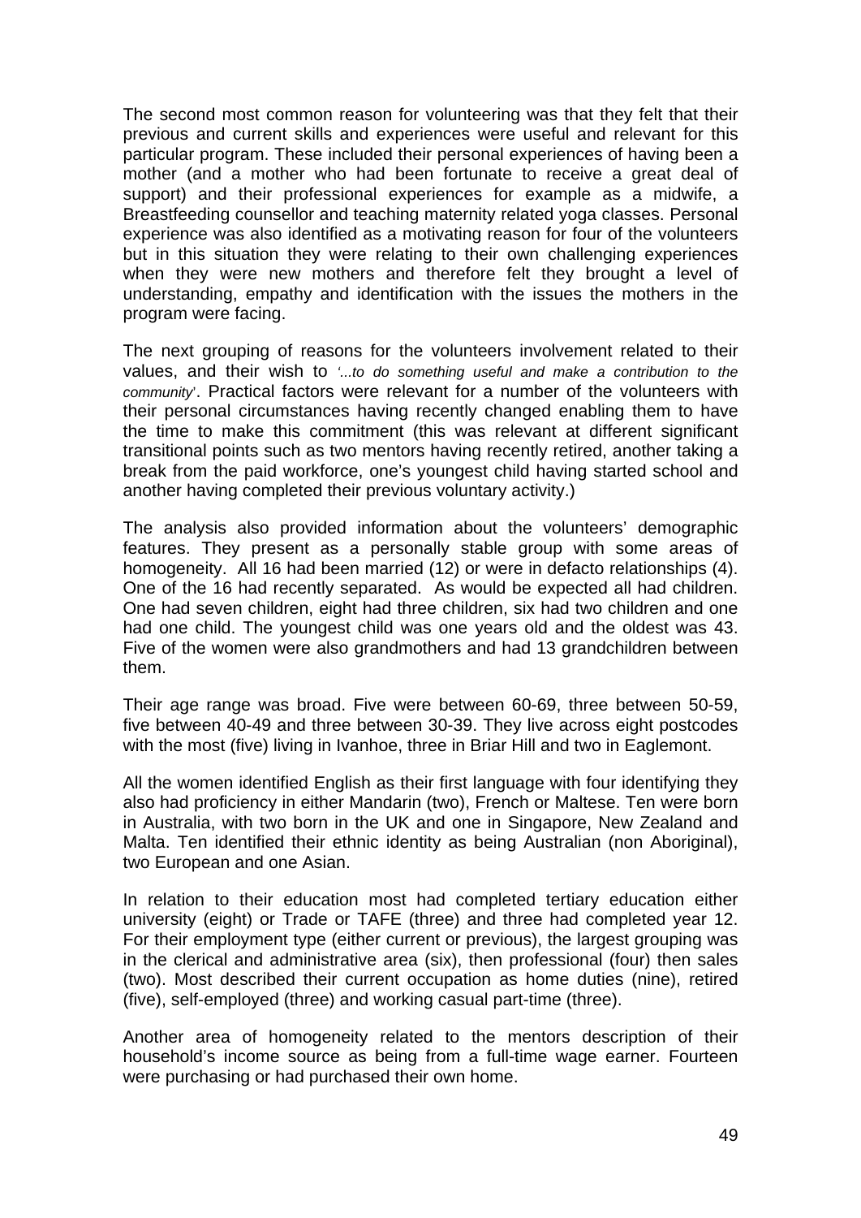The second most common reason for volunteering was that they felt that their previous and current skills and experiences were useful and relevant for this particular program. These included their personal experiences of having been a mother (and a mother who had been fortunate to receive a great deal of support) and their professional experiences for example as a midwife, a Breastfeeding counsellor and teaching maternity related yoga classes. Personal experience was also identified as a motivating reason for four of the volunteers but in this situation they were relating to their own challenging experiences when they were new mothers and therefore felt they brought a level of understanding, empathy and identification with the issues the mothers in the program were facing.

The next grouping of reasons for the volunteers involvement related to their values, and their wish to *'...to do something useful and make a contribution to the community'*. Practical factors were relevant for a number of the volunteers with their personal circumstances having recently changed enabling them to have the time to make this commitment (this was relevant at different significant transitional points such as two mentors having recently retired, another taking a break from the paid workforce, one's youngest child having started school and another having completed their previous voluntary activity.)

The analysis also provided information about the volunteers' demographic features. They present as a personally stable group with some areas of homogeneity. All 16 had been married (12) or were in defacto relationships (4). One of the 16 had recently separated. As would be expected all had children. One had seven children, eight had three children, six had two children and one had one child. The youngest child was one years old and the oldest was 43. Five of the women were also grandmothers and had 13 grandchildren between them.

Their age range was broad. Five were between 60-69, three between 50-59, five between 40-49 and three between 30-39. They live across eight postcodes with the most (five) living in Ivanhoe, three in Briar Hill and two in Eaglemont.

All the women identified English as their first language with four identifying they also had proficiency in either Mandarin (two), French or Maltese. Ten were born in Australia, with two born in the UK and one in Singapore, New Zealand and Malta. Ten identified their ethnic identity as being Australian (non Aboriginal), two European and one Asian.

In relation to their education most had completed tertiary education either university (eight) or Trade or TAFE (three) and three had completed year 12. For their employment type (either current or previous), the largest grouping was in the clerical and administrative area (six), then professional (four) then sales (two). Most described their current occupation as home duties (nine), retired (five), self-employed (three) and working casual part-time (three).

Another area of homogeneity related to the mentors description of their household's income source as being from a full-time wage earner. Fourteen were purchasing or had purchased their own home.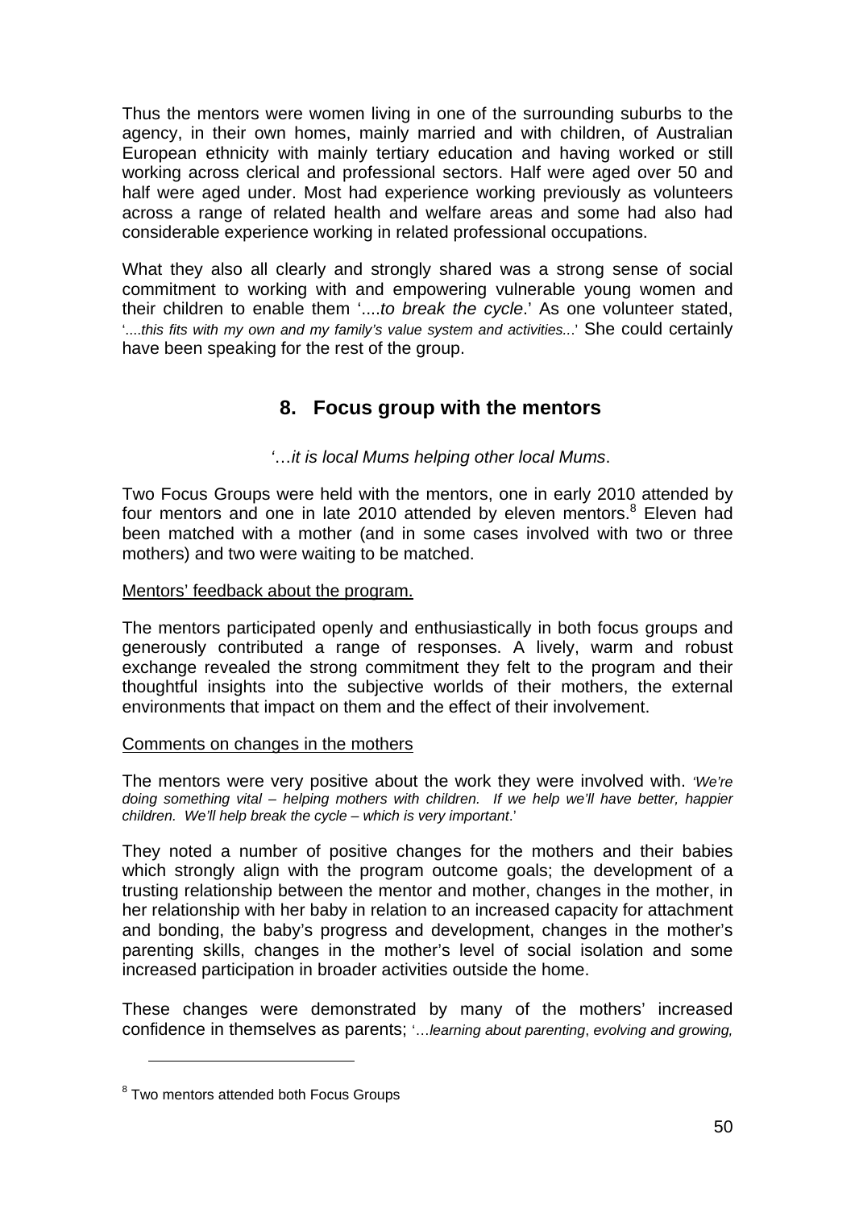Thus the mentors were women living in one of the surrounding suburbs to the agency, in their own homes, mainly married and with children, of Australian European ethnicity with mainly tertiary education and having worked or still working across clerical and professional sectors. Half were aged over 50 and half were aged under. Most had experience working previously as volunteers across a range of related health and welfare areas and some had also had considerable experience working in related professional occupations.

What they also all clearly and strongly shared was a strong sense of social commitment to working with and empowering vulnerable young women and their children to enable them '....*to break the cycle*.' As one volunteer stated, '....*this fits with my own and my family's value system and activities...*' She could certainly have been speaking for the rest of the group.

## 8. Focus group with the mentors

*'…it is local Mums helping other local Mums*.

Two Focus Groups were held with the mentors, one in early 2010 attended by four mentors and one in late 2010 attended by eleven mentors.[8] Eleven had been matched with a mother (and in some cases involved with two or three mothers) and two were waiting to be matched.

Mentors' feedback about the program.

The mentors participated openly and enthusiastically in both focus groups and generously contributed a range of responses. A lively, warm and robust exchange revealed the strong commitment they felt to the program and their thoughtful insights into the subjective worlds of their mothers, the external environments that impact on them and the effect of their involvement.

Comments on changes in the mothers

The mentors were very positive about the work they were involved with. *'We're doing something vital – helping mothers with children. If we help we'll have better, happier children. We'll help break the cycle – which is very important*.'

They noted a number of positive changes for the mothers and their babies which strongly align with the program outcome goals; the development of a trusting relationship between the mentor and mother, changes in the mother, in her relationship with her baby in relation to an increased capacity for attachment and bonding, the baby's progress and development, changes in the mother's parenting skills, changes in the mother's level of social isolation and some increased participation in broader activities outside the home.

These changes were demonstrated by many of the mothers' increased confidence in themselves as parents; '…*learning about parenting, evolving and growing,*

[8] Two mentors attended both Focus Groups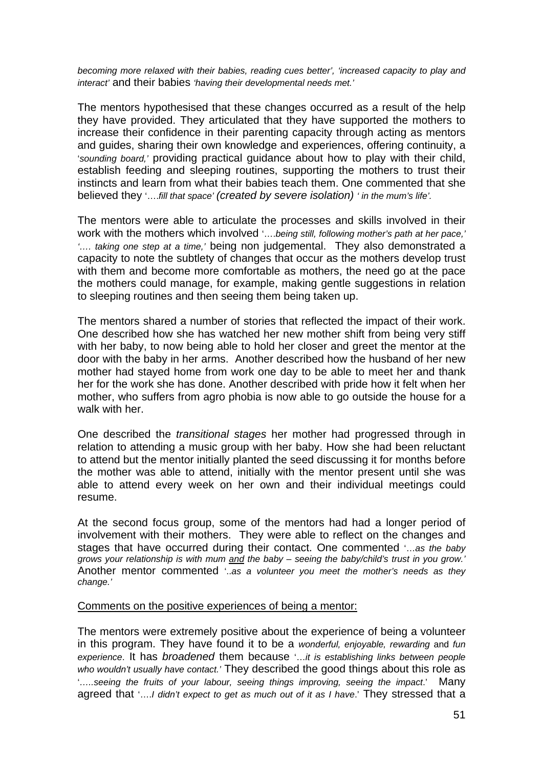*becoming more relaxed with their babies, reading cues better', 'increased capacity to play and interact'* and their babies *'having their developmental needs met.'*

The mentors hypothesised that these changes occurred as a result of the help they have provided. They articulated that they have supported the mothers to increase their confidence in their parenting capacity through acting as mentors and guides, sharing their own knowledge and experiences, offering continuity, a '*sounding board,*' providing practical guidance about how to play with their child, establish feeding and sleeping routines, supporting the mothers to trust their instincts and learn from what their babies teach them. One commented that she believed they '*….fill that space' (created by severe isolation) ' in the mum's life'.*

The mentors were able to articulate the processes and skills involved in their work with the mothers which involved '*….being still, following mother's path at her pace,' '…. taking one step at a time,'* being non judgemental. They also demonstrated a capacity to note the subtlety of changes that occur as the mothers develop trust with them and become more comfortable as mothers, the need go at the pace the mothers could manage, for example, making gentle suggestions in relation to sleeping routines and then seeing them being taken up.

The mentors shared a number of stories that reflected the impact of their work. One described how she has watched her new mother shift from being very stiff with her baby, to now being able to hold her closer and greet the mentor at the door with the baby in her arms. Another described how the husband of her new mother had stayed home from work one day to be able to meet her and thank her for the work she has done. Another described with pride how it felt when her mother, who suffers from agro phobia is now able to go outside the house for a walk with her.

One described the *transitional stages* her mother had progressed through in relation to attending a music group with her baby. How she had been reluctant to attend but the mentor initially planted the seed discussing it for months before the mother was able to attend, initially with the mentor present until she was able to attend every week on her own and their individual meetings could resume.

At the second focus group, some of the mentors had had a longer period of involvement with their mothers. They were able to reflect on the changes and stages that have occurred during their contact. One commented '*…as the baby grows your relationship is with mum* <u>*and*</u> *the baby – seeing the baby/child's trust in you grow.'* Another mentor commented '*..as a volunteer you meet the mother's needs as they change.'*

<u>Comments on the positive experiences of being a mentor:</u>

The mentors were extremely positive about the experience of being a volunteer in this program. They have found it to be a *wonderful, enjoyable, rewarding* and *fun experience*. It has *broadened* them because '*…it is establishing links between people who wouldn't usually have contact.'* They described the good things about this role as '*…..seeing the fruits of your labour, seeing things improving, seeing the impact*.' Many agreed that '*….I didn't expect to get as much out of it as I have*.' They stressed that a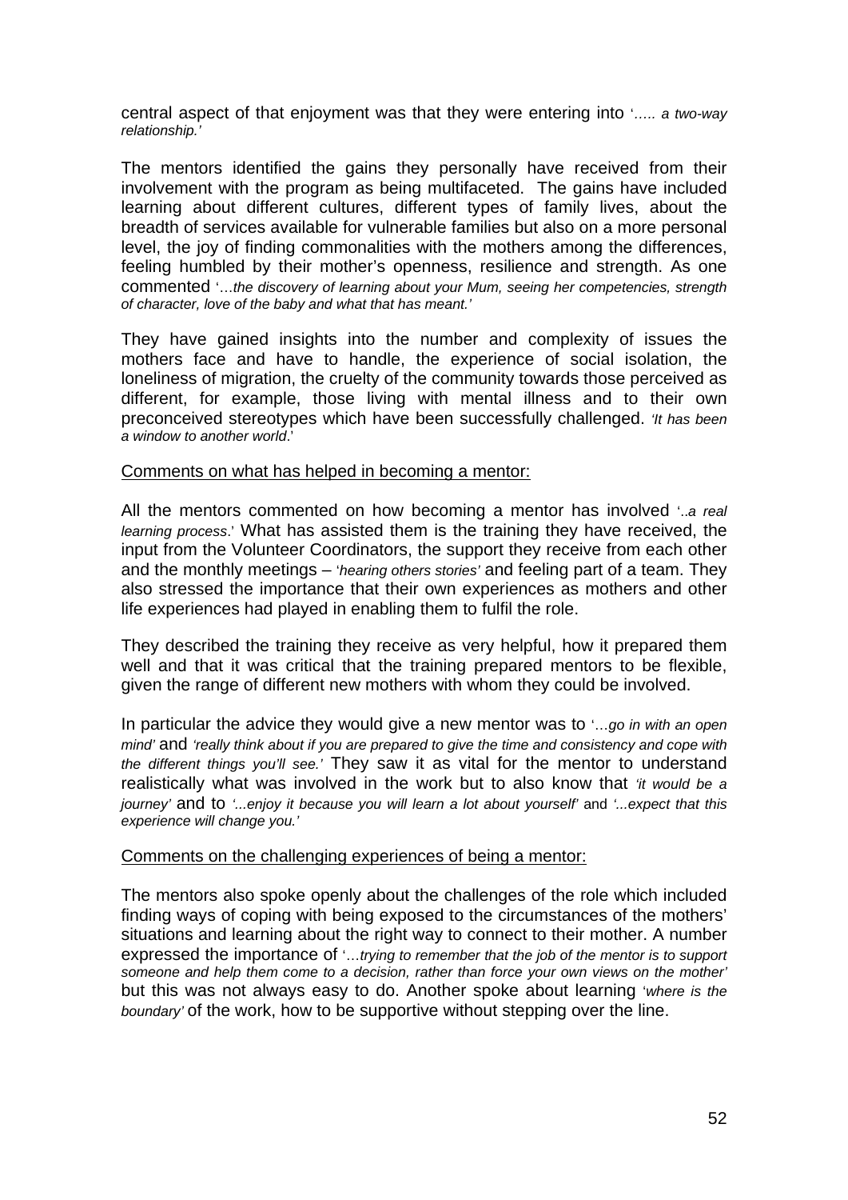central aspect of that enjoyment was that they were entering into '*..... a two-way relationship.'*

The mentors identified the gains they personally have received from their involvement with the program as being multifaceted. The gains have included learning about different cultures, different types of family lives, about the breadth of services available for vulnerable families but also on a more personal level, the joy of finding commonalities with the mothers among the differences, feeling humbled by their mother's openness, resilience and strength. As one commented '*…the discovery of learning about your Mum, seeing her competencies, strength of character, love of the baby and what that has meant.'*

They have gained insights into the number and complexity of issues the mothers face and have to handle, the experience of social isolation, the loneliness of migration, the cruelty of the community towards those perceived as different, for example, those living with mental illness and to their own preconceived stereotypes which have been successfully challenged. *'It has been a window to another world*.'

Comments on what has helped in becoming a mentor:

All the mentors commented on how becoming a mentor has involved '*..a real learning process*.' What has assisted them is the training they have received, the input from the Volunteer Coordinators, the support they receive from each other and the monthly meetings – '*hearing others stories'* and feeling part of a team. They also stressed the importance that their own experiences as mothers and other life experiences had played in enabling them to fulfil the role.

They described the training they receive as very helpful, how it prepared them well and that it was critical that the training prepared mentors to be flexible, given the range of different new mothers with whom they could be involved.

In particular the advice they would give a new mentor was to '*…go in with an open mind'* and *'really think about if you are prepared to give the time and consistency and cope with the different things you'll see.'* They saw it as vital for the mentor to understand realistically what was involved in the work but to also know that *'it would be a journey'* and to *'...enjoy it because you will learn a lot about yourself'* and *'...expect that this experience will change you.'*

Comments on the challenging experiences of being a mentor:

The mentors also spoke openly about the challenges of the role which included finding ways of coping with being exposed to the circumstances of the mothers' situations and learning about the right way to connect to their mother. A number expressed the importance of '*…trying to remember that the job of the mentor is to support someone and help them come to a decision, rather than force your own views on the mother'* but this was not always easy to do. Another spoke about learning '*where is the boundary'* of the work, how to be supportive without stepping over the line.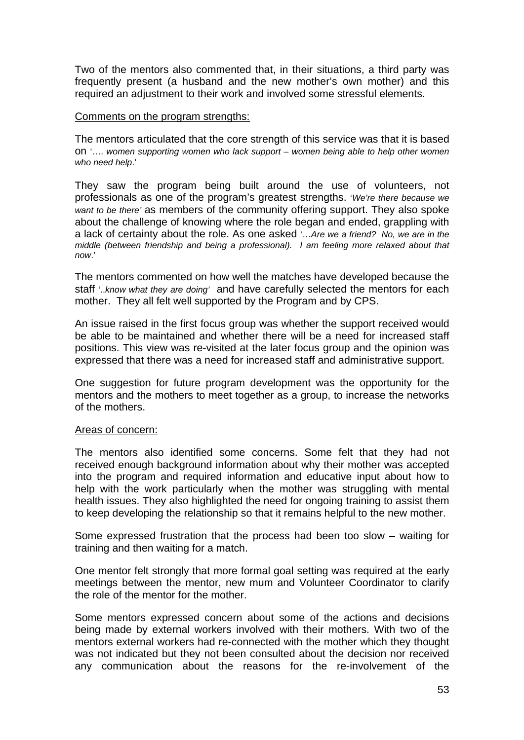Two of the mentors also commented that, in their situations, a third party was frequently present (a husband and the new mother's own mother) and this required an adjustment to their work and involved some stressful elements.

Comments on the program strengths:

The mentors articulated that the core strength of this service was that it is based on '…. *women supporting women who lack support – women being able to help other women who need help*.'

They saw the program being built around the use of volunteers, not professionals as one of the program's greatest strengths. '*We're there because we want to be there'* as members of the community offering support. They also spoke about the challenge of knowing where the role began and ended, grappling with a lack of certainty about the role. As one asked '…*Are we a friend? No, we are in the middle (between friendship and being a professional). I am feeling more relaxed about that now*.'

The mentors commented on how well the matches have developed because the staff '..*know what they are doing'* and have carefully selected the mentors for each mother. They all felt well supported by the Program and by CPS.

An issue raised in the first focus group was whether the support received would be able to be maintained and whether there will be a need for increased staff positions. This view was re-visited at the later focus group and the opinion was expressed that there was a need for increased staff and administrative support.

One suggestion for future program development was the opportunity for the mentors and the mothers to meet together as a group, to increase the networks of the mothers.

Areas of concern:

The mentors also identified some concerns. Some felt that they had not received enough background information about why their mother was accepted into the program and required information and educative input about how to help with the work particularly when the mother was struggling with mental health issues. They also highlighted the need for ongoing training to assist them to keep developing the relationship so that it remains helpful to the new mother.

Some expressed frustration that the process had been too slow – waiting for training and then waiting for a match.

One mentor felt strongly that more formal goal setting was required at the early meetings between the mentor, new mum and Volunteer Coordinator to clarify the role of the mentor for the mother.

Some mentors expressed concern about some of the actions and decisions being made by external workers involved with their mothers. With two of the mentors external workers had re-connected with the mother which they thought was not indicated but they not been consulted about the decision nor received any communication about the reasons for the re-involvement of the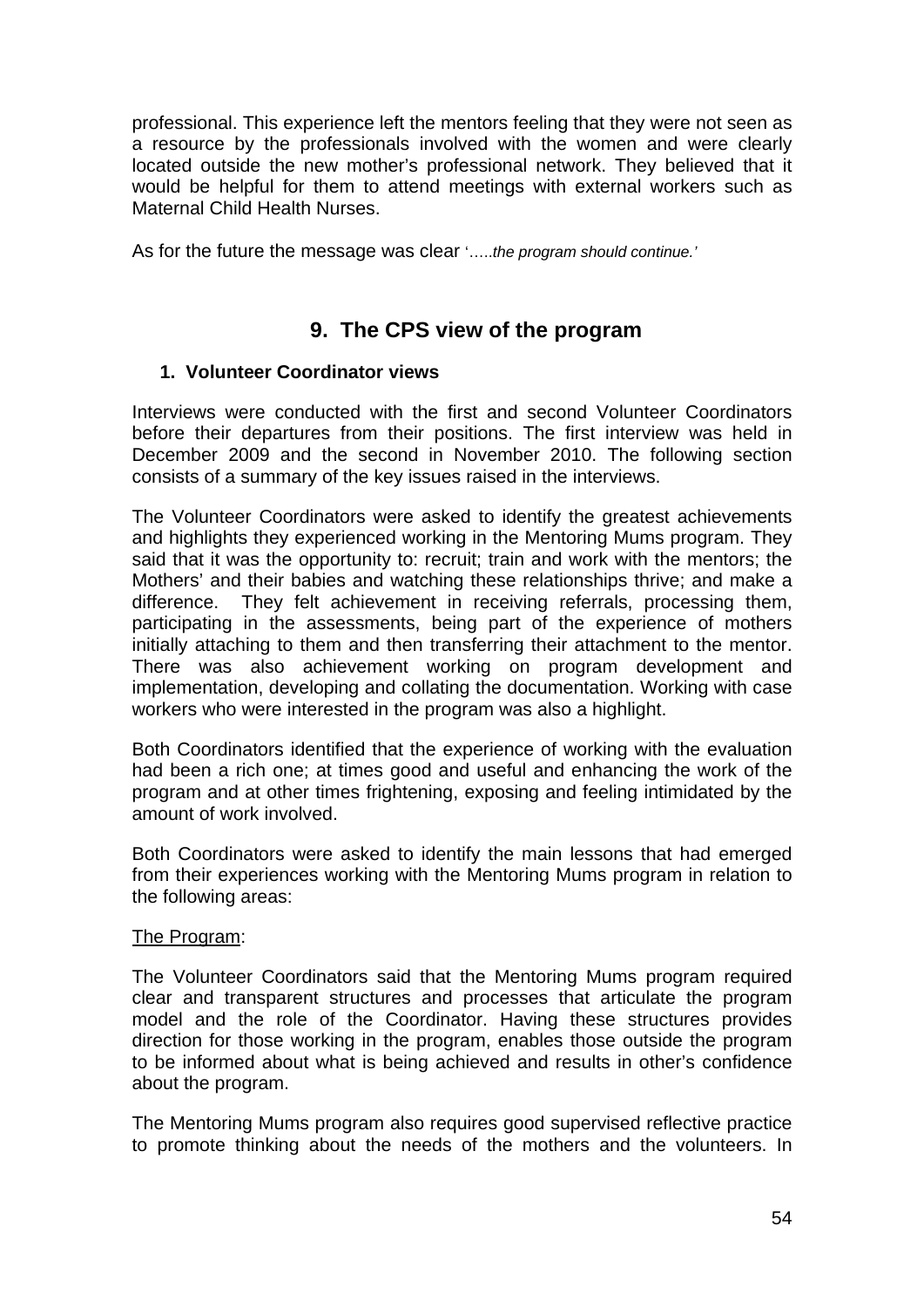professional. This experience left the mentors feeling that they were not seen as a resource by the professionals involved with the women and were clearly located outside the new mother's professional network. They believed that it would be helpful for them to attend meetings with external workers such as Maternal Child Health Nurses.

As for the future the message was clear '*…..the program should continue.'*

## 9. The CPS view of the program

### 1. Volunteer Coordinator views

Interviews were conducted with the first and second Volunteer Coordinators before their departures from their positions. The first interview was held in December 2009 and the second in November 2010. The following section consists of a summary of the key issues raised in the interviews.

The Volunteer Coordinators were asked to identify the greatest achievements and highlights they experienced working in the Mentoring Mums program. They said that it was the opportunity to: recruit; train and work with the mentors; the Mothers' and their babies and watching these relationships thrive; and make a difference. They felt achievement in receiving referrals, processing them, participating in the assessments, being part of the experience of mothers initially attaching to them and then transferring their attachment to the mentor. There was also achievement working on program development and implementation, developing and collating the documentation. Working with case workers who were interested in the program was also a highlight.

Both Coordinators identified that the experience of working with the evaluation had been a rich one; at times good and useful and enhancing the work of the program and at other times frightening, exposing and feeling intimidated by the amount of work involved.

Both Coordinators were asked to identify the main lessons that had emerged from their experiences working with the Mentoring Mums program in relation to the following areas:

The Program:

The Volunteer Coordinators said that the Mentoring Mums program required clear and transparent structures and processes that articulate the program model and the role of the Coordinator. Having these structures provides direction for those working in the program, enables those outside the program to be informed about what is being achieved and results in other's confidence about the program.

The Mentoring Mums program also requires good supervised reflective practice to promote thinking about the needs of the mothers and the volunteers. In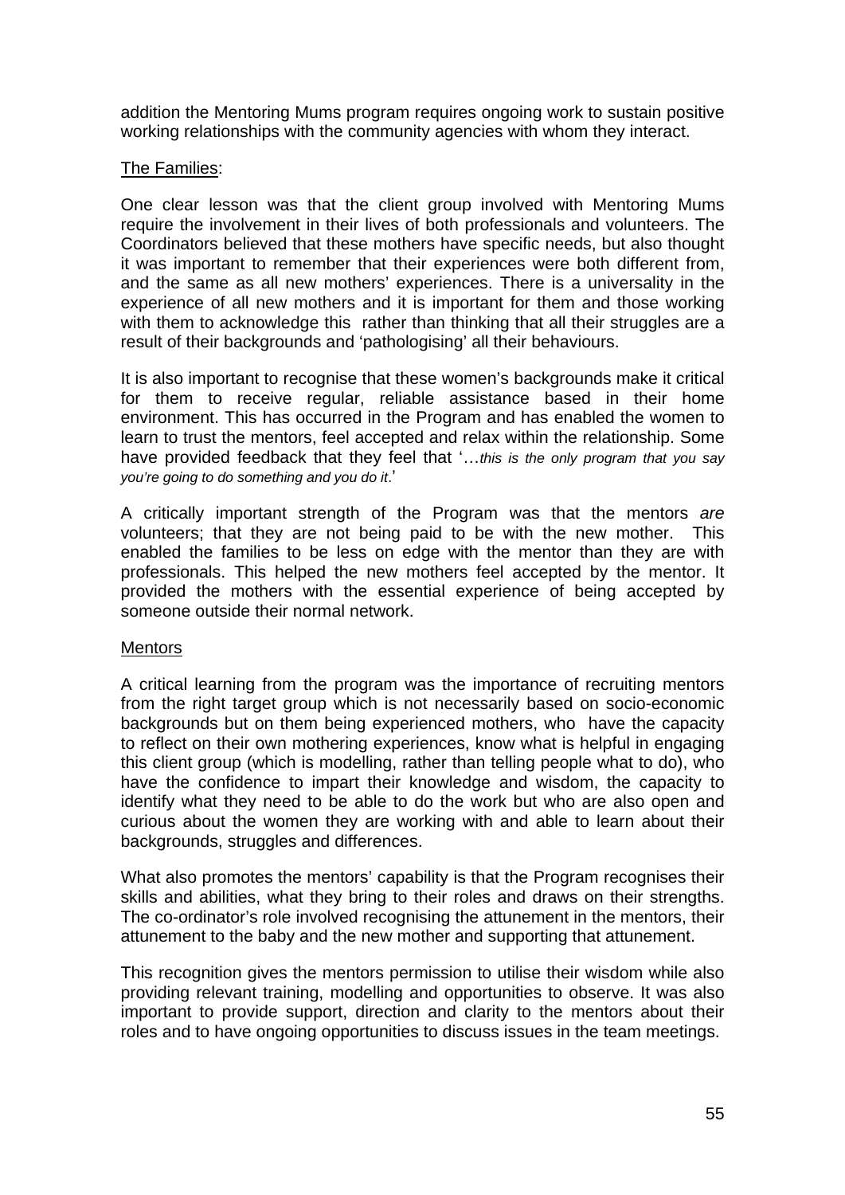addition the Mentoring Mums program requires ongoing work to sustain positive working relationships with the community agencies with whom they interact.

The Families:

One clear lesson was that the client group involved with Mentoring Mums require the involvement in their lives of both professionals and volunteers. The Coordinators believed that these mothers have specific needs, but also thought it was important to remember that their experiences were both different from, and the same as all new mothers' experiences. There is a universality in the experience of all new mothers and it is important for them and those working with them to acknowledge this rather than thinking that all their struggles are a result of their backgrounds and 'pathologising' all their behaviours.

It is also important to recognise that these women's backgrounds make it critical for them to receive regular, reliable assistance based in their home environment. This has occurred in the Program and has enabled the women to learn to trust the mentors, feel accepted and relax within the relationship. Some have provided feedback that they feel that '…*this is the only program that you say you're going to do something and you do it*.'

A critically important strength of the Program was that the mentors *are* volunteers; that they are not being paid to be with the new mother. This enabled the families to be less on edge with the mentor than they are with professionals. This helped the new mothers feel accepted by the mentor. It provided the mothers with the essential experience of being accepted by someone outside their normal network.

Mentors

A critical learning from the program was the importance of recruiting mentors from the right target group which is not necessarily based on socio-economic backgrounds but on them being experienced mothers, who have the capacity to reflect on their own mothering experiences, know what is helpful in engaging this client group (which is modelling, rather than telling people what to do), who have the confidence to impart their knowledge and wisdom, the capacity to identify what they need to be able to do the work but who are also open and curious about the women they are working with and able to learn about their backgrounds, struggles and differences.

What also promotes the mentors' capability is that the Program recognises their skills and abilities, what they bring to their roles and draws on their strengths. The co-ordinator's role involved recognising the attunement in the mentors, their attunement to the baby and the new mother and supporting that attunement.

This recognition gives the mentors permission to utilise their wisdom while also providing relevant training, modelling and opportunities to observe. It was also important to provide support, direction and clarity to the mentors about their roles and to have ongoing opportunities to discuss issues in the team meetings.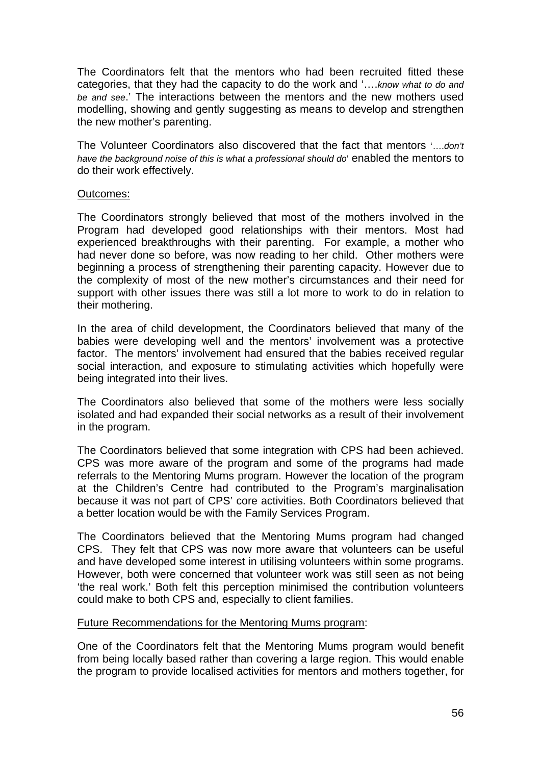The Coordinators felt that the mentors who had been recruited fitted these categories, that they had the capacity to do the work and '….*know what to do and be and see*.' The interactions between the mentors and the new mothers used modelling, showing and gently suggesting as means to develop and strengthen the new mother's parenting.

The Volunteer Coordinators also discovered that the fact that mentors '*….don't have the background noise of this is what a professional should do*' enabled the mentors to do their work effectively.

<u>Outcomes:</u>

The Coordinators strongly believed that most of the mothers involved in the Program had developed good relationships with their mentors. Most had experienced breakthroughs with their parenting. For example, a mother who had never done so before, was now reading to her child. Other mothers were beginning a process of strengthening their parenting capacity. However due to the complexity of most of the new mother's circumstances and their need for support with other issues there was still a lot more to work to do in relation to their mothering.

In the area of child development, the Coordinators believed that many of the babies were developing well and the mentors' involvement was a protective factor. The mentors' involvement had ensured that the babies received regular social interaction, and exposure to stimulating activities which hopefully were being integrated into their lives.

The Coordinators also believed that some of the mothers were less socially isolated and had expanded their social networks as a result of their involvement in the program.

The Coordinators believed that some integration with CPS had been achieved. CPS was more aware of the program and some of the programs had made referrals to the Mentoring Mums program. However the location of the program at the Children's Centre had contributed to the Program's marginalisation because it was not part of CPS' core activities. Both Coordinators believed that a better location would be with the Family Services Program.

The Coordinators believed that the Mentoring Mums program had changed CPS. They felt that CPS was now more aware that volunteers can be useful and have developed some interest in utilising volunteers within some programs. However, both were concerned that volunteer work was still seen as not being 'the real work.' Both felt this perception minimised the contribution volunteers could make to both CPS and, especially to client families.

<u>Future Recommendations for the Mentoring Mums program</u>:

One of the Coordinators felt that the Mentoring Mums program would benefit from being locally based rather than covering a large region. This would enable the program to provide localised activities for mentors and mothers together, for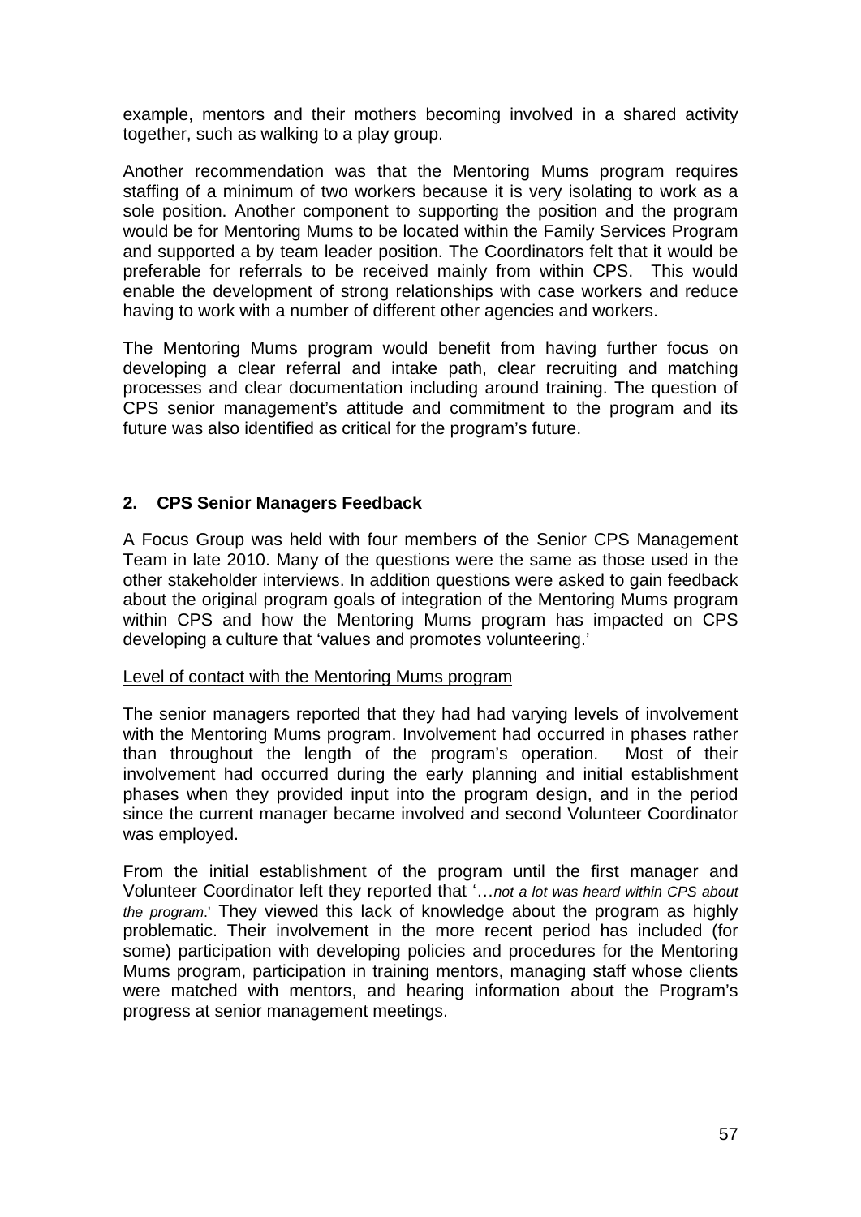example, mentors and their mothers becoming involved in a shared activity together, such as walking to a play group.

Another recommendation was that the Mentoring Mums program requires staffing of a minimum of two workers because it is very isolating to work as a sole position. Another component to supporting the position and the program would be for Mentoring Mums to be located within the Family Services Program and supported a by team leader position. The Coordinators felt that it would be preferable for referrals to be received mainly from within CPS. This would enable the development of strong relationships with case workers and reduce having to work with a number of different other agencies and workers.

The Mentoring Mums program would benefit from having further focus on developing a clear referral and intake path, clear recruiting and matching processes and clear documentation including around training. The question of CPS senior management's attitude and commitment to the program and its future was also identified as critical for the program's future.

## 2. CPS Senior Managers Feedback

A Focus Group was held with four members of the Senior CPS Management Team in late 2010. Many of the questions were the same as those used in the other stakeholder interviews. In addition questions were asked to gain feedback about the original program goals of integration of the Mentoring Mums program within CPS and how the Mentoring Mums program has impacted on CPS developing a culture that 'values and promotes volunteering.'

Level of contact with the Mentoring Mums program

The senior managers reported that they had had varying levels of involvement with the Mentoring Mums program. Involvement had occurred in phases rather than throughout the length of the program's operation. Most of their involvement had occurred during the early planning and initial establishment phases when they provided input into the program design, and in the period since the current manager became involved and second Volunteer Coordinator was employed.

From the initial establishment of the program until the first manager and Volunteer Coordinator left they reported that '…*not a lot was heard within CPS about the program*.' They viewed this lack of knowledge about the program as highly problematic. Their involvement in the more recent period has included (for some) participation with developing policies and procedures for the Mentoring Mums program, participation in training mentors, managing staff whose clients were matched with mentors, and hearing information about the Program's progress at senior management meetings.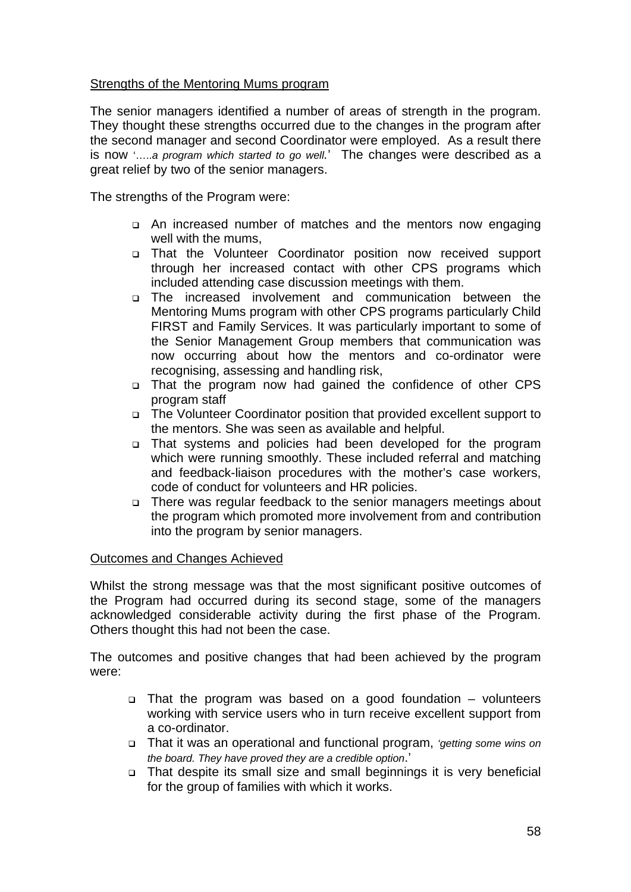Strengths of the Mentoring Mums program

The senior managers identified a number of areas of strength in the program. They thought these strengths occurred due to the changes in the program after the second manager and second Coordinator were employed. As a result there is now '*.....a program which started to go well.*' The changes were described as a great relief by two of the senior managers.

The strengths of the Program were:

- An increased number of matches and the mentors now engaging well with the mums,
- That the Volunteer Coordinator position now received support through her increased contact with other CPS programs which included attending case discussion meetings with them.
- The increased involvement and communication between the Mentoring Mums program with other CPS programs particularly Child FIRST and Family Services. It was particularly important to some of the Senior Management Group members that communication was now occurring about how the mentors and co-ordinator were recognising, assessing and handling risk,
- That the program now had gained the confidence of other CPS program staff
- The Volunteer Coordinator position that provided excellent support to the mentors. She was seen as available and helpful.
- That systems and policies had been developed for the program which were running smoothly. These included referral and matching and feedback-liaison procedures with the mother's case workers, code of conduct for volunteers and HR policies.
- There was regular feedback to the senior managers meetings about the program which promoted more involvement from and contribution into the program by senior managers.

Outcomes and Changes Achieved

Whilst the strong message was that the most significant positive outcomes of the Program had occurred during its second stage, some of the managers acknowledged considerable activity during the first phase of the Program. Others thought this had not been the case.

The outcomes and positive changes that had been achieved by the program were:

- That the program was based on a good foundation – volunteers working with service users who in turn receive excellent support from a co-ordinator.
- That it was an operational and functional program, *'getting some wins on the board. They have proved they are a credible option*.'
- That despite its small size and small beginnings it is very beneficial for the group of families with which it works.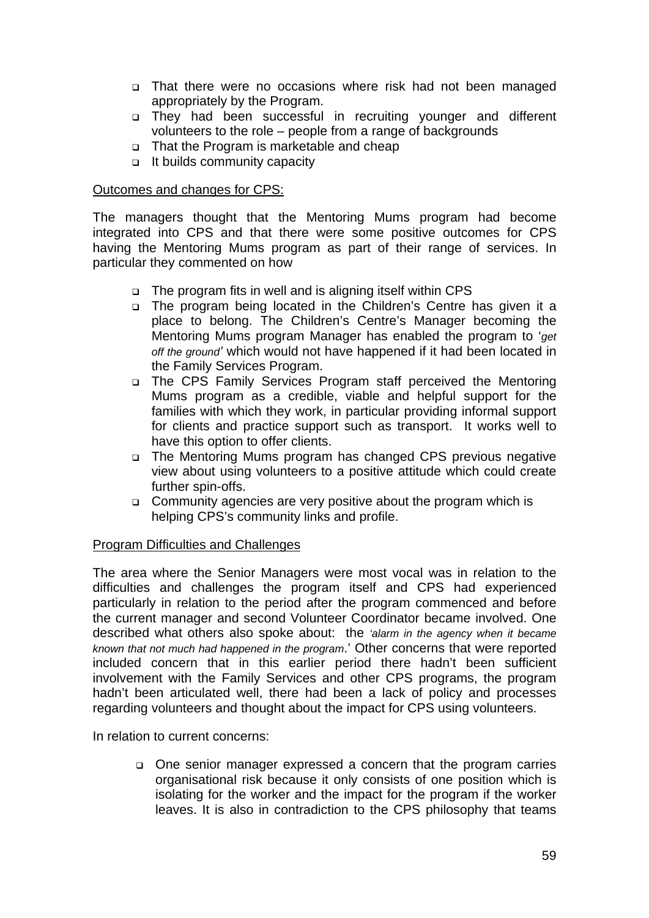- That there were no occasions where risk had not been managed appropriately by the Program.
- They had been successful in recruiting younger and different volunteers to the role – people from a range of backgrounds
- That the Program is marketable and cheap
- It builds community capacity

Outcomes and changes for CPS:

The managers thought that the Mentoring Mums program had become integrated into CPS and that there were some positive outcomes for CPS having the Mentoring Mums program as part of their range of services. In particular they commented on how

- The program fits in well and is aligning itself within CPS
- The program being located in the Children's Centre has given it a place to belong. The Children's Centre's Manager becoming the Mentoring Mums program Manager has enabled the program to '*get off the ground*' which would not have happened if it had been located in the Family Services Program.
- The CPS Family Services Program staff perceived the Mentoring Mums program as a credible, viable and helpful support for the families with which they work, in particular providing informal support for clients and practice support such as transport. It works well to have this option to offer clients.
- The Mentoring Mums program has changed CPS previous negative view about using volunteers to a positive attitude which could create further spin-offs.
- Community agencies are very positive about the program which is helping CPS's community links and profile.

Program Difficulties and Challenges

The area where the Senior Managers were most vocal was in relation to the difficulties and challenges the program itself and CPS had experienced particularly in relation to the period after the program commenced and before the current manager and second Volunteer Coordinator became involved. One described what others also spoke about: the *'alarm in the agency when it became known that not much had happened in the program*.' Other concerns that were reported included concern that in this earlier period there hadn't been sufficient involvement with the Family Services and other CPS programs, the program hadn't been articulated well, there had been a lack of policy and processes regarding volunteers and thought about the impact for CPS using volunteers.

In relation to current concerns:

- One senior manager expressed a concern that the program carries organisational risk because it only consists of one position which is isolating for the worker and the impact for the program if the worker leaves. It is also in contradiction to the CPS philosophy that teams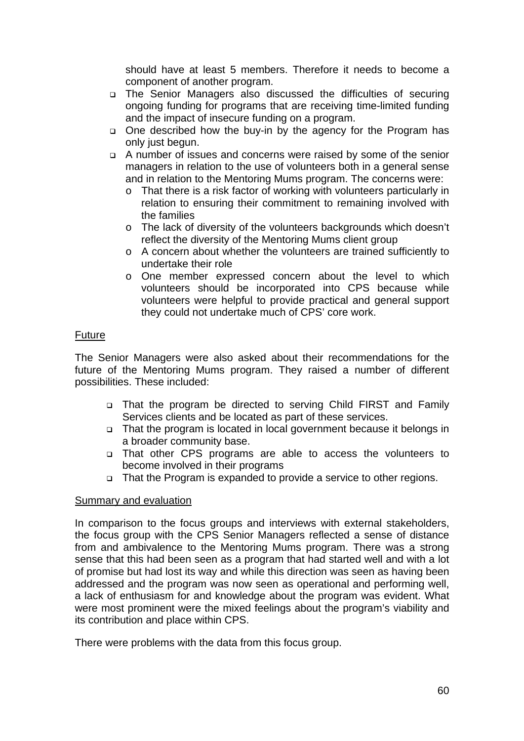should have at least 5 members. Therefore it needs to become a component of another program.

- The Senior Managers also discussed the difficulties of securing ongoing funding for programs that are receiving time-limited funding and the impact of insecure funding on a program.
- One described how the buy-in by the agency for the Program has only just begun.
- A number of issues and concerns were raised by some of the senior managers in relation to the use of volunteers both in a general sense and in relation to the Mentoring Mums program. The concerns were:
  - That there is a risk factor of working with volunteers particularly in relation to ensuring their commitment to remaining involved with the families
  - The lack of diversity of the volunteers backgrounds which doesn't reflect the diversity of the Mentoring Mums client group
  - A concern about whether the volunteers are trained sufficiently to undertake their role
  - One member expressed concern about the level to which volunteers should be incorporated into CPS because while volunteers were helpful to provide practical and general support they could not undertake much of CPS' core work.

<u>Future</u>

The Senior Managers were also asked about their recommendations for the future of the Mentoring Mums program. They raised a number of different possibilities. These included:

- That the program be directed to serving Child FIRST and Family Services clients and be located as part of these services.
- That the program is located in local government because it belongs in a broader community base.
- That other CPS programs are able to access the volunteers to become involved in their programs
- That the Program is expanded to provide a service to other regions.

<u>Summary and evaluation</u>

In comparison to the focus groups and interviews with external stakeholders, the focus group with the CPS Senior Managers reflected a sense of distance from and ambivalence to the Mentoring Mums program. There was a strong sense that this had been seen as a program that had started well and with a lot of promise but had lost its way and while this direction was seen as having been addressed and the program was now seen as operational and performing well, a lack of enthusiasm for and knowledge about the program was evident. What were most prominent were the mixed feelings about the program's viability and its contribution and place within CPS.

There were problems with the data from this focus group.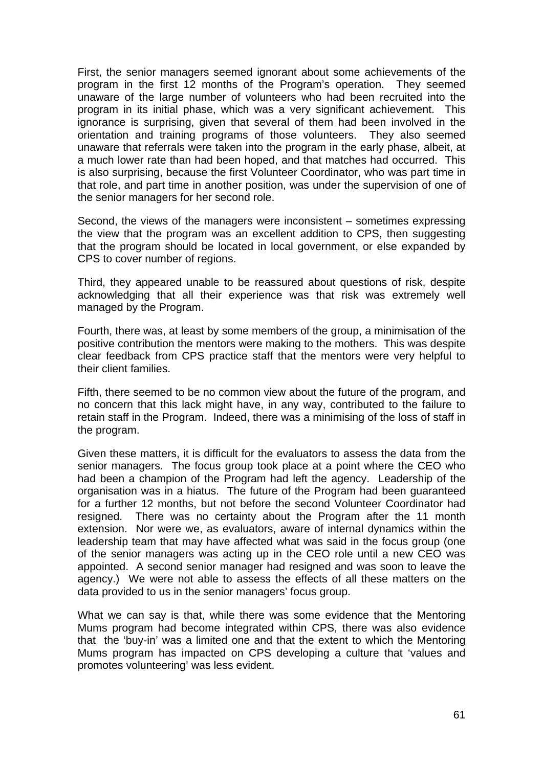First, the senior managers seemed ignorant about some achievements of the program in the first 12 months of the Program's operation. They seemed unaware of the large number of volunteers who had been recruited into the program in its initial phase, which was a very significant achievement. This ignorance is surprising, given that several of them had been involved in the orientation and training programs of those volunteers. They also seemed unaware that referrals were taken into the program in the early phase, albeit, at a much lower rate than had been hoped, and that matches had occurred. This is also surprising, because the first Volunteer Coordinator, who was part time in that role, and part time in another position, was under the supervision of one of the senior managers for her second role.

Second, the views of the managers were inconsistent – sometimes expressing the view that the program was an excellent addition to CPS, then suggesting that the program should be located in local government, or else expanded by CPS to cover number of regions.

Third, they appeared unable to be reassured about questions of risk, despite acknowledging that all their experience was that risk was extremely well managed by the Program.

Fourth, there was, at least by some members of the group, a minimisation of the positive contribution the mentors were making to the mothers. This was despite clear feedback from CPS practice staff that the mentors were very helpful to their client families.

Fifth, there seemed to be no common view about the future of the program, and no concern that this lack might have, in any way, contributed to the failure to retain staff in the Program. Indeed, there was a minimising of the loss of staff in the program.

Given these matters, it is difficult for the evaluators to assess the data from the senior managers. The focus group took place at a point where the CEO who had been a champion of the Program had left the agency. Leadership of the organisation was in a hiatus. The future of the Program had been guaranteed for a further 12 months, but not before the second Volunteer Coordinator had resigned. There was no certainty about the Program after the 11 month extension. Nor were we, as evaluators, aware of internal dynamics within the leadership team that may have affected what was said in the focus group (one of the senior managers was acting up in the CEO role until a new CEO was appointed. A second senior manager had resigned and was soon to leave the agency.) We were not able to assess the effects of all these matters on the data provided to us in the senior managers' focus group.

What we can say is that, while there was some evidence that the Mentoring Mums program had become integrated within CPS, there was also evidence that the 'buy-in' was a limited one and that the extent to which the Mentoring Mums program has impacted on CPS developing a culture that 'values and promotes volunteering' was less evident.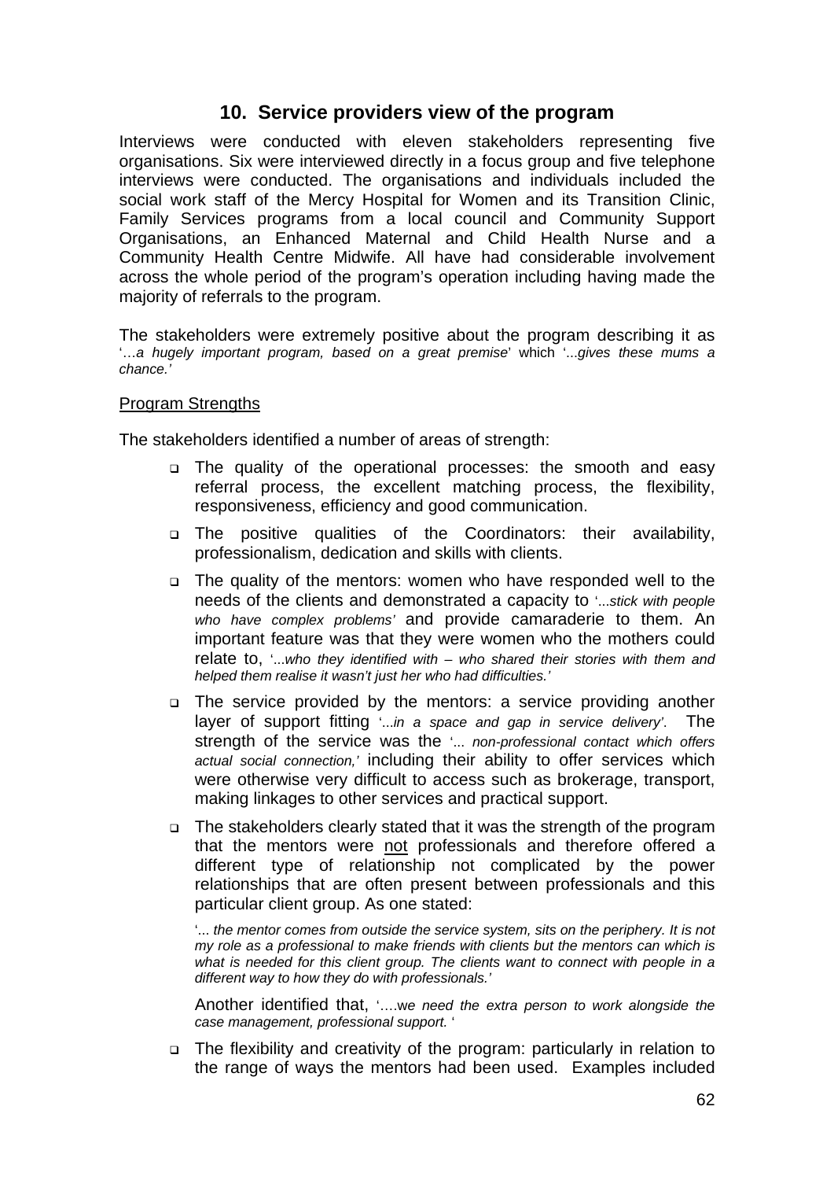## 10. Service providers view of the program

Interviews were conducted with eleven stakeholders representing five organisations. Six were interviewed directly in a focus group and five telephone interviews were conducted. The organisations and individuals included the social work staff of the Mercy Hospital for Women and its Transition Clinic, Family Services programs from a local council and Community Support Organisations, an Enhanced Maternal and Child Health Nurse and a Community Health Centre Midwife. All have had considerable involvement across the whole period of the program's operation including having made the majority of referrals to the program.

The stakeholders were extremely positive about the program describing it as '…*a hugely important program, based on a great premise*' which '...*gives these mums a chance.'*

Program Strengths

The stakeholders identified a number of areas of strength:

- The quality of the operational processes: the smooth and easy referral process, the excellent matching process, the flexibility, responsiveness, efficiency and good communication.
- The positive qualities of the Coordinators: their availability, professionalism, dedication and skills with clients.
- The quality of the mentors: women who have responded well to the needs of the clients and demonstrated a capacity to '...*stick with people who have complex problems'* and provide camaraderie to them. An important feature was that they were women who the mothers could relate to, '...*who they identified with – who shared their stories with them and helped them realise it wasn't just her who had difficulties.'*
- The service provided by the mentors: a service providing another layer of support fitting '...*in a space and gap in service delivery'*. The strength of the service was the '... *non-professional contact which offers actual social connection,'* including their ability to offer services which were otherwise very difficult to access such as brokerage, transport, making linkages to other services and practical support.
- The stakeholders clearly stated that it was the strength of the program that the mentors were not professionals and therefore offered a different type of relationship not complicated by the power relationships that are often present between professionals and this particular client group. As one stated:

  '... *the mentor comes from outside the service system, sits on the periphery. It is not my role as a professional to make friends with clients but the mentors can which is what is needed for this client group. The clients want to connect with people in a different way to how they do with professionals.'*

  Another identified that, '….w*e need the extra person to work alongside the case management, professional support.* '
- The flexibility and creativity of the program: particularly in relation to the range of ways the mentors had been used. Examples included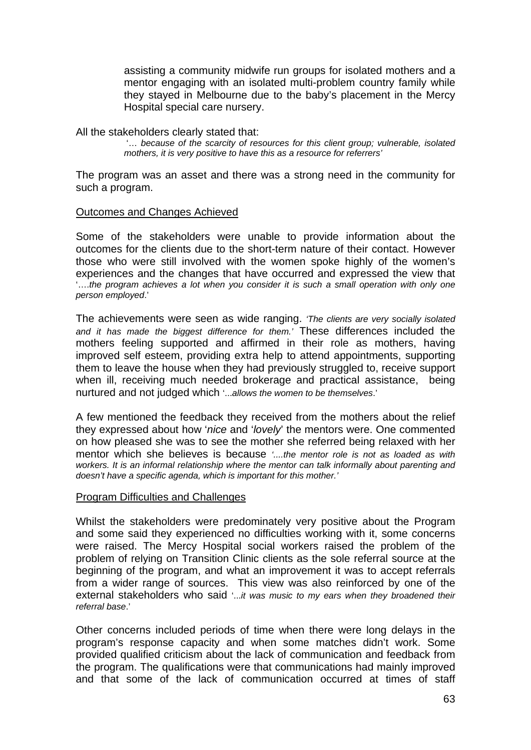assisting a community midwife run groups for isolated mothers and a mentor engaging with an isolated multi-problem country family while they stayed in Melbourne due to the baby's placement in the Mercy Hospital special care nursery.

All the stakeholders clearly stated that:

> '… *because of the scarcity of resources for this client group; vulnerable, isolated mothers, it is very positive to have this as a resource for referrers'*

The program was an asset and there was a strong need in the community for such a program.

Outcomes and Changes Achieved

Some of the stakeholders were unable to provide information about the outcomes for the clients due to the short-term nature of their contact. However those who were still involved with the women spoke highly of the women's experiences and the changes that have occurred and expressed the view that '….*the program achieves a lot when you consider it is such a small operation with only one person employed*.'

The achievements were seen as wide ranging. *'The clients are very socially isolated and it has made the biggest difference for them.'* These differences included the mothers feeling supported and affirmed in their role as mothers, having improved self esteem, providing extra help to attend appointments, supporting them to leave the house when they had previously struggled to, receive support when ill, receiving much needed brokerage and practical assistance, being nurtured and not judged which '...*allows the women to be themselves*.'

A few mentioned the feedback they received from the mothers about the relief they expressed about how '*nice* and '*lovely*' the mentors were. One commented on how pleased she was to see the mother she referred being relaxed with her mentor which she believes is because *'....the mentor role is not as loaded as with workers. It is an informal relationship where the mentor can talk informally about parenting and doesn't have a specific agenda, which is important for this mother.'*

Program Difficulties and Challenges

Whilst the stakeholders were predominately very positive about the Program and some said they experienced no difficulties working with it, some concerns were raised. The Mercy Hospital social workers raised the problem of the problem of relying on Transition Clinic clients as the sole referral source at the beginning of the program, and what an improvement it was to accept referrals from a wider range of sources. This view was also reinforced by one of the external stakeholders who said '...*it was music to my ears when they broadened their referral base*.'

Other concerns included periods of time when there were long delays in the program's response capacity and when some matches didn't work. Some provided qualified criticism about the lack of communication and feedback from the program. The qualifications were that communications had mainly improved and that some of the lack of communication occurred at times of staff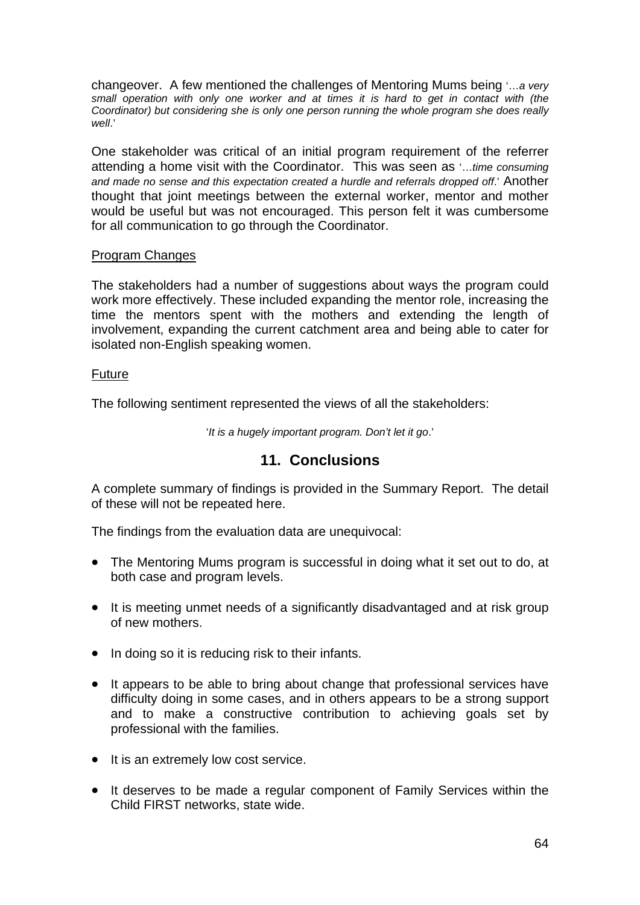changeover. A few mentioned the challenges of Mentoring Mums being '*…a very small operation with only one worker and at times it is hard to get in contact with (the Coordinator) but considering she is only one person running the whole program she does really well*.'

One stakeholder was critical of an initial program requirement of the referrer attending a home visit with the Coordinator. This was seen as '*…time consuming and made no sense and this expectation created a hurdle and referrals dropped off*.' Another thought that joint meetings between the external worker, mentor and mother would be useful but was not encouraged. This person felt it was cumbersome for all communication to go through the Coordinator.

<u>Program Changes</u>

The stakeholders had a number of suggestions about ways the program could work more effectively. These included expanding the mentor role, increasing the time the mentors spent with the mothers and extending the length of involvement, expanding the current catchment area and being able to cater for isolated non-English speaking women.

<u>Future</u>

The following sentiment represented the views of all the stakeholders:

'*It is a hugely important program. Don't let it go*.'

## 11. Conclusions

A complete summary of findings is provided in the Summary Report. The detail of these will not be repeated here.

The findings from the evaluation data are unequivocal:

- The Mentoring Mums program is successful in doing what it set out to do, at both case and program levels.
- It is meeting unmet needs of a significantly disadvantaged and at risk group of new mothers.
- In doing so it is reducing risk to their infants.
- It appears to be able to bring about change that professional services have difficulty doing in some cases, and in others appears to be a strong support and to make a constructive contribution to achieving goals set by professional with the families.
- It is an extremely low cost service.
- It deserves to be made a regular component of Family Services within the Child FIRST networks, state wide.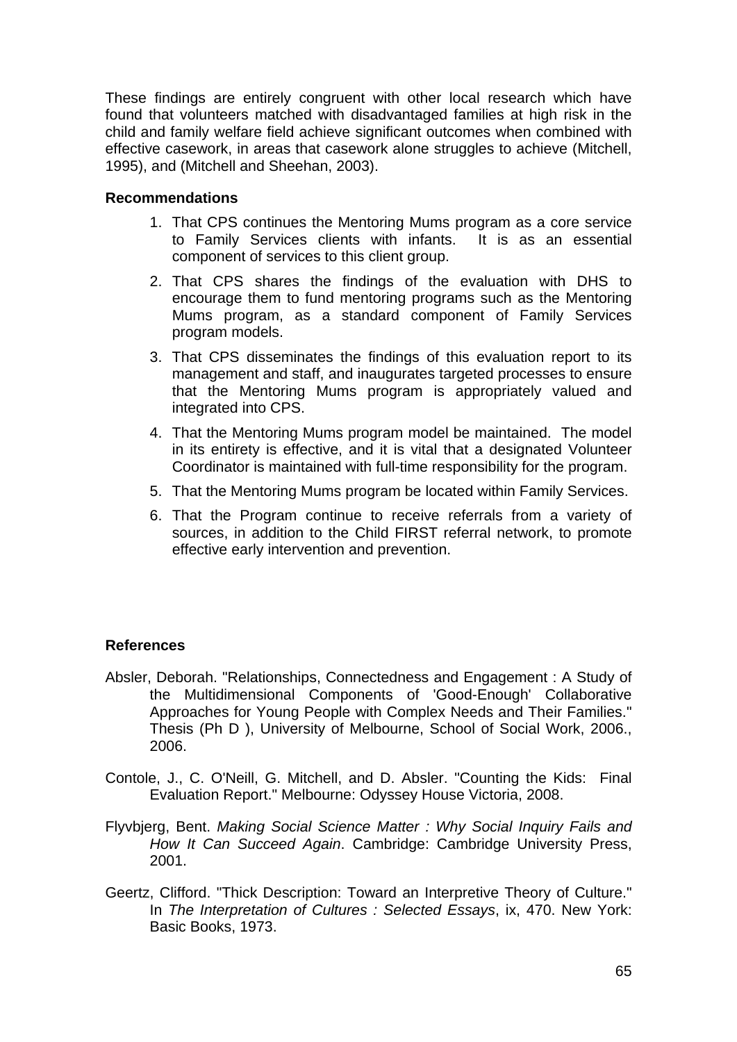These findings are entirely congruent with other local research which have found that volunteers matched with disadvantaged families at high risk in the child and family welfare field achieve significant outcomes when combined with effective casework, in areas that casework alone struggles to achieve (Mitchell, 1995), and (Mitchell and Sheehan, 2003).

**Recommendations**

1. That CPS continues the Mentoring Mums program as a core service to Family Services clients with infants. It is as an essential component of services to this client group.
2. That CPS shares the findings of the evaluation with DHS to encourage them to fund mentoring programs such as the Mentoring Mums program, as a standard component of Family Services program models.
3. That CPS disseminates the findings of this evaluation report to its management and staff, and inaugurates targeted processes to ensure that the Mentoring Mums program is appropriately valued and integrated into CPS.
4. That the Mentoring Mums program model be maintained. The model in its entirety is effective, and it is vital that a designated Volunteer Coordinator is maintained with full-time responsibility for the program.
5. That the Mentoring Mums program be located within Family Services.
6. That the Program continue to receive referrals from a variety of sources, in addition to the Child FIRST referral network, to promote effective early intervention and prevention.

**References**

Absler, Deborah. "Relationships, Connectedness and Engagement : A Study of the Multidimensional Components of 'Good-Enough' Collaborative Approaches for Young People with Complex Needs and Their Families." Thesis (Ph D ), University of Melbourne, School of Social Work, 2006., 2006.

Contole, J., C. O'Neill, G. Mitchell, and D. Absler. "Counting the Kids: Final Evaluation Report." Melbourne: Odyssey House Victoria, 2008.

Flyvbjerg, Bent. *Making Social Science Matter : Why Social Inquiry Fails and How It Can Succeed Again*. Cambridge: Cambridge University Press, 2001.

Geertz, Clifford. "Thick Description: Toward an Interpretive Theory of Culture." In *The Interpretation of Cultures : Selected Essays*, ix, 470. New York: Basic Books, 1973.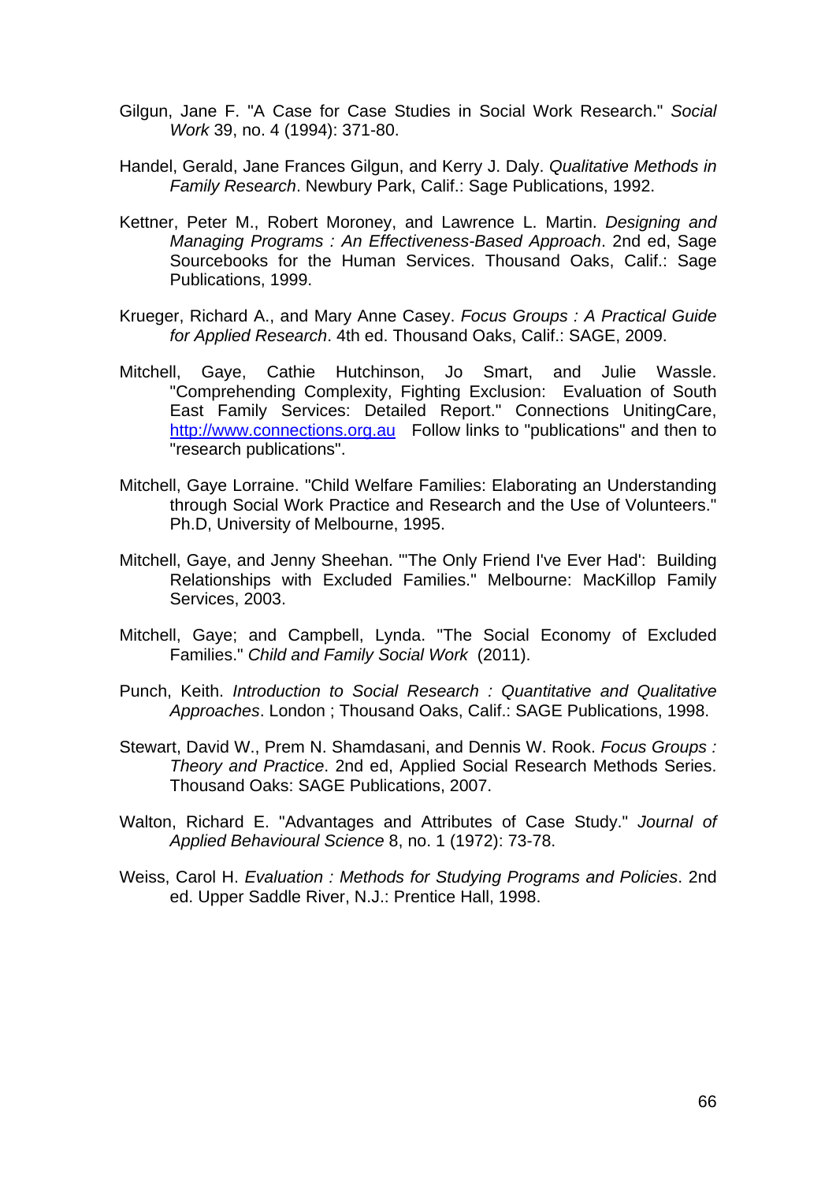Gilgun, Jane F. "A Case for Case Studies in Social Work Research." *Social Work* 39, no. 4 (1994): 371-80.

Handel, Gerald, Jane Frances Gilgun, and Kerry J. Daly. *Qualitative Methods in Family Research*. Newbury Park, Calif.: Sage Publications, 1992.

Kettner, Peter M., Robert Moroney, and Lawrence L. Martin. *Designing and Managing Programs : An Effectiveness-Based Approach*. 2nd ed, Sage Sourcebooks for the Human Services. Thousand Oaks, Calif.: Sage Publications, 1999.

Krueger, Richard A., and Mary Anne Casey. *Focus Groups : A Practical Guide for Applied Research*. 4th ed. Thousand Oaks, Calif.: SAGE, 2009.

Mitchell, Gaye, Cathie Hutchinson, Jo Smart, and Julie Wassle. "Comprehending Complexity, Fighting Exclusion: Evaluation of South East Family Services: Detailed Report." Connections UnitingCare, http://www.connections.org.au Follow links to "publications" and then to "research publications".

Mitchell, Gaye Lorraine. "Child Welfare Families: Elaborating an Understanding through Social Work Practice and Research and the Use of Volunteers." Ph.D, University of Melbourne, 1995.

Mitchell, Gaye, and Jenny Sheehan. "'The Only Friend I've Ever Had': Building Relationships with Excluded Families." Melbourne: MacKillop Family Services, 2003.

Mitchell, Gaye; and Campbell, Lynda. "The Social Economy of Excluded Families." *Child and Family Social Work* (2011).

Punch, Keith. *Introduction to Social Research : Quantitative and Qualitative Approaches*. London ; Thousand Oaks, Calif.: SAGE Publications, 1998.

Stewart, David W., Prem N. Shamdasani, and Dennis W. Rook. *Focus Groups : Theory and Practice*. 2nd ed, Applied Social Research Methods Series. Thousand Oaks: SAGE Publications, 2007.

Walton, Richard E. "Advantages and Attributes of Case Study." *Journal of Applied Behavioural Science* 8, no. 1 (1972): 73-78.

Weiss, Carol H. *Evaluation : Methods for Studying Programs and Policies*. 2nd ed. Upper Saddle River, N.J.: Prentice Hall, 1998.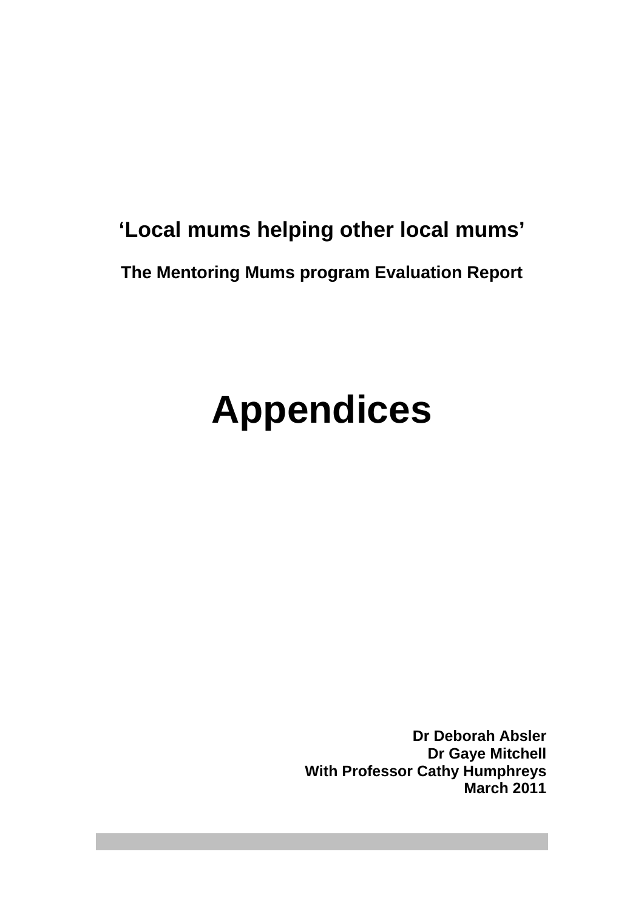**‘Local mums helping other local mums’**

**The Mentoring Mums program Evaluation Report**

# Appendices

**Dr Deborah Absler**
**Dr Gaye Mitchell**
**With Professor Cathy Humphreys**
**March 2011**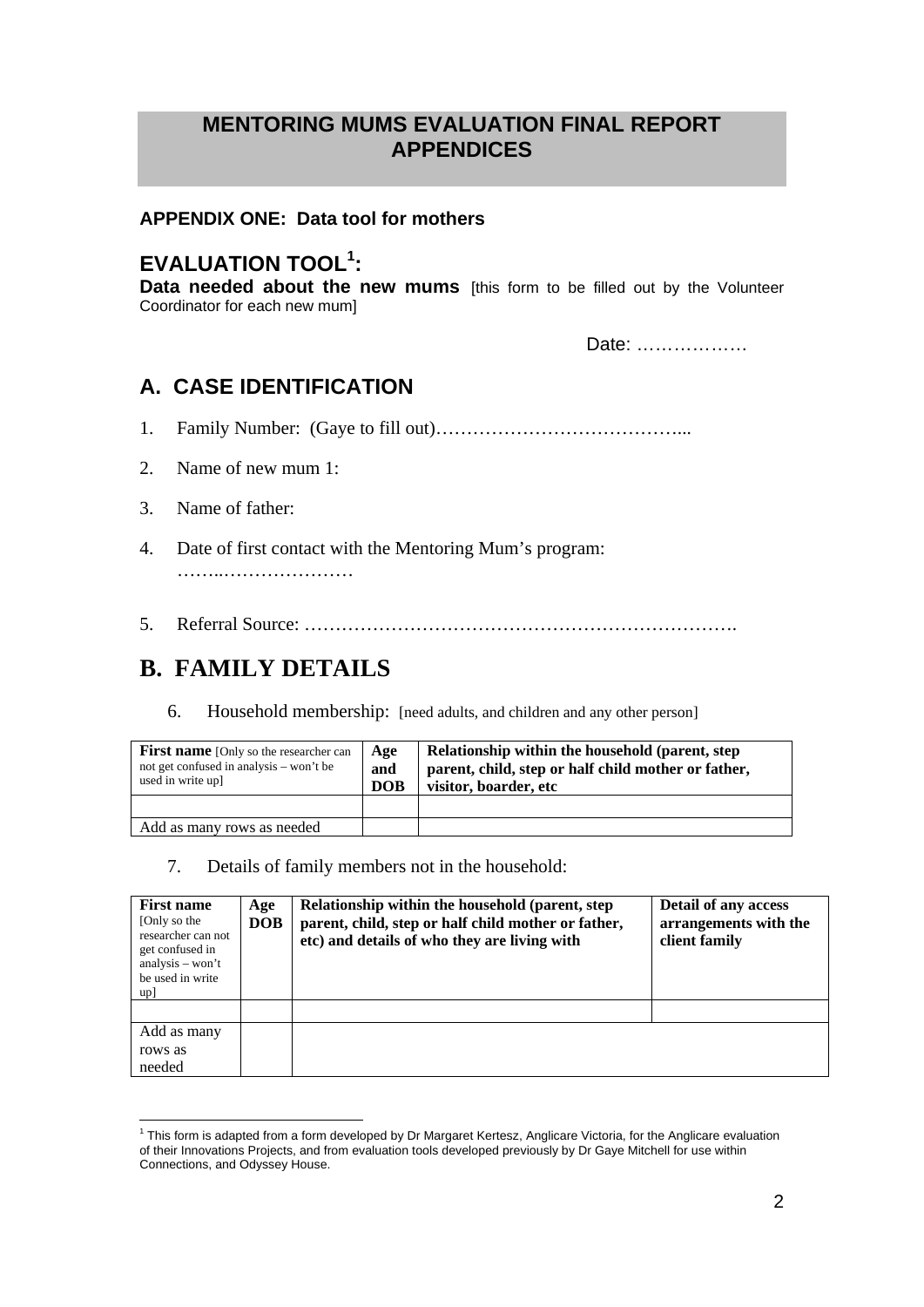# MENTORING MUMS EVALUATION FINAL REPORT APPENDICES

**APPENDIX ONE: Data tool for mothers**

## EVALUATION TOOL[1]:

**Data needed about the new mums** [this form to be filled out by the Volunteer Coordinator for each new mum]

Date: ………………

## A. CASE IDENTIFICATION

1. Family Number: (Gaye to fill out)…………………………………...
2. Name of new mum 1:
3. Name of father:
4. Date of first contact with the Mentoring Mum's program: ……..…………………
5. Referral Source: …………………………………………………………….

## B. FAMILY DETAILS

6. Household membership: [need adults, and children and any other person]

| **First name** [Only so the researcher can not get confused in analysis – won't be used in write up] | **Age and DOB** | **Relationship within the household (parent, step parent, child, step or half child mother or father, visitor, boarder, etc** |
|---|---|---|
| | | |
| Add as many rows as needed | | |

7. Details of family members not in the household:

| **First name** [Only so the researcher can not get confused in analysis – won't be used in write up] | **Age DOB** | **Relationship within the household (parent, step parent, child, step or half child mother or father, etc) and details of who they are living with** | **Detail of any access arrangements with the client family** |
|---|---|---|---|
| | | | |
| Add as many rows as needed | | | |

[1] This form is adapted from a form developed by Dr Margaret Kertesz, Anglicare Victoria, for the Anglicare evaluation of their Innovations Projects, and from evaluation tools developed previously by Dr Gaye Mitchell for use within Connections, and Odyssey House.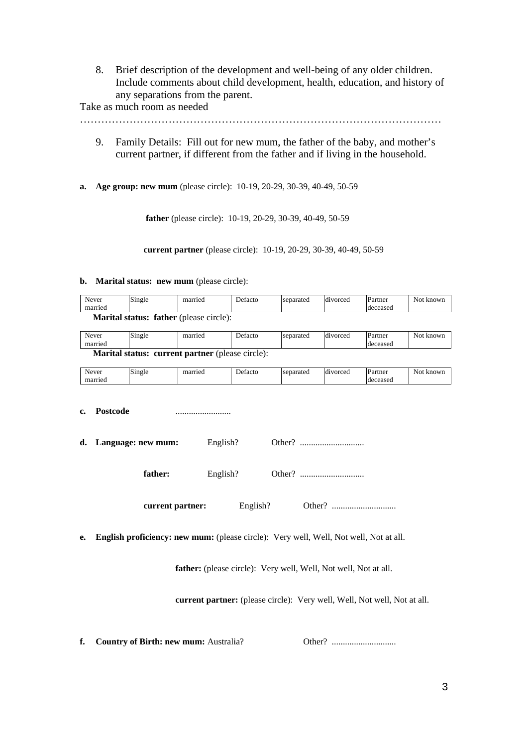8. Brief description of the development and well-being of any older children. Include comments about child development, health, education, and history of any separations from the parent.

Take as much room as needed

…………………………………………………………………………………………

9. Family Details: Fill out for new mum, the father of the baby, and mother's current partner, if different from the father and if living in the household.

**a. Age group: new mum** (please circle): 10-19, 20-29, 30-39, 40-49, 50-59

**father** (please circle): 10-19, 20-29, 30-39, 40-49, 50-59

**current partner** (please circle): 10-19, 20-29, 30-39, 40-49, 50-59

**b. Marital status: new mum** (please circle):

| Never married | Single | married | Defacto | separated | divorced | Partner deceased | Not known |
|---|---|---|---|---|---|---|---|

**Marital status: father** (please circle):

| Never married | Single | married | Defacto | separated | divorced | Partner deceased | Not known |
|---|---|---|---|---|---|---|---|

**Marital status: current partner** (please circle):

| Never married | Single | married | Defacto | separated | divorced | Partner deceased | Not known |
|---|---|---|---|---|---|---|---|

**c. Postcode** .........................

**d. Language: new mum:** English? Other? .............................

**father:** English? Other? .............................

**current partner:** English? Other? .............................

**e. English proficiency: new mum:** (please circle): Very well, Well, Not well, Not at all.

**father:** (please circle): Very well, Well, Not well, Not at all.

**current partner:** (please circle): Very well, Well, Not well, Not at all.

**f. Country of Birth: new mum:** Australia? Other? .............................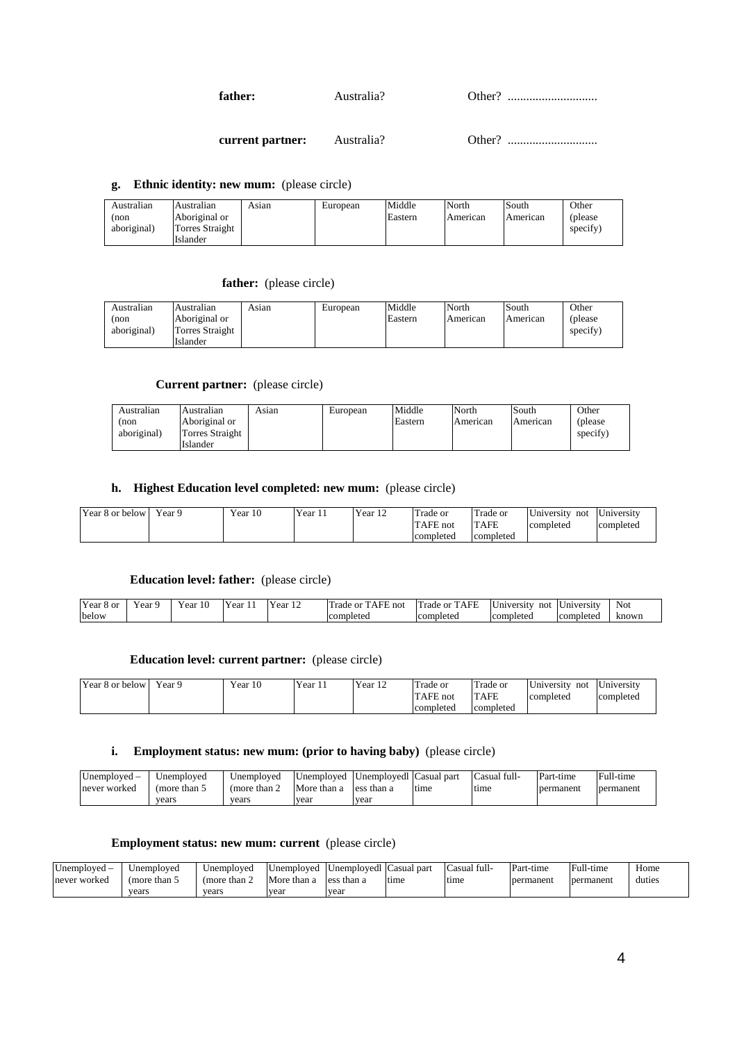**father:** Australia? Other? ............................

**current partner:** Australia? Other? ............................

**g. Ethnic identity: new mum:** (please circle)

| | | | | | | | |
|---|---|---|---|---|---|---|---|
| Australian (non aboriginal) | Australian Aboriginal or Torres Straight Islander | Asian | European | Middle Eastern | North American | South American | Other (please specify) |

**father:** (please circle)

| | | | | | | | |
|---|---|---|---|---|---|---|---|
| Australian (non aboriginal) | Australian Aboriginal or Torres Straight Islander | Asian | European | Middle Eastern | North American | South American | Other (please specify) |

**Current partner:** (please circle)

| | | | | | | | |
|---|---|---|---|---|---|---|---|
| Australian (non aboriginal) | Australian Aboriginal or Torres Straight Islander | Asian | European | Middle Eastern | North American | South American | Other (please specify) |

**h. Highest Education level completed: new mum:** (please circle)

| | | | | | | | | |
|---|---|---|---|---|---|---|---|---|
| Year 8 or below | Year 9 | Year 10 | Year 11 | Year 12 | Trade or TAFE not completed | Trade or TAFE completed | University not completed | University completed |

**Education level: father:** (please circle)

| | | | | | | | | | |
|---|---|---|---|---|---|---|---|---|---|
| Year 8 or below | Year 9 | Year 10 | Year 11 | Year 12 | Trade or TAFE not completed | Trade or TAFE completed | University not completed | University completed | Not known |

**Education level: current partner:** (please circle)

| | | | | | | | | |
|---|---|---|---|---|---|---|---|---|
| Year 8 or below | Year 9 | Year 10 | Year 11 | Year 12 | Trade or TAFE not completed | Trade or TAFE completed | University not completed | University completed |

**i. Employment status: new mum: (prior to having baby)** (please circle)

| | | | | | | | | |
|---|---|---|---|---|---|---|---|---|
| Unemployed – never worked | Unemployed (more than 5 years | Unemployed (more than 2 years | Unemployed More than a year | Unemployedl ess than a year | Casual part time | Casual full-time | Part-time permanent | Full-time permanent |

**Employment status: new mum: current** (please circle)

| | | | | | | | | | |
|---|---|---|---|---|---|---|---|---|---|
| Unemployed – never worked | Unemployed (more than 5 years | Unemployed (more than 2 years | Unemployed More than a year | Unemployedl ess than a year | Casual part time | Casual full-time | Part-time permanent | Full-time permanent | Home duties |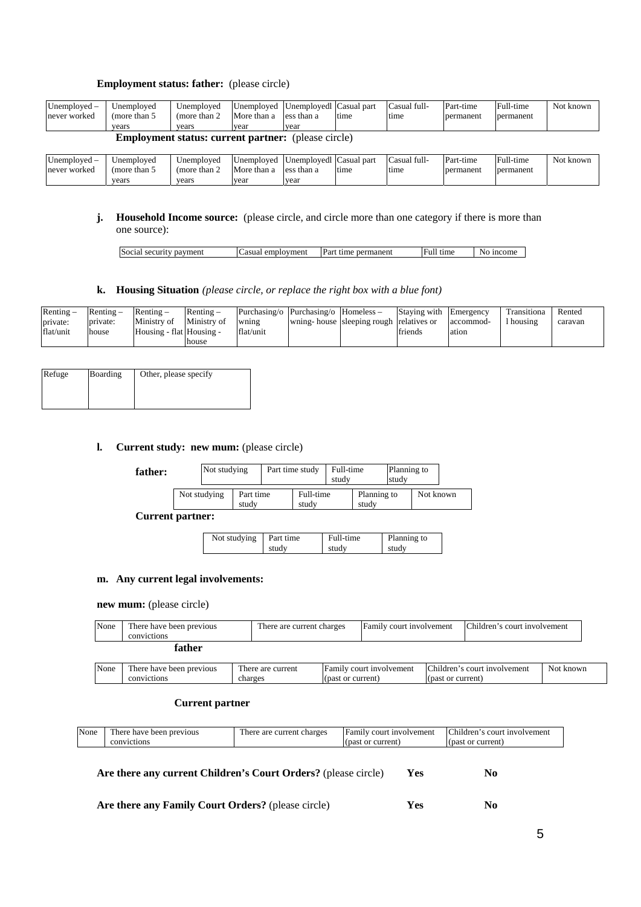**Employment status: father:** (please circle)

| | | | | | | | | | |
|---|---|---|---|---|---|---|---|---|---|
| Unemployed – never worked | Unemployed (more than 5 years | Unemployed (more than 2 years | Unemployed More than a year | Unemployedl ess than a year | Casual part time | Casual full-time | Part-time permanent | Full-time permanent | Not known |

**Employment status: current partner:** (please circle)

| | | | | | | | | | |
|---|---|---|---|---|---|---|---|---|---|
| Unemployed – never worked | Unemployed (more than 5 years | Unemployed (more than 2 years | Unemployed More than a year | Unemployedl ess than a year | Casual part time | Casual full-time | Part-time permanent | Full-time permanent | Not known |

**j. Household Income source:** (please circle, and circle more than one category if there is more than one source):

| | | | | |
|---|---|---|---|---|
| Social security payment | Casual employment | Part time permanent | Full time | No income |

**k. Housing Situation** *(please circle, or replace the right box with a blue font)*

| | | | | | | | | | | |
|---|---|---|---|---|---|---|---|---|---|---|
| Renting – private: flat/unit | Renting – private: house | Renting – Ministry of Housing - flat | Renting – Ministry of Housing - house | Purchasing/owning flat/unit | Purchasing/owning- house | Homeless – sleeping rough | Staying with relatives or friends | Emergency accommod-ation | Transitional housing | Rented caravan |

| | | |
|---|---|---|
| Refuge | Boarding | Other, please specify |

**l. Current study: new mum:** (please circle)

| | | | |
|---|---|---|---|
| Not studying | Part time study | Full-time study | Planning to study |

**father:**

| | | | | |
|---|---|---|---|---|
| Not studying | Part time study | Full-time study | Planning to study | Not known |

**Current partner:**

| | | | |
|---|---|---|---|
| Not studying | Part time study | Full-time study | Planning to study |

**m. Any current legal involvements:**

**new mum:** (please circle)

| | | | | |
|---|---|---|---|---|
| None | There have been previous convictions | There are current charges | Family court involvement | Children's court involvement |

**father**

| | | | | | |
|---|---|---|---|---|---|
| None | There have been previous convictions | There are current charges | Family court involvement (past or current) | Children's court involvement (past or current) | Not known |

**Current partner**

| | | | | |
|---|---|---|---|---|
| None | There have been previous convictions | There are current charges | Family court involvement (past or current) | Children's court involvement (past or current) |

**Are there any current Children's Court Orders?** (please circle) **Yes** **No**

**Are there any Family Court Orders?** (please circle) **Yes** **No**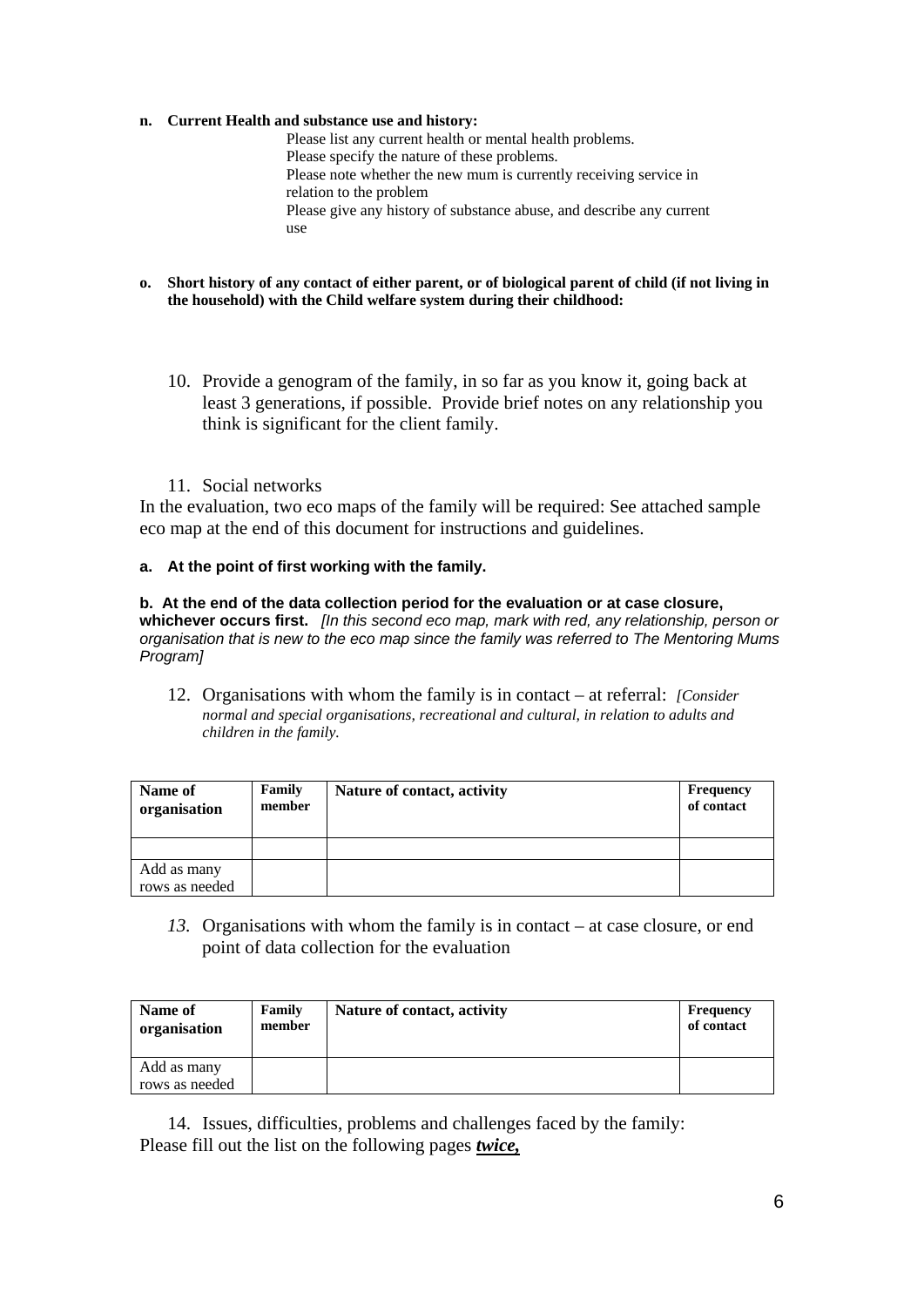**n. Current Health and substance use and history:**

Please list any current health or mental health problems.
Please specify the nature of these problems.
Please note whether the new mum is currently receiving service in relation to the problem
Please give any history of substance abuse, and describe any current use

**o. Short history of any contact of either parent, or of biological parent of child (if not living in the household) with the Child welfare system during their childhood:**

10. Provide a genogram of the family, in so far as you know it, going back at least 3 generations, if possible. Provide brief notes on any relationship you think is significant for the client family.

11. Social networks

In the evaluation, two eco maps of the family will be required: See attached sample eco map at the end of this document for instructions and guidelines.

**a. At the point of first working with the family.**

**b. At the end of the data collection period for the evaluation or at case closure, whichever occurs first.** *[In this second eco map, mark with red, any relationship, person or organisation that is new to the eco map since the family was referred to The Mentoring Mums Program]*

12. Organisations with whom the family is in contact – at referral: *[Consider normal and special organisations, recreational and cultural, in relation to adults and children in the family.*

| Name of organisation | Family member | Nature of contact, activity | Frequency of contact |
|---|---|---|---|
| | | | |
| Add as many rows as needed | | | |

*13.* Organisations with whom the family is in contact – at case closure, or end point of data collection for the evaluation

| Name of organisation | Family member | Nature of contact, activity | Frequency of contact |
|---|---|---|---|
| Add as many rows as needed | | | |

14. Issues, difficulties, problems and challenges faced by the family:

Please fill out the list on the following pages ***twice,***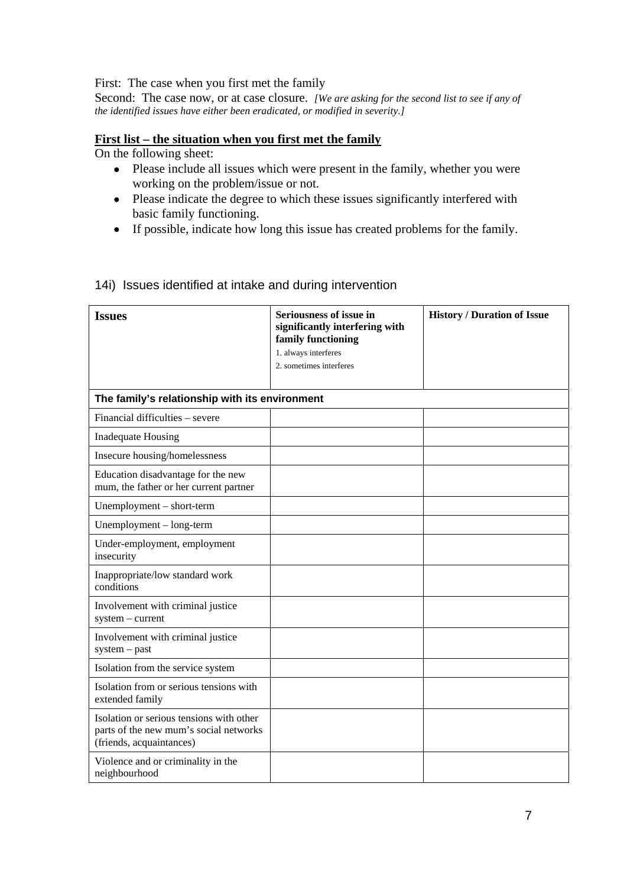First: The case when you first met the family

Second: The case now, or at case closure. *[We are asking for the second list to see if any of the identified issues have either been eradicated, or modified in severity.]*

**First list – the situation when you first met the family**

On the following sheet:

- Please include all issues which were present in the family, whether you were working on the problem/issue or not.
- Please indicate the degree to which these issues significantly interfered with basic family functioning.
- If possible, indicate how long this issue has created problems for the family.

14i) Issues identified at intake and during intervention

| **Issues** | **Seriousness of issue in significantly interfering with family functioning** 1. always interferes 2. sometimes interferes | **History / Duration of Issue** |
|---|---|---|
| **The family's relationship with its environment** | | |
| Financial difficulties – severe | | |
| Inadequate Housing | | |
| Insecure housing/homelessness | | |
| Education disadvantage for the new mum, the father or her current partner | | |
| Unemployment – short-term | | |
| Unemployment – long-term | | |
| Under-employment, employment insecurity | | |
| Inappropriate/low standard work conditions | | |
| Involvement with criminal justice system – current | | |
| Involvement with criminal justice system – past | | |
| Isolation from the service system | | |
| Isolation from or serious tensions with extended family | | |
| Isolation or serious tensions with other parts of the new mum's social networks (friends, acquaintances) | | |
| Violence and or criminality in the neighbourhood | | |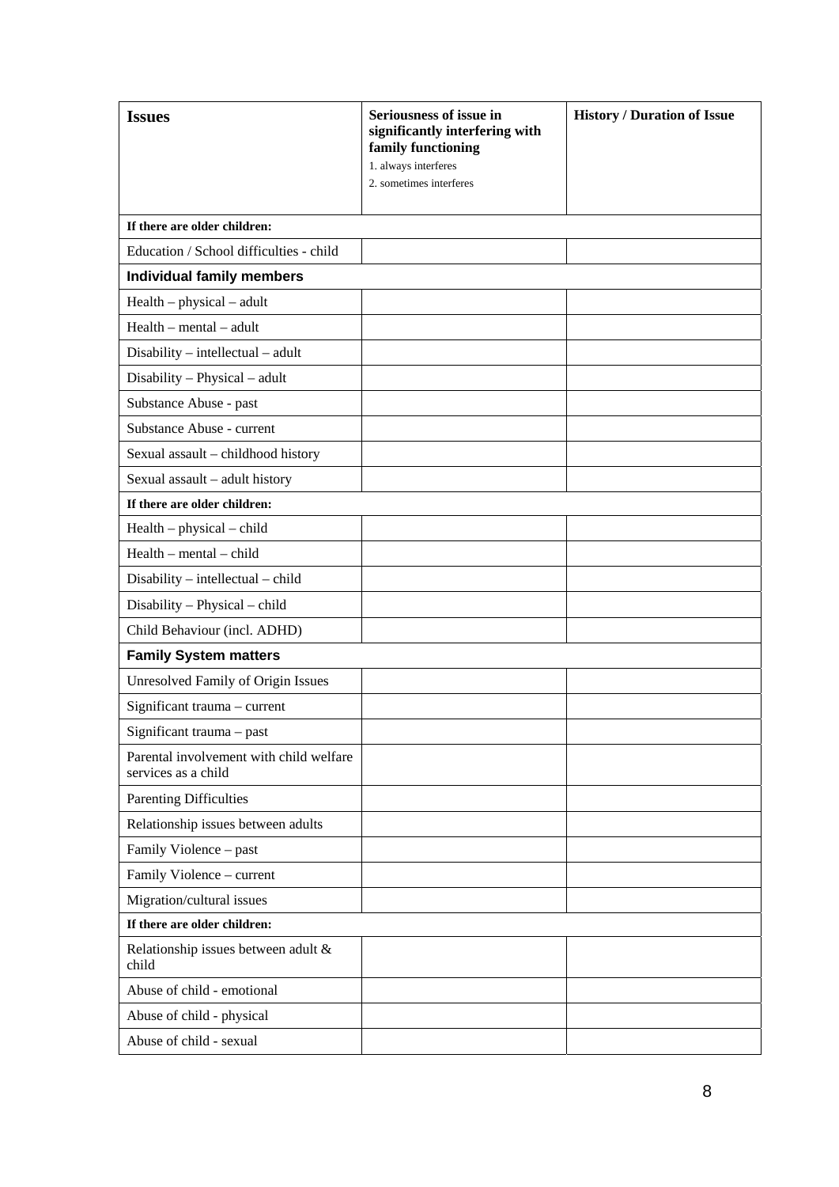| **Issues** | **Seriousness of issue in significantly interfering with family functioning**<br>1. always interferes<br>2. sometimes interferes | **History / Duration of Issue** |
|---|---|---|
| **If there are older children:** | | |
| Education / School difficulties - child | | |
| **Individual family members** | | |
| Health – physical – adult | | |
| Health – mental – adult | | |
| Disability – intellectual – adult | | |
| Disability – Physical – adult | | |
| Substance Abuse - past | | |
| Substance Abuse - current | | |
| Sexual assault – childhood history | | |
| Sexual assault – adult history | | |
| **If there are older children:** | | |
| Health – physical – child | | |
| Health – mental – child | | |
| Disability – intellectual – child | | |
| Disability – Physical – child | | |
| Child Behaviour (incl. ADHD) | | |
| **Family System matters** | | |
| Unresolved Family of Origin Issues | | |
| Significant trauma – current | | |
| Significant trauma – past | | |
| Parental involvement with child welfare services as a child | | |
| Parenting Difficulties | | |
| Relationship issues between adults | | |
| Family Violence – past | | |
| Family Violence – current | | |
| Migration/cultural issues | | |
| **If there are older children:** | | |
| Relationship issues between adult & child | | |
| Abuse of child - emotional | | |
| Abuse of child - physical | | |
| Abuse of child - sexual | | |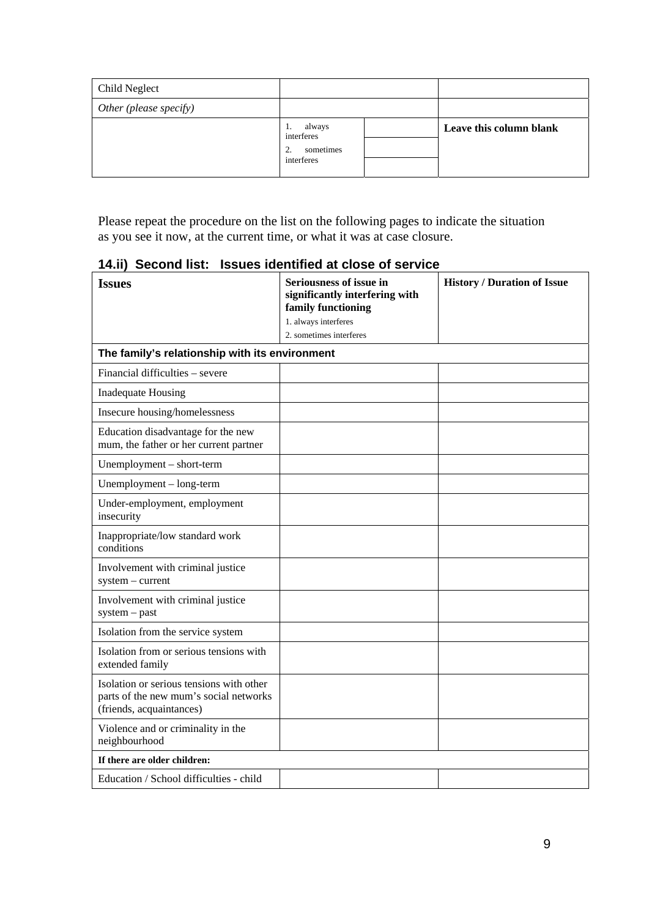| | | | |
|---|---|---|---|
| Child Neglect | | | |
| *Other (please specify)* | | | |
| | 1. always interferes<br>2. sometimes interferes | | **Leave this column blank** |

Please repeat the procedure on the list on the following pages to indicate the situation as you see it now, at the current time, or what it was at case closure.

## 14.ii) Second list: Issues identified at close of service

| **Issues** | **Seriousness of issue in significantly interfering with family functioning**<br>1. always interferes<br>2. sometimes interferes | **History / Duration of Issue** |
|---|---|---|
| **The family's relationship with its environment** | | |
| Financial difficulties – severe | | |
| Inadequate Housing | | |
| Insecure housing/homelessness | | |
| Education disadvantage for the new mum, the father or her current partner | | |
| Unemployment – short-term | | |
| Unemployment – long-term | | |
| Under-employment, employment insecurity | | |
| Inappropriate/low standard work conditions | | |
| Involvement with criminal justice system – current | | |
| Involvement with criminal justice system – past | | |
| Isolation from the service system | | |
| Isolation from or serious tensions with extended family | | |
| Isolation or serious tensions with other parts of the new mum's social networks (friends, acquaintances) | | |
| Violence and or criminality in the neighbourhood | | |
| **If there are older children:** | | |
| Education / School difficulties - child | | |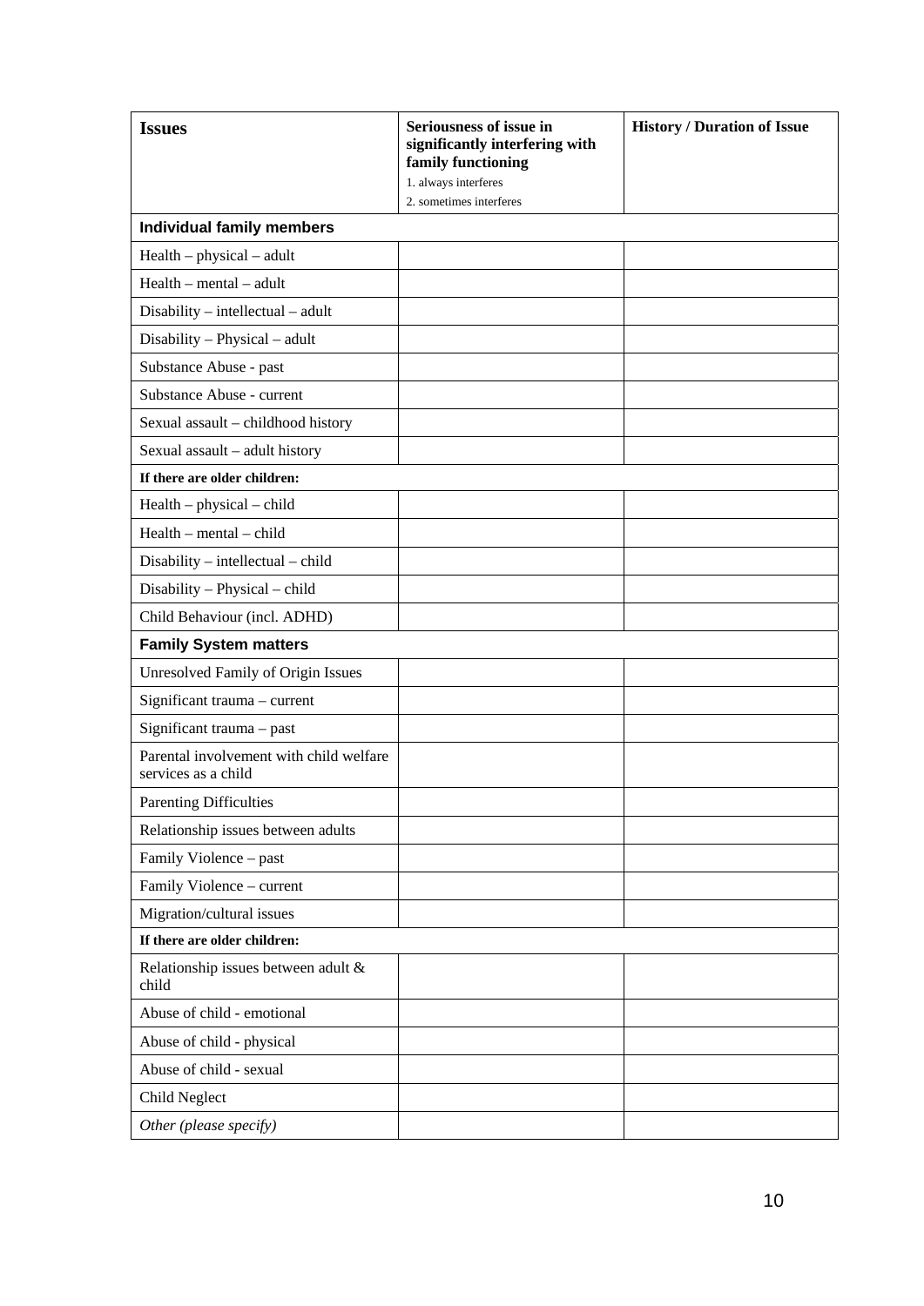| **Issues** | **Seriousness of issue in significantly interfering with family functioning**<br>1. always interferes<br>2. sometimes interferes | **History / Duration of Issue** |
|---|---|---|
| **Individual family members** | | |
| Health – physical – adult | | |
| Health – mental – adult | | |
| Disability – intellectual – adult | | |
| Disability – Physical – adult | | |
| Substance Abuse - past | | |
| Substance Abuse - current | | |
| Sexual assault – childhood history | | |
| Sexual assault – adult history | | |
| **If there are older children:** | | |
| Health – physical – child | | |
| Health – mental – child | | |
| Disability – intellectual – child | | |
| Disability – Physical – child | | |
| Child Behaviour (incl. ADHD) | | |
| **Family System matters** | | |
| Unresolved Family of Origin Issues | | |
| Significant trauma – current | | |
| Significant trauma – past | | |
| Parental involvement with child welfare services as a child | | |
| Parenting Difficulties | | |
| Relationship issues between adults | | |
| Family Violence – past | | |
| Family Violence – current | | |
| Migration/cultural issues | | |
| **If there are older children:** | | |
| Relationship issues between adult & child | | |
| Abuse of child - emotional | | |
| Abuse of child - physical | | |
| Abuse of child - sexual | | |
| Child Neglect | | |
| *Other (please specify)* | | |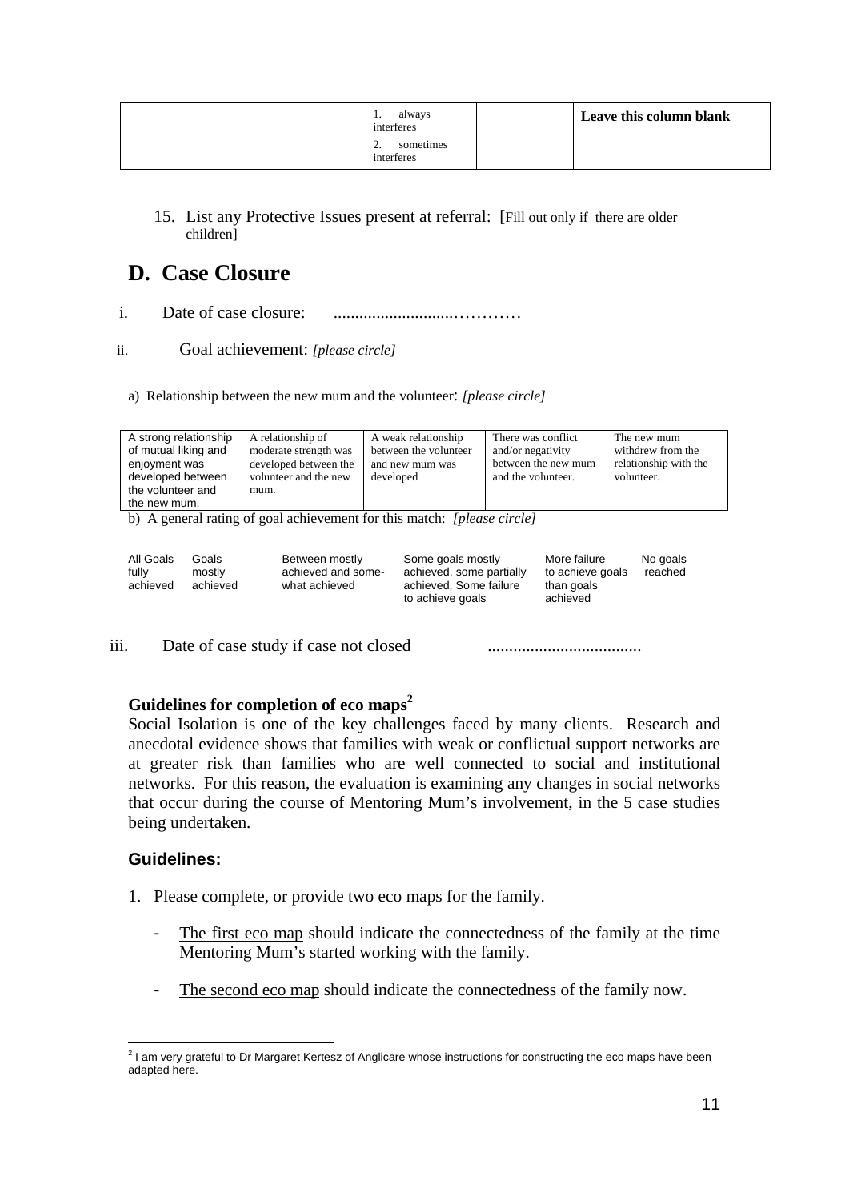| | | | |
|---|---|---|---|
| | 1. always interferes<br>2. sometimes interferes | | **Leave this column blank** |

15. List any Protective Issues present at referral: [Fill out only if there are older children]

## D. Case Closure

i. Date of case closure: ..............................…………

ii. Goal achievement: *[please circle]*

a) Relationship between the new mum and the volunteer: *[please circle]*

| | | | | |
|---|---|---|---|---|
| A strong relationship of mutual liking and enjoyment was developed between the volunteer and the new mum. | A relationship of moderate strength was developed between the volunteer and the new mum. | A weak relationship between the volunteer and new mum was developed | There was conflict and/or negativity between the new mum and the volunteer. | The new mum withdrew from the relationship with the volunteer. |

b) A general rating of goal achievement for this match: *[please circle]*

| | | | | | |
|---|---|---|---|---|---|
| All Goals fully achieved | Goals mostly achieved | Between mostly achieved and somewhat achieved | Some goals mostly achieved, some partially achieved, Some failure to achieve goals | More failure to achieve goals than goals achieved | No goals reached |

iii. Date of case study if case not closed ....................................

### Guidelines for completion of eco maps[2]

Social Isolation is one of the key challenges faced by many clients. Research and anecdotal evidence shows that families with weak or conflictual support networks are at greater risk than families who are well connected to social and institutional networks. For this reason, the evaluation is examining any changes in social networks that occur during the course of Mentoring Mum's involvement, in the 5 case studies being undertaken.

### Guidelines:

1. Please complete, or provide two eco maps for the family.

   - The first eco map should indicate the connectedness of the family at the time Mentoring Mum's started working with the family.

   - The second eco map should indicate the connectedness of the family now.

[2] I am very grateful to Dr Margaret Kertesz of Anglicare whose instructions for constructing the eco maps have been adapted here.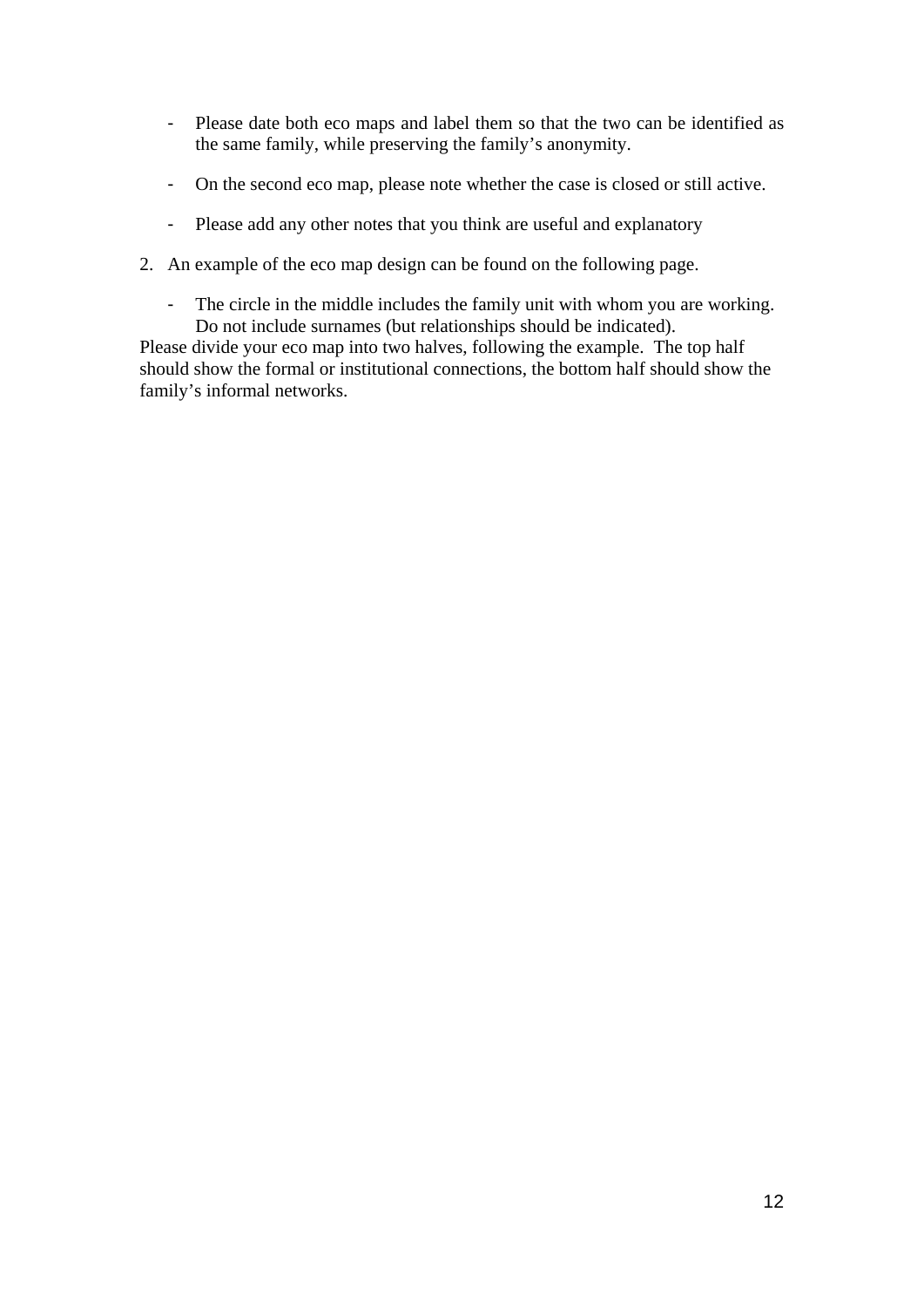- Please date both eco maps and label them so that the two can be identified as the same family, while preserving the family's anonymity.

- On the second eco map, please note whether the case is closed or still active.

- Please add any other notes that you think are useful and explanatory

2. An example of the eco map design can be found on the following page.

    - The circle in the middle includes the family unit with whom you are working. Do not include surnames (but relationships should be indicated).

Please divide your eco map into two halves, following the example. The top half should show the formal or institutional connections, the bottom half should show the family's informal networks.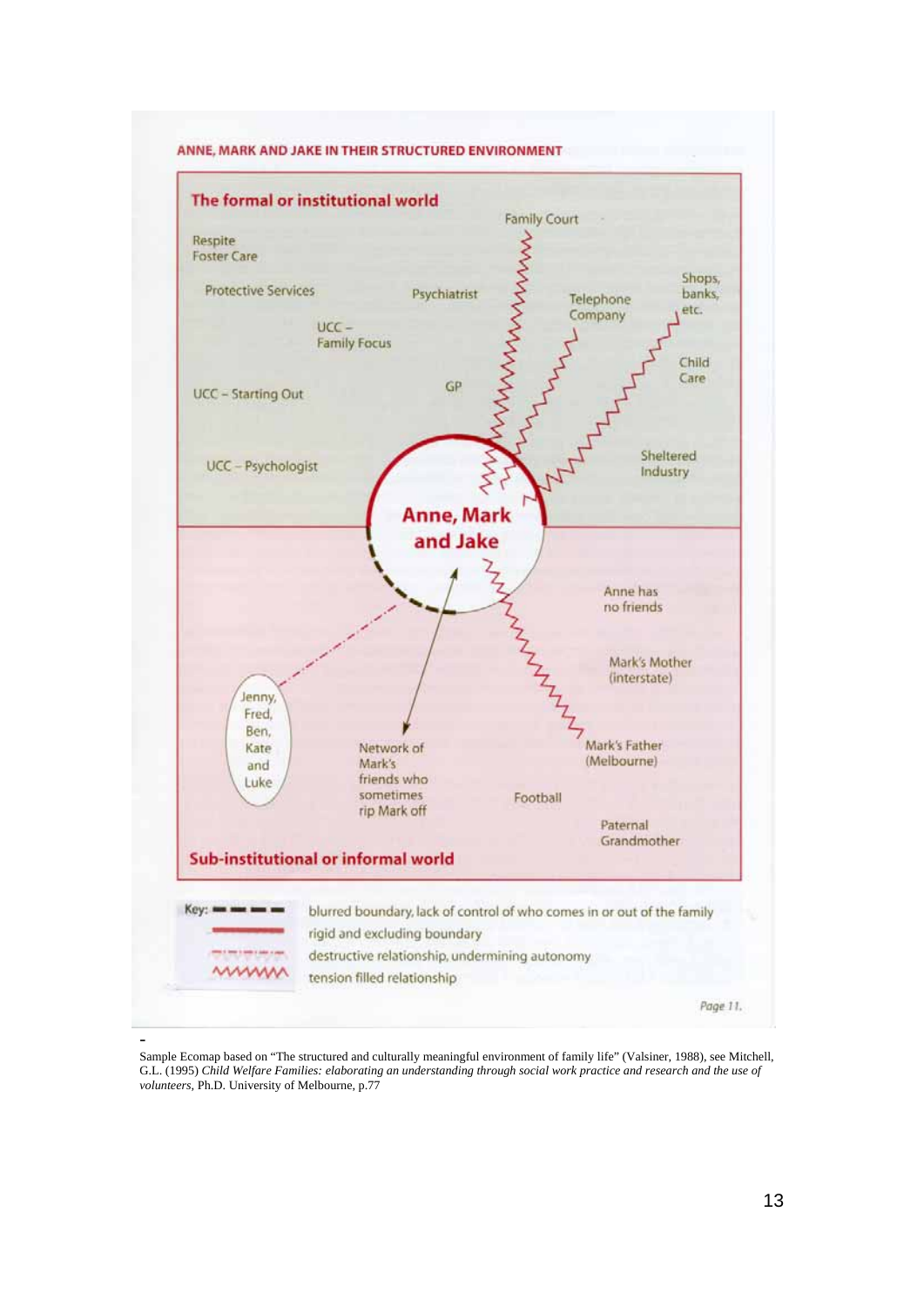ANNE, MARK AND JAKE IN THEIR STRUCTURED ENVIRONMENT

The formal or institutional world

Family Court

Respite Foster Care

Protective Services

Psychiatrist

Telephone Company

Shops, banks, etc.

UCC – Family Focus

Child Care

UCC – Starting Out

GP

UCC – Psychologist

Sheltered Industry

Anne, Mark and Jake

Anne has no friends

Mark's Mother (interstate)

Jenny, Fred, Ben, Kate and Luke

Network of Mark's friends who sometimes rip Mark off

Mark's Father (Melbourne)

Football

Paternal Grandmother

Sub-institutional or informal world

Key:
blurred boundary, lack of control of who comes in or out of the family
rigid and excluding boundary
destructive relationship, undermining autonomy
tension filled relationship

Page 11.

Sample Ecomap based on "The structured and culturally meaningful environment of family life" (Valsiner, 1988), see Mitchell, G.L. (1995) *Child Welfare Families: elaborating an understanding through social work practice and research and the use of volunteers*, Ph.D. University of Melbourne, p.77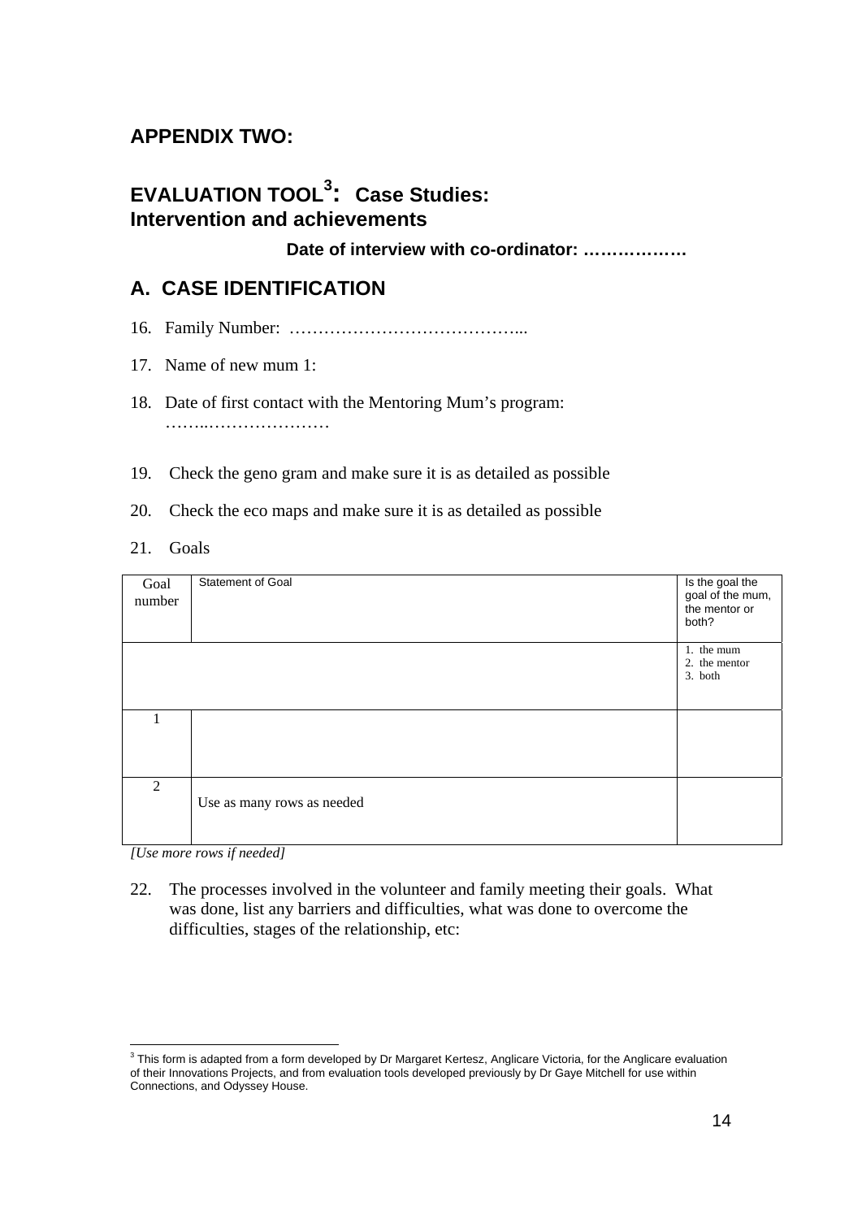## APPENDIX TWO:

## EVALUATION TOOL[3]: Case Studies: Intervention and achievements

**Date of interview with co-ordinator: ………………**

## A. CASE IDENTIFICATION

16. Family Number: …………………………………...

17. Name of new mum 1:

18. Date of first contact with the Mentoring Mum's program: ……..…………………

19. Check the geno gram and make sure it is as detailed as possible

20. Check the eco maps and make sure it is as detailed as possible

21. Goals

| Goal number | Statement of Goal | Is the goal the goal of the mum, the mentor or both? |
|---|---|---|
| | | 1. the mum<br>2. the mentor<br>3. both |
| 1 | | |
| 2 | Use as many rows as needed | |

*[Use more rows if needed]*

22. The processes involved in the volunteer and family meeting their goals. What was done, list any barriers and difficulties, what was done to overcome the difficulties, stages of the relationship, etc:

[3] This form is adapted from a form developed by Dr Margaret Kertesz, Anglicare Victoria, for the Anglicare evaluation of their Innovations Projects, and from evaluation tools developed previously by Dr Gaye Mitchell for use within Connections, and Odyssey House.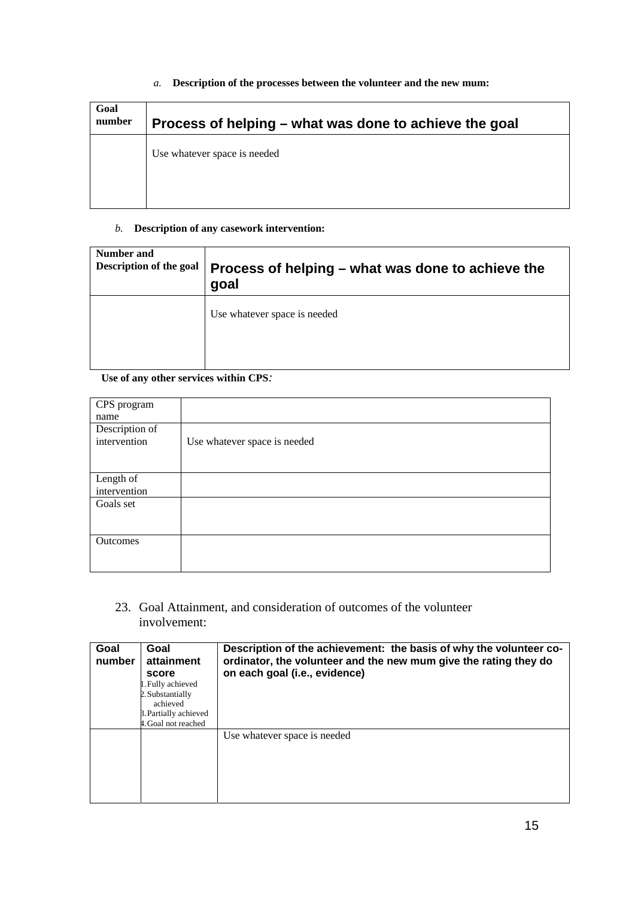*a.* **Description of the processes between the volunteer and the new mum:**

| Goal number | Process of helping – what was done to achieve the goal |
| --- | --- |
| | Use whatever space is needed |

*b.* **Description of any casework intervention:**

| Number and Description of the goal | Process of helping – what was done to achieve the goal |
| --- | --- |
| | Use whatever space is needed |

**Use of any other services within CPS***:*

| | |
| --- | --- |
| CPS program name | |
| Description of intervention | Use whatever space is needed |
| Length of intervention | |
| Goals set | |
| Outcomes | |

23. Goal Attainment, and consideration of outcomes of the volunteer involvement:

| Goal number | Goal attainment score<br>1. Fully achieved<br>2. Substantially achieved<br>3. Partially achieved<br>4. Goal not reached | Description of the achievement: the basis of why the volunteer co-ordinator, the volunteer and the new mum give the rating they do on each goal (i.e., evidence) |
| --- | --- | --- |
| | | Use whatever space is needed |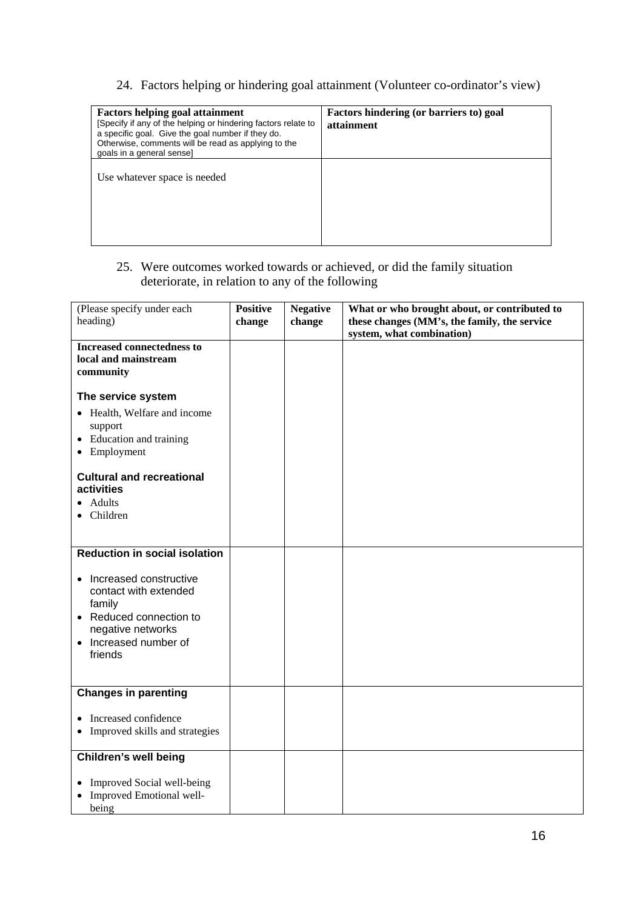24. Factors helping or hindering goal attainment (Volunteer co-ordinator's view)

| **Factors helping goal attainment** [Specify if any of the helping or hindering factors relate to a specific goal. Give the goal number if they do. Otherwise, comments will be read as applying to the goals in a general sense] | **Factors hindering (or barriers to) goal attainment** |
|---|---|
| Use whatever space is needed | |

25. Were outcomes worked towards or achieved, or did the family situation deteriorate, in relation to any of the following

| (Please specify under each heading) | **Positive change** | **Negative change** | **What or who brought about, or contributed to these changes (MM's, the family, the service system, what combination)** |
|---|---|---|---|
| **Increased connectedness to local and mainstream community**<br><br>**The service system**<br>• Health, Welfare and income support<br>• Education and training<br>• Employment<br><br>**Cultural and recreational activities**<br>• Adults<br>• Children | | | |
| **Reduction in social isolation**<br><br>• Increased constructive contact with extended family<br>• Reduced connection to negative networks<br>• Increased number of friends | | | |
| **Changes in parenting**<br><br>• Increased confidence<br>• Improved skills and strategies | | | |
| **Children's well being**<br><br>• Improved Social well-being<br>• Improved Emotional well-being | | | |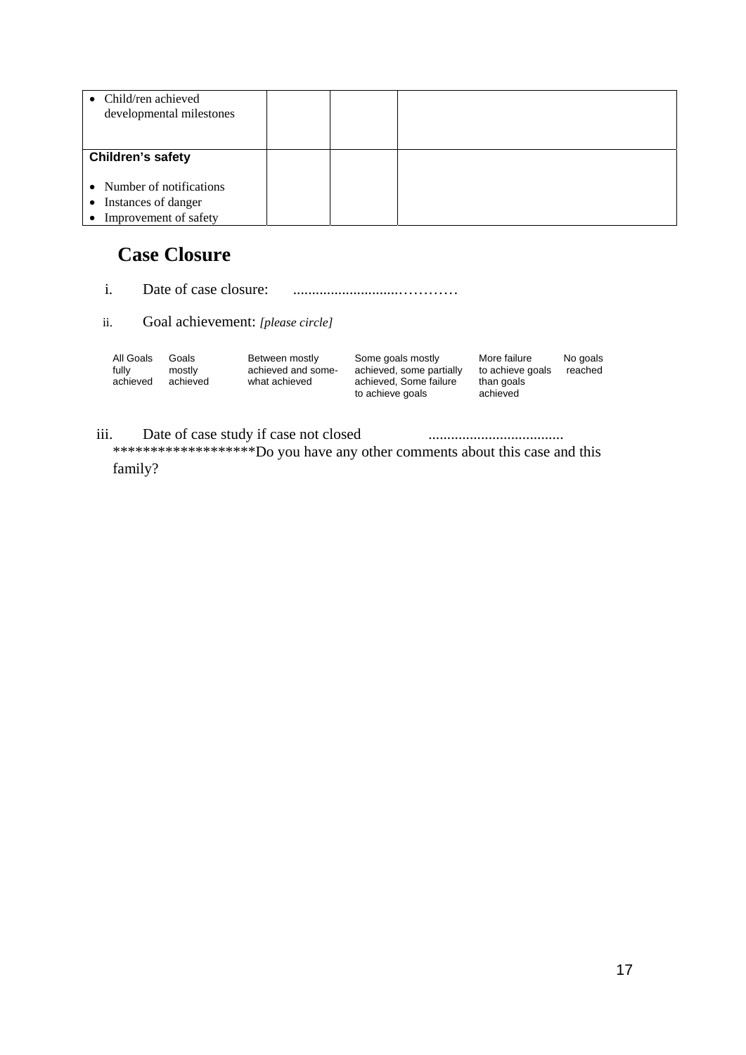| | | | |
|---|---|---|---|
| • Child/ren achieved developmental milestones | | | |
| **Children's safety**<br><br>• Number of notifications<br>• Instances of danger<br>• Improvement of safety | | | |

## Case Closure

i. Date of case closure: ............................…………

ii. Goal achievement: *[please circle]*

| | | | | | |
|---|---|---|---|---|---|
| All Goals fully achieved | Goals mostly achieved | Between mostly achieved and some-what achieved | Some goals mostly achieved, some partially achieved, Some failure to achieve goals | More failure to achieve goals than goals achieved | No goals reached |

iii. Date of case study if case not closed ....................................

*******************Do you have any other comments about this case and this family?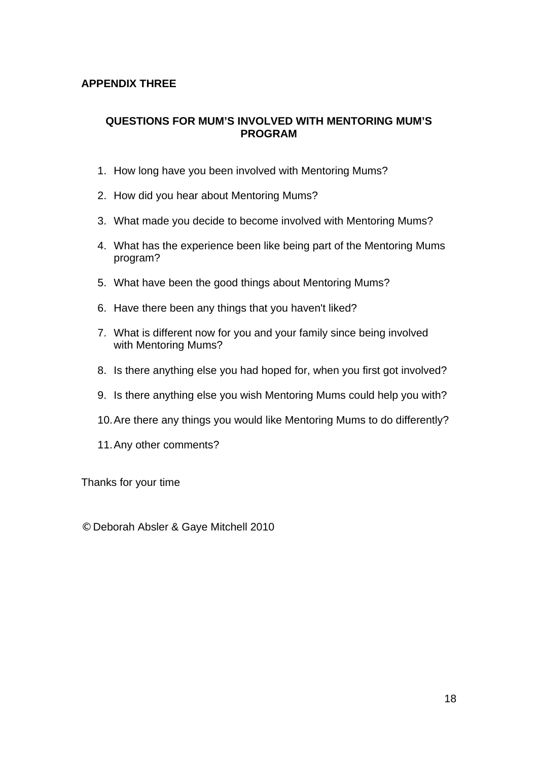## APPENDIX THREE

### QUESTIONS FOR MUM'S INVOLVED WITH MENTORING MUM'S PROGRAM

1. How long have you been involved with Mentoring Mums?
2. How did you hear about Mentoring Mums?
3. What made you decide to become involved with Mentoring Mums?
4. What has the experience been like being part of the Mentoring Mums program?
5. What have been the good things about Mentoring Mums?
6. Have there been any things that you haven't liked?
7. What is different now for you and your family since being involved with Mentoring Mums?
8. Is there anything else you had hoped for, when you first got involved?
9. Is there anything else you wish Mentoring Mums could help you with?
10. Are there any things you would like Mentoring Mums to do differently?
11. Any other comments?

Thanks for your time

© Deborah Absler & Gaye Mitchell 2010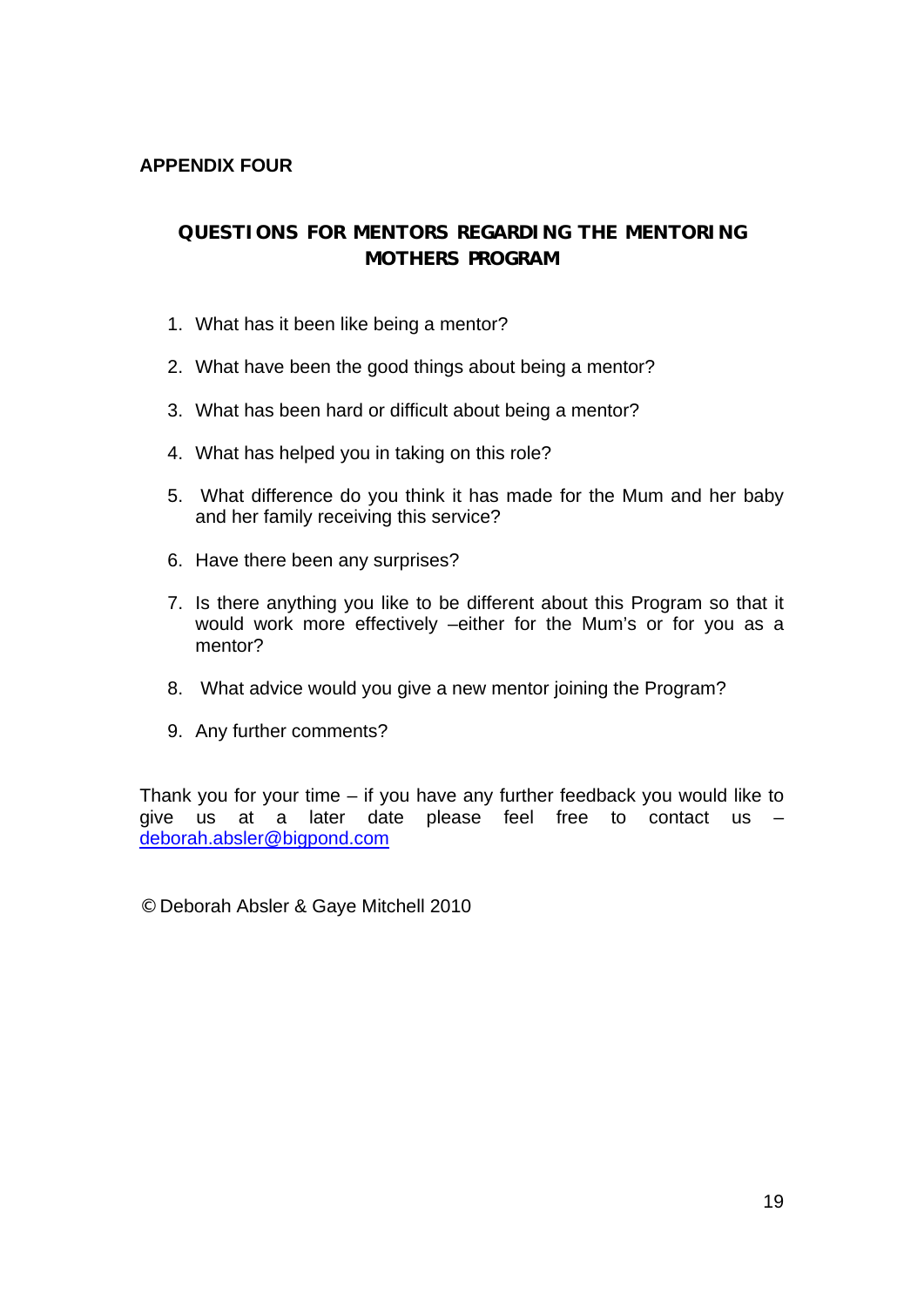**APPENDIX FOUR**

## QUESTIONS FOR MENTORS REGARDING THE MENTORING MOTHERS PROGRAM

1. What has it been like being a mentor?
2. What have been the good things about being a mentor?
3. What has been hard or difficult about being a mentor?
4. What has helped you in taking on this role?
5. What difference do you think it has made for the Mum and her baby and her family receiving this service?
6. Have there been any surprises?
7. Is there anything you like to be different about this Program so that it would work more effectively –either for the Mum's or for you as a mentor?
8. What advice would you give a new mentor joining the Program?
9. Any further comments?

Thank you for your time – if you have any further feedback you would like to give us at a later date please feel free to contact us – deborah.absler@bigpond.com

© Deborah Absler & Gaye Mitchell 2010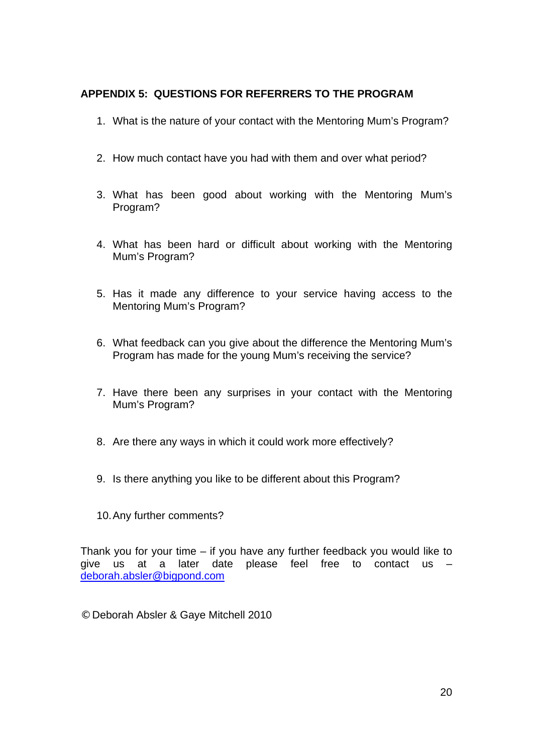## APPENDIX 5: QUESTIONS FOR REFERRERS TO THE PROGRAM

1. What is the nature of your contact with the Mentoring Mum's Program?

2. How much contact have you had with them and over what period?

3. What has been good about working with the Mentoring Mum's Program?

4. What has been hard or difficult about working with the Mentoring Mum's Program?

5. Has it made any difference to your service having access to the Mentoring Mum's Program?

6. What feedback can you give about the difference the Mentoring Mum's Program has made for the young Mum's receiving the service?

7. Have there been any surprises in your contact with the Mentoring Mum's Program?

8. Are there any ways in which it could work more effectively?

9. Is there anything you like to be different about this Program?

10. Any further comments?

Thank you for your time – if you have any further feedback you would like to give us at a later date please feel free to contact us – deborah.absler@bigpond.com

© Deborah Absler & Gaye Mitchell 2010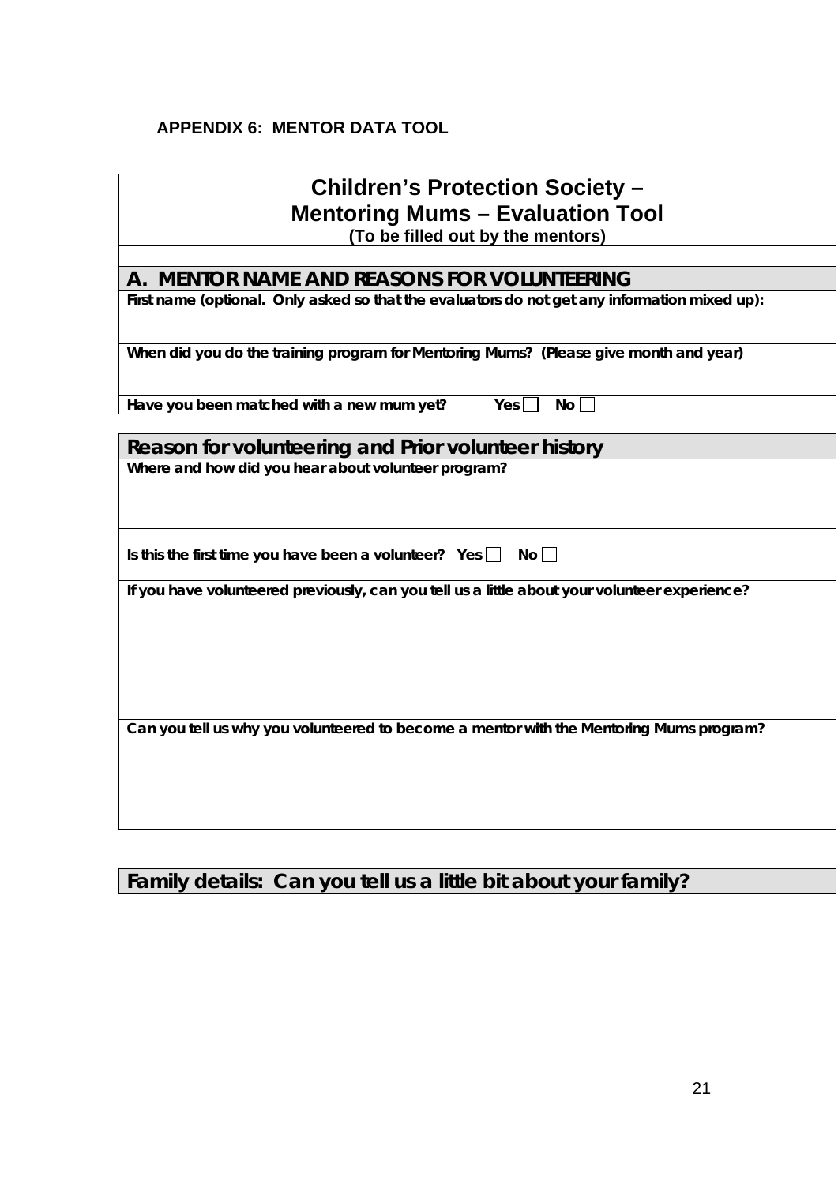**APPENDIX 6: MENTOR DATA TOOL**

# Children's Protection Society – Mentoring Mums – Evaluation Tool

**(To be filled out by the mentors)**

## A. MENTOR NAME AND REASONS FOR VOLUNTEERING

**First name (optional. Only asked so that the evaluators do not get any information mixed up):**

**When did you do the training program for Mentoring Mums? (Please give month and year)**

**Have you been matched with a new mum yet?** Yes ☐ No ☐

## Reason for volunteering and Prior volunteer history

**Where and how did you hear about volunteer program?**

**Is this the first time you have been a volunteer?** Yes ☐ No ☐

**If you have volunteered previously, can you tell us a little about your volunteer experience?**

**Can you tell us why you volunteered to become a mentor with the Mentoring Mums program?**

## Family details: Can you tell us a little bit about your family?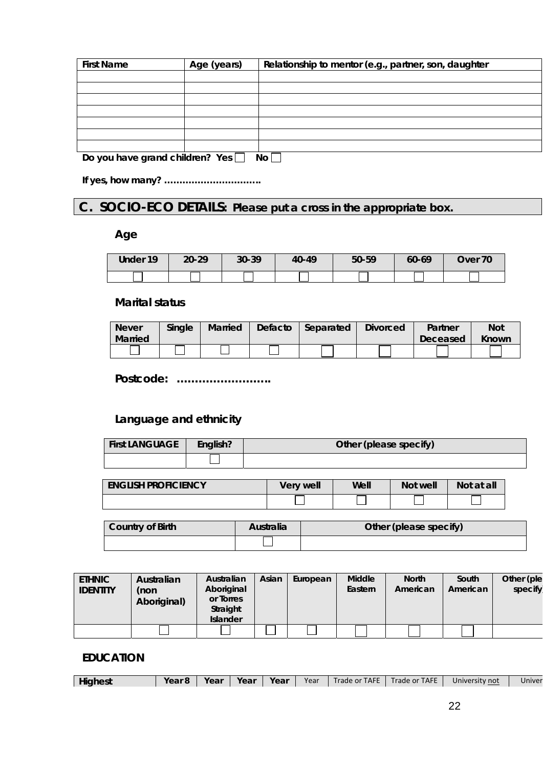| First Name | Age (years) | Relationship to mentor (e.g., partner, son, daughter |
|---|---|---|
| | | |
| | | |
| | | |
| | | |
| | | |
| | | |
| | | |

**Do you have grand children? Yes ☐ No ☐**

**If yes, how many? …………………………..**

## C. SOCIO-ECO DETAILS: Please put a cross in the appropriate box.

### Age

| Under 19 | 20-29 | 30-39 | 40-49 | 50-59 | 60-69 | Over 70 |
|---|---|---|---|---|---|---|
| ☐ | ☐ | ☐ | ☐ | ☐ | ☐ | ☐ |

### Marital status

| Never Married | Single | Married | Defacto | Separated | Divorced | Partner Deceased | Not Known |
|---|---|---|---|---|---|---|---|
| ☐ | ☐ | ☐ | ☐ | ☐ | ☐ | ☐ | ☐ |

**Postcode: …………………….**

### Language and ethnicity

| First LANGUAGE | English? | Other (please specify) |
|---|---|---|
| | ☐ | |

| ENGLISH PROFICIENCY | Very well | Well | Not well | Not at all |
|---|---|---|---|---|
| | ☐ | ☐ | ☐ | ☐ |

| Country of Birth | Australia | Other (please specify) |
|---|---|---|
| | ☐ | |

| ETHNIC IDENTITY | Australian (non Aboriginal) | Australian Aboriginal or Torres Straight Islander | Asian | European | Middle Eastern | North American | South American | Other (ple specify) |
|---|---|---|---|---|---|---|---|---|
| | ☐ | ☐ | ☐ | ☐ | ☐ | ☐ | ☐ | |

### EDUCATION

| Highest | Year 8 | Year | Year | Year | Year | Trade or TAFE | Trade or TAFE | University not | Univer |
|---|---|---|---|---|---|---|---|---|---|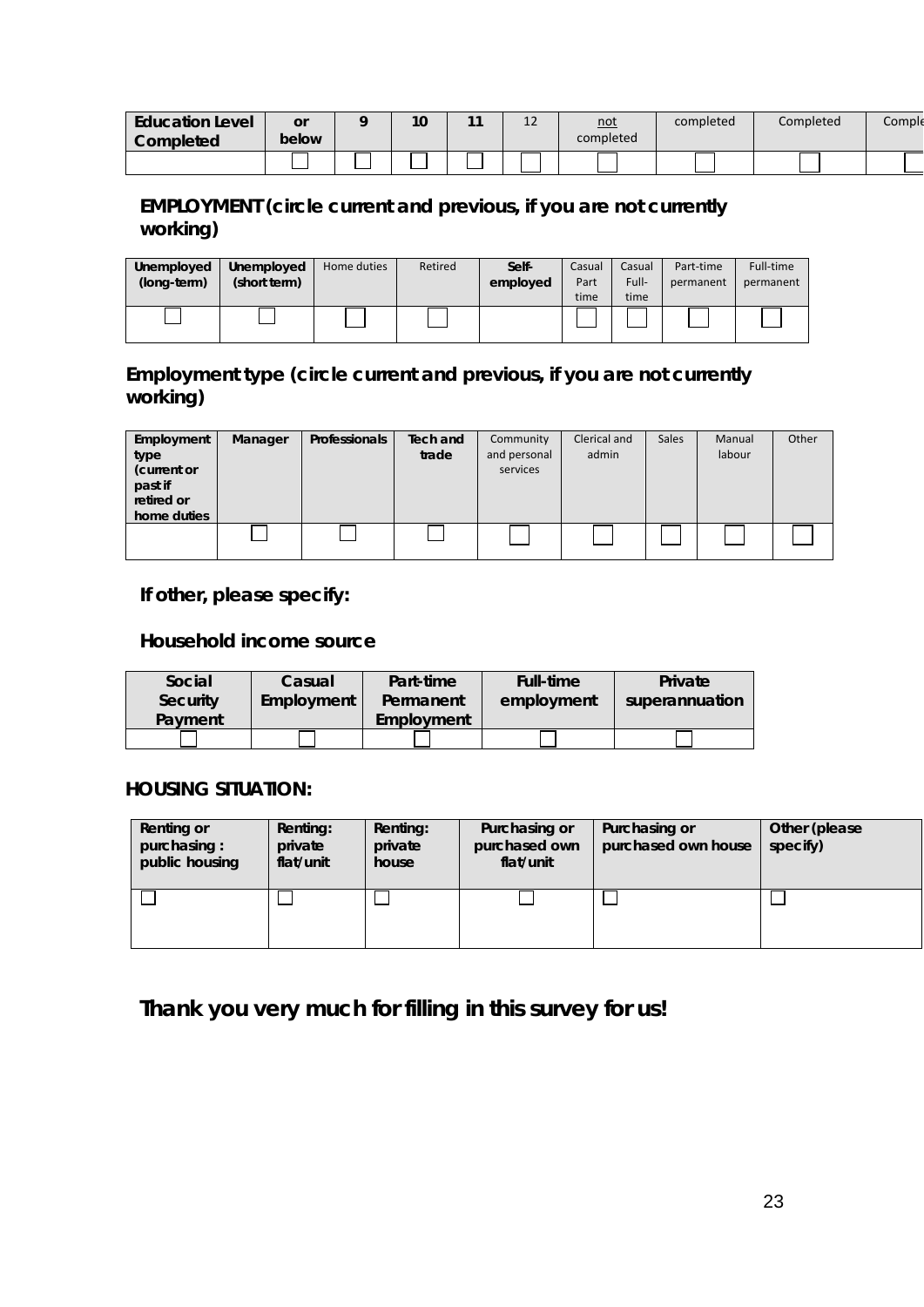| Education Level Completed | or below | 9 | 10 | 11 | 12 | not completed | completed | Completed | Comple |
|---|---|---|---|---|---|---|---|---|---|
| | ☐ | ☐ | ☐ | ☐ | ☐ | ☐ | ☐ | ☐ | ☐ |

**EMPLOYMENT (circle current and previous, if you are not currently working)**

| Unemployed (long-term) | Unemployed (short term) | Home duties | Retired | Self-employed | Casual Part time | Casual Full-time | Part-time permanent | Full-time permanent |
|---|---|---|---|---|---|---|---|---|
| ☐ | ☐ | ☐ | ☐ | | ☐ | ☐ | ☐ | ☐ |

**Employment type (circle current and previous, if you are not currently working)**

| Employment type (current or past if retired or home duties | Manager | Professionals | Tech and trade | Community and personal services | Clerical and admin | Sales | Manual labour | Other |
|---|---|---|---|---|---|---|---|---|
| | ☐ | ☐ | ☐ | ☐ | ☐ | ☐ | ☐ | ☐ |

**If other, please specify:**

**Household income source**

| Social Security Payment | Casual Employment | Part-time Permanent Employment | Full-time employment | Private superannuation |
|---|---|---|---|---|
| ☐ | ☐ | ☐ | ☐ | ☐ |

**HOUSING SITUATION:**

| Renting or purchasing : public housing | Renting: private flat/unit | Renting: private house | Purchasing or purchased own flat/unit | Purchasing or purchased own house | Other (please specify) |
|---|---|---|---|---|---|
| ☐ | ☐ | ☐ | ☐ | ☐ | ☐ |

**Thank you very much for filling in this survey for us!**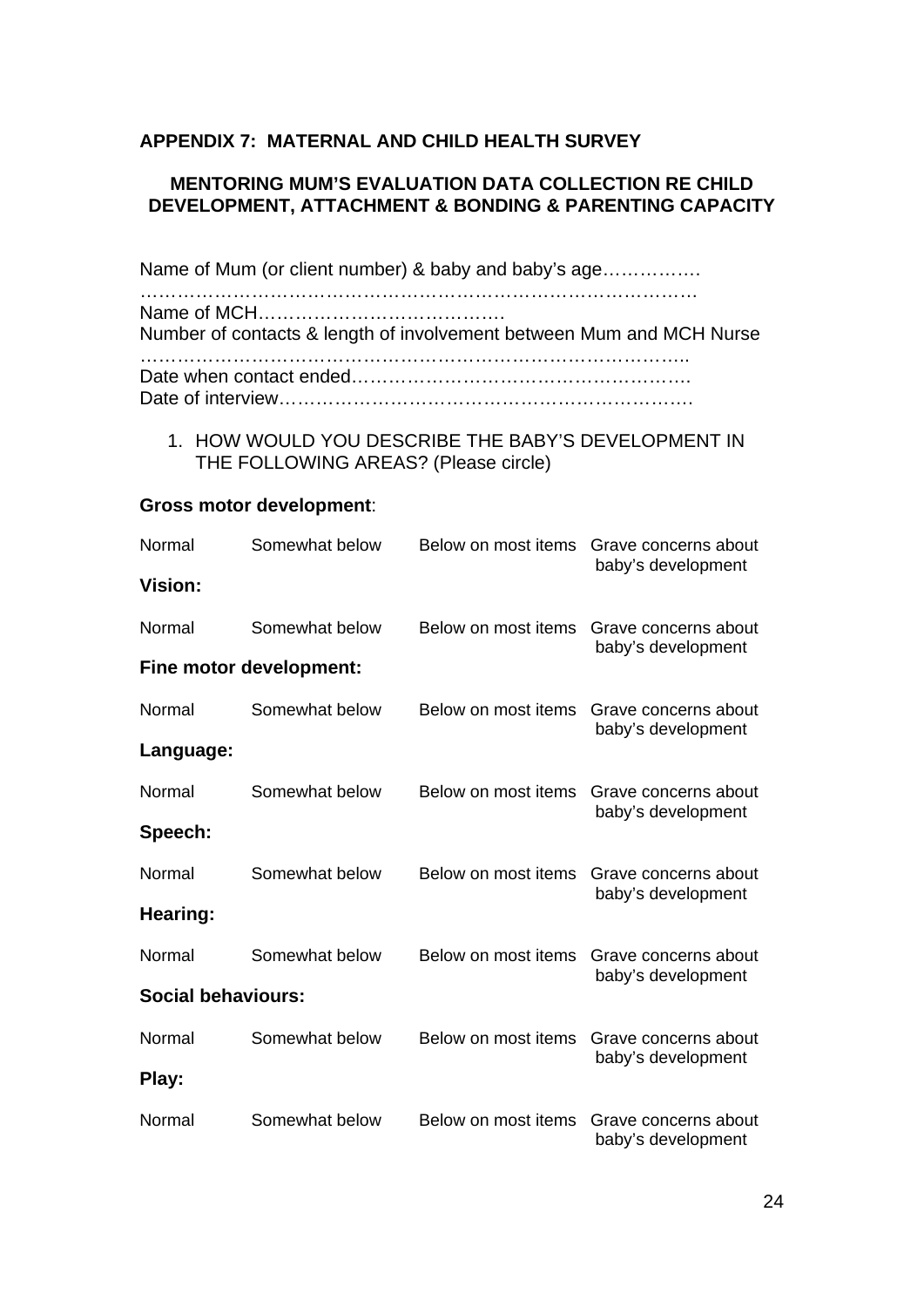### APPENDIX 7: MATERNAL AND CHILD HEALTH SURVEY

### MENTORING MUM'S EVALUATION DATA COLLECTION RE CHILD DEVELOPMENT, ATTACHMENT & BONDING & PARENTING CAPACITY

Name of Mum (or client number) & baby and baby's age…………….
……………………………………………………………………………
Name of MCH………………………………….
Number of contacts & length of involvement between Mum and MCH Nurse
…………………………………………………………………………..
Date when contact ended…………………………………………….
Date of interview……………………………………………………….

1. HOW WOULD YOU DESCRIBE THE BABY'S DEVELOPMENT IN THE FOLLOWING AREAS? (Please circle)

**Gross motor development**:

Normal    Somewhat below    Below on most items    Grave concerns about baby's development

**Vision:**

Normal    Somewhat below    Below on most items    Grave concerns about baby's development

**Fine motor development:**

Normal    Somewhat below    Below on most items    Grave concerns about baby's development

**Language:**

Normal    Somewhat below    Below on most items    Grave concerns about baby's development

**Speech:**

Normal    Somewhat below    Below on most items    Grave concerns about baby's development

**Hearing:**

Normal    Somewhat below    Below on most items    Grave concerns about baby's development

**Social behaviours:**

Normal    Somewhat below    Below on most items    Grave concerns about baby's development

**Play:**

Normal    Somewhat below    Below on most items    Grave concerns about baby's development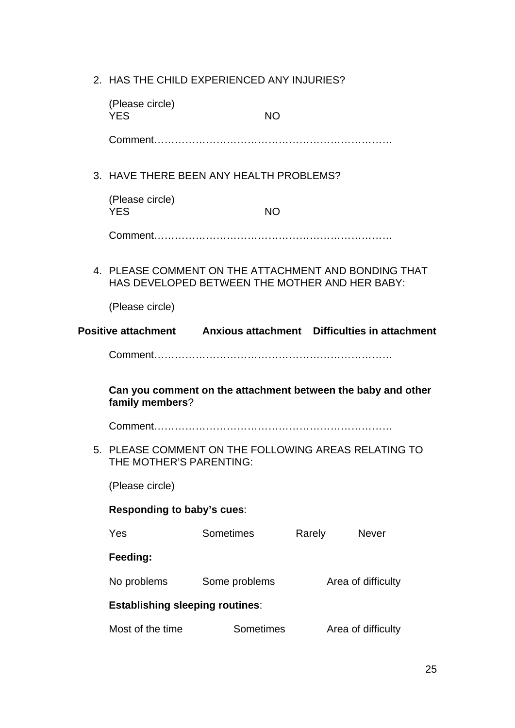2. HAS THE CHILD EXPERIENCED ANY INJURIES?

   (Please circle)
   YES NO

   Comment……………………………………………………………

3. HAVE THERE BEEN ANY HEALTH PROBLEMS?

   (Please circle)
   YES NO

   Comment……………………………………………………………

4. PLEASE COMMENT ON THE ATTACHMENT AND BONDING THAT HAS DEVELOPED BETWEEN THE MOTHER AND HER BABY:

   (Please circle)

**Positive attachment** **Anxious attachment** **Difficulties in attachment**

   Comment……………………………………………………………

   **Can you comment on the attachment between the baby and other family members**?

   Comment……………………………………………………………

5. PLEASE COMMENT ON THE FOLLOWING AREAS RELATING TO THE MOTHER'S PARENTING:

   (Please circle)

   **Responding to baby's cues**:

   Yes Sometimes Rarely Never

   **Feeding:**

   No problems Some problems Area of difficulty

   **Establishing sleeping routines**:

   Most of the time Sometimes Area of difficulty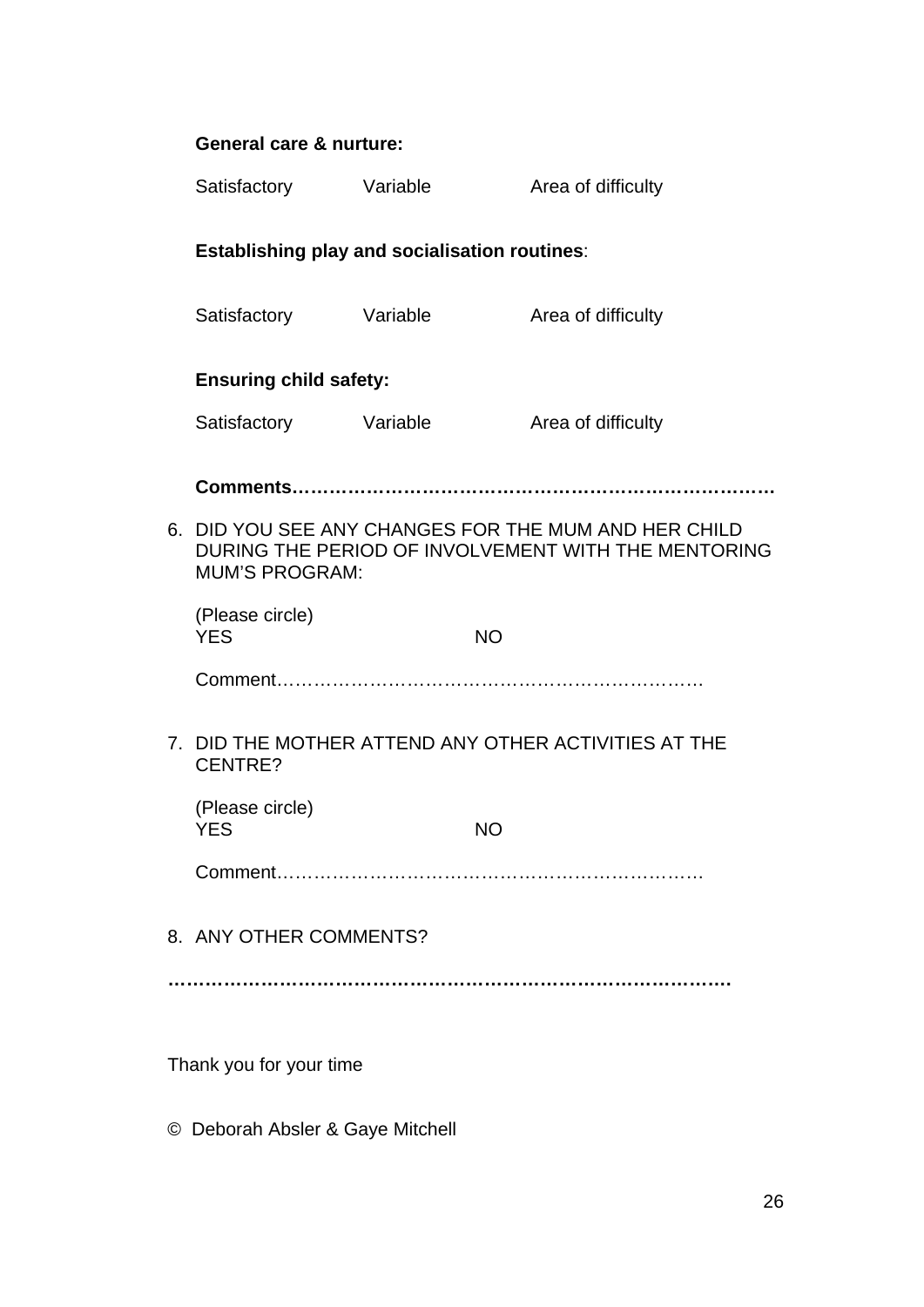**General care & nurture:**

Satisfactory Variable Area of difficulty

**Establishing play and socialisation routines**:

Satisfactory Variable Area of difficulty

**Ensuring child safety:**

Satisfactory Variable Area of difficulty

**Comments……………………………………………………………………**

6. DID YOU SEE ANY CHANGES FOR THE MUM AND HER CHILD DURING THE PERIOD OF INVOLVEMENT WITH THE MENTORING MUM'S PROGRAM:

   (Please circle)
   YES NO

   Comment……………………………………………………………

7. DID THE MOTHER ATTEND ANY OTHER ACTIVITIES AT THE CENTRE?

   (Please circle)
   YES NO

   Comment……………………………………………………………

8. ANY OTHER COMMENTS?

**………………………………………………………………………………**

Thank you for your time

© Deborah Absler & Gaye Mitchell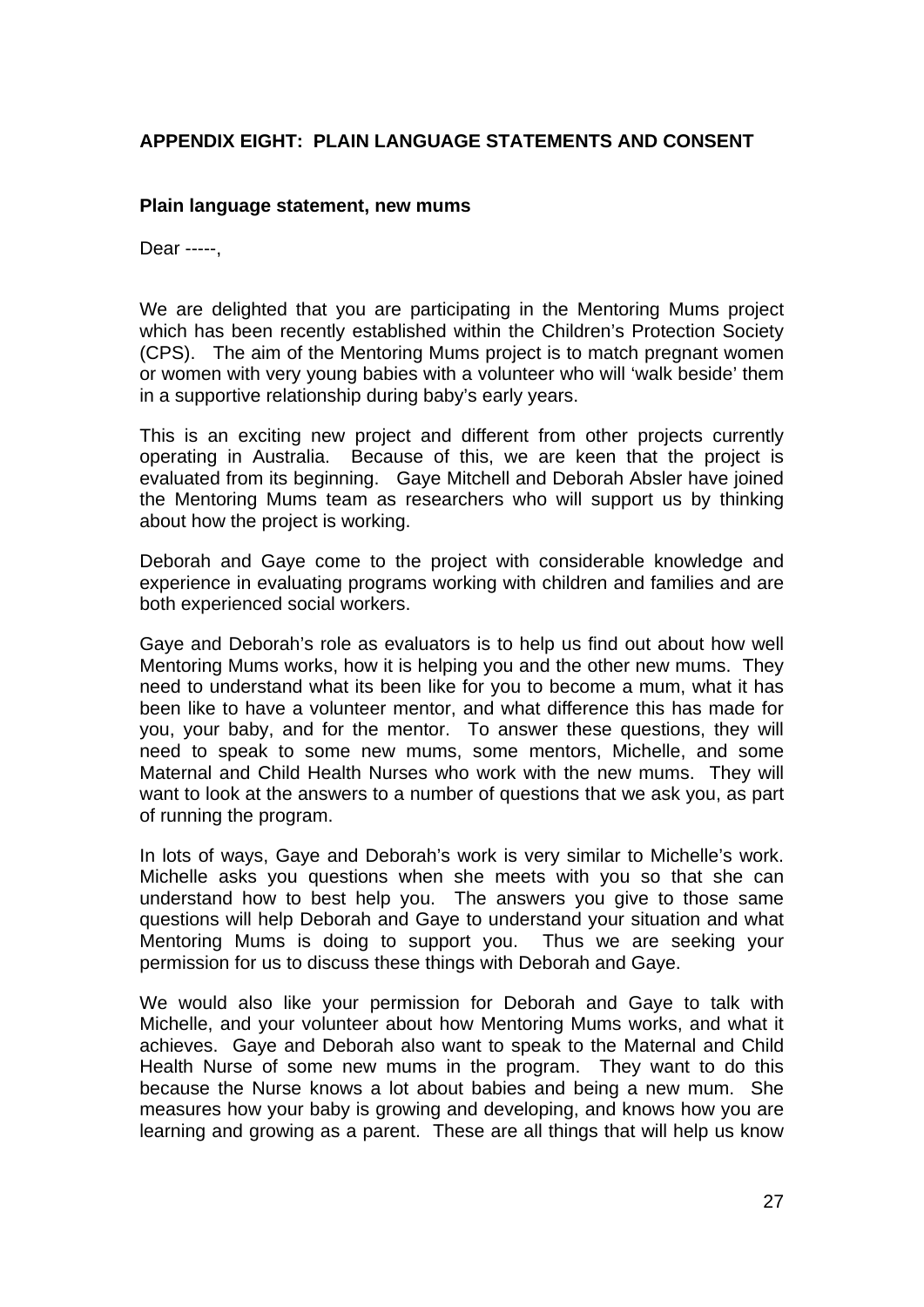## APPENDIX EIGHT: PLAIN LANGUAGE STATEMENTS AND CONSENT

### Plain language statement, new mums

Dear -----,

We are delighted that you are participating in the Mentoring Mums project which has been recently established within the Children's Protection Society (CPS). The aim of the Mentoring Mums project is to match pregnant women or women with very young babies with a volunteer who will 'walk beside' them in a supportive relationship during baby's early years.

This is an exciting new project and different from other projects currently operating in Australia. Because of this, we are keen that the project is evaluated from its beginning. Gaye Mitchell and Deborah Absler have joined the Mentoring Mums team as researchers who will support us by thinking about how the project is working.

Deborah and Gaye come to the project with considerable knowledge and experience in evaluating programs working with children and families and are both experienced social workers.

Gaye and Deborah's role as evaluators is to help us find out about how well Mentoring Mums works, how it is helping you and the other new mums. They need to understand what its been like for you to become a mum, what it has been like to have a volunteer mentor, and what difference this has made for you, your baby, and for the mentor. To answer these questions, they will need to speak to some new mums, some mentors, Michelle, and some Maternal and Child Health Nurses who work with the new mums. They will want to look at the answers to a number of questions that we ask you, as part of running the program.

In lots of ways, Gaye and Deborah's work is very similar to Michelle's work. Michelle asks you questions when she meets with you so that she can understand how to best help you. The answers you give to those same questions will help Deborah and Gaye to understand your situation and what Mentoring Mums is doing to support you. Thus we are seeking your permission for us to discuss these things with Deborah and Gaye.

We would also like your permission for Deborah and Gaye to talk with Michelle, and your volunteer about how Mentoring Mums works, and what it achieves. Gaye and Deborah also want to speak to the Maternal and Child Health Nurse of some new mums in the program. They want to do this because the Nurse knows a lot about babies and being a new mum. She measures how your baby is growing and developing, and knows how you are learning and growing as a parent. These are all things that will help us know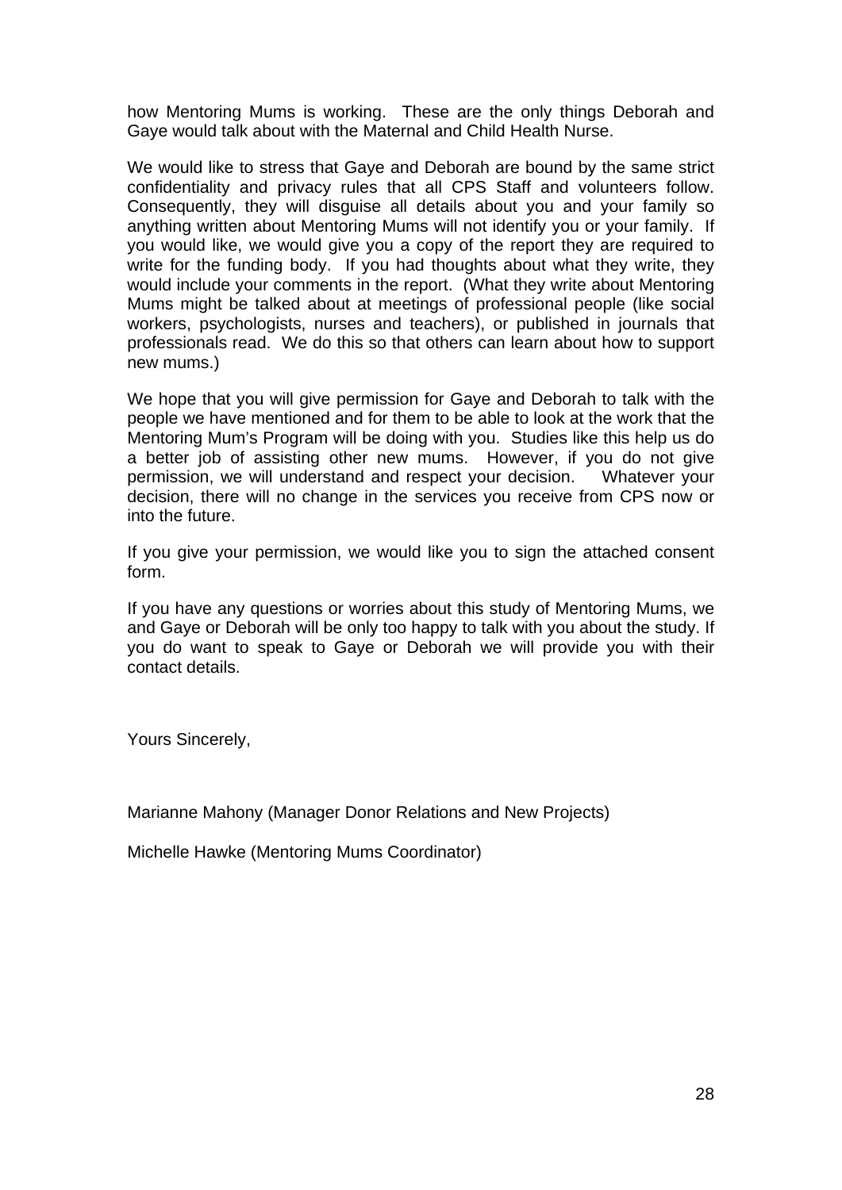how Mentoring Mums is working. These are the only things Deborah and Gaye would talk about with the Maternal and Child Health Nurse.

We would like to stress that Gaye and Deborah are bound by the same strict confidentiality and privacy rules that all CPS Staff and volunteers follow. Consequently, they will disguise all details about you and your family so anything written about Mentoring Mums will not identify you or your family. If you would like, we would give you a copy of the report they are required to write for the funding body. If you had thoughts about what they write, they would include your comments in the report. (What they write about Mentoring Mums might be talked about at meetings of professional people (like social workers, psychologists, nurses and teachers), or published in journals that professionals read. We do this so that others can learn about how to support new mums.)

We hope that you will give permission for Gaye and Deborah to talk with the people we have mentioned and for them to be able to look at the work that the Mentoring Mum's Program will be doing with you. Studies like this help us do a better job of assisting other new mums. However, if you do not give permission, we will understand and respect your decision. Whatever your decision, there will no change in the services you receive from CPS now or into the future.

If you give your permission, we would like you to sign the attached consent form.

If you have any questions or worries about this study of Mentoring Mums, we and Gaye or Deborah will be only too happy to talk with you about the study. If you do want to speak to Gaye or Deborah we will provide you with their contact details.

Yours Sincerely,

Marianne Mahony (Manager Donor Relations and New Projects)

Michelle Hawke (Mentoring Mums Coordinator)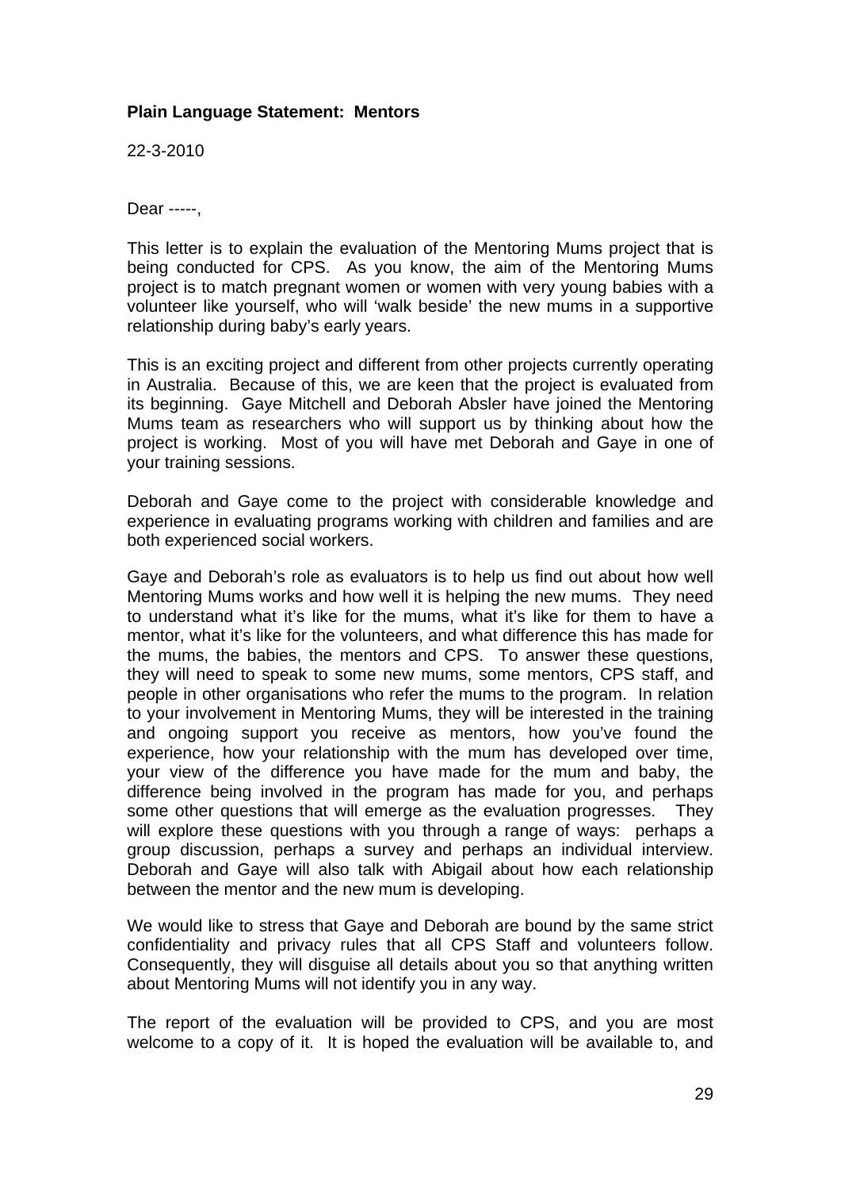**Plain Language Statement: Mentors**

22-3-2010

Dear -----,

This letter is to explain the evaluation of the Mentoring Mums project that is being conducted for CPS. As you know, the aim of the Mentoring Mums project is to match pregnant women or women with very young babies with a volunteer like yourself, who will 'walk beside' the new mums in a supportive relationship during baby's early years.

This is an exciting project and different from other projects currently operating in Australia. Because of this, we are keen that the project is evaluated from its beginning. Gaye Mitchell and Deborah Absler have joined the Mentoring Mums team as researchers who will support us by thinking about how the project is working. Most of you will have met Deborah and Gaye in one of your training sessions.

Deborah and Gaye come to the project with considerable knowledge and experience in evaluating programs working with children and families and are both experienced social workers.

Gaye and Deborah's role as evaluators is to help us find out about how well Mentoring Mums works and how well it is helping the new mums. They need to understand what it's like for the mums, what it's like for them to have a mentor, what it's like for the volunteers, and what difference this has made for the mums, the babies, the mentors and CPS. To answer these questions, they will need to speak to some new mums, some mentors, CPS staff, and people in other organisations who refer the mums to the program. In relation to your involvement in Mentoring Mums, they will be interested in the training and ongoing support you receive as mentors, how you've found the experience, how your relationship with the mum has developed over time, your view of the difference you have made for the mum and baby, the difference being involved in the program has made for you, and perhaps some other questions that will emerge as the evaluation progresses. They will explore these questions with you through a range of ways: perhaps a group discussion, perhaps a survey and perhaps an individual interview. Deborah and Gaye will also talk with Abigail about how each relationship between the mentor and the new mum is developing.

We would like to stress that Gaye and Deborah are bound by the same strict confidentiality and privacy rules that all CPS Staff and volunteers follow. Consequently, they will disguise all details about you so that anything written about Mentoring Mums will not identify you in any way.

The report of the evaluation will be provided to CPS, and you are most welcome to a copy of it. It is hoped the evaluation will be available to, and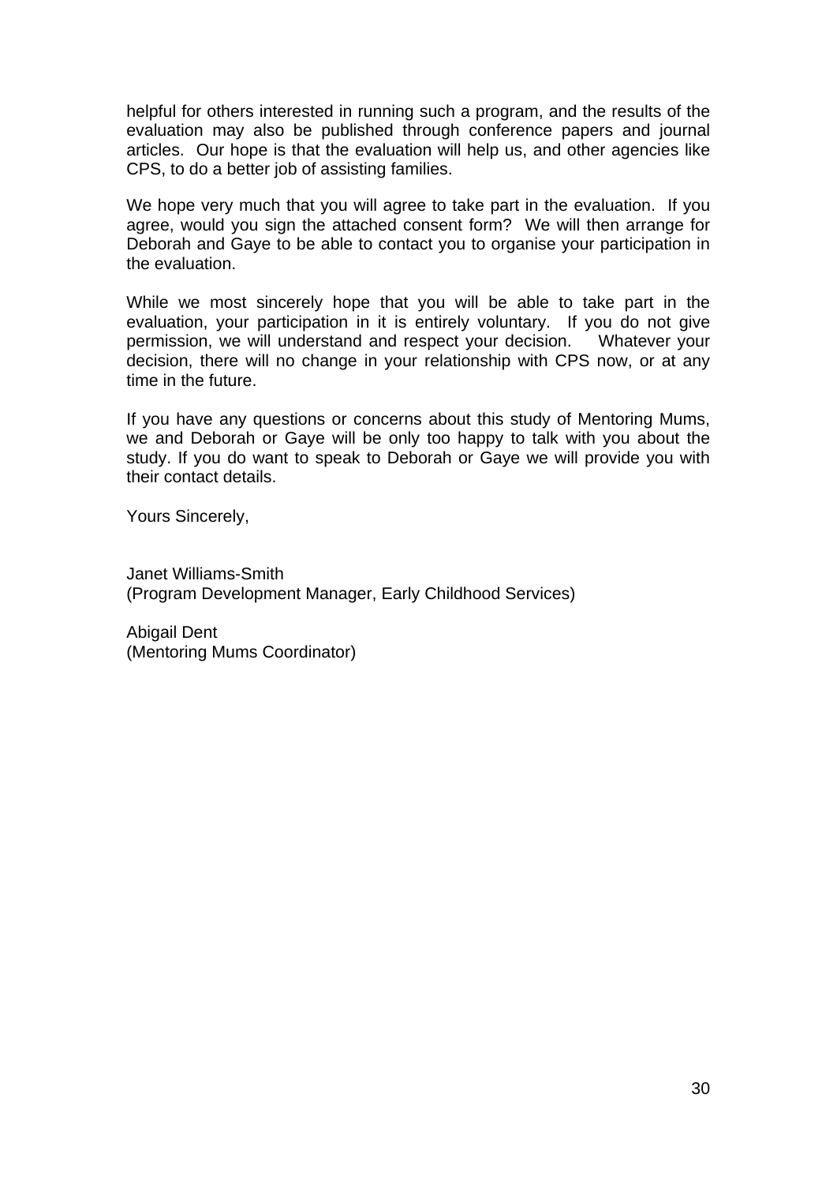helpful for others interested in running such a program, and the results of the evaluation may also be published through conference papers and journal articles. Our hope is that the evaluation will help us, and other agencies like CPS, to do a better job of assisting families.

We hope very much that you will agree to take part in the evaluation. If you agree, would you sign the attached consent form? We will then arrange for Deborah and Gaye to be able to contact you to organise your participation in the evaluation.

While we most sincerely hope that you will be able to take part in the evaluation, your participation in it is entirely voluntary. If you do not give permission, we will understand and respect your decision. Whatever your decision, there will no change in your relationship with CPS now, or at any time in the future.

If you have any questions or concerns about this study of Mentoring Mums, we and Deborah or Gaye will be only too happy to talk with you about the study. If you do want to speak to Deborah or Gaye we will provide you with their contact details.

Yours Sincerely,

Janet Williams-Smith
(Program Development Manager, Early Childhood Services)

Abigail Dent
(Mentoring Mums Coordinator)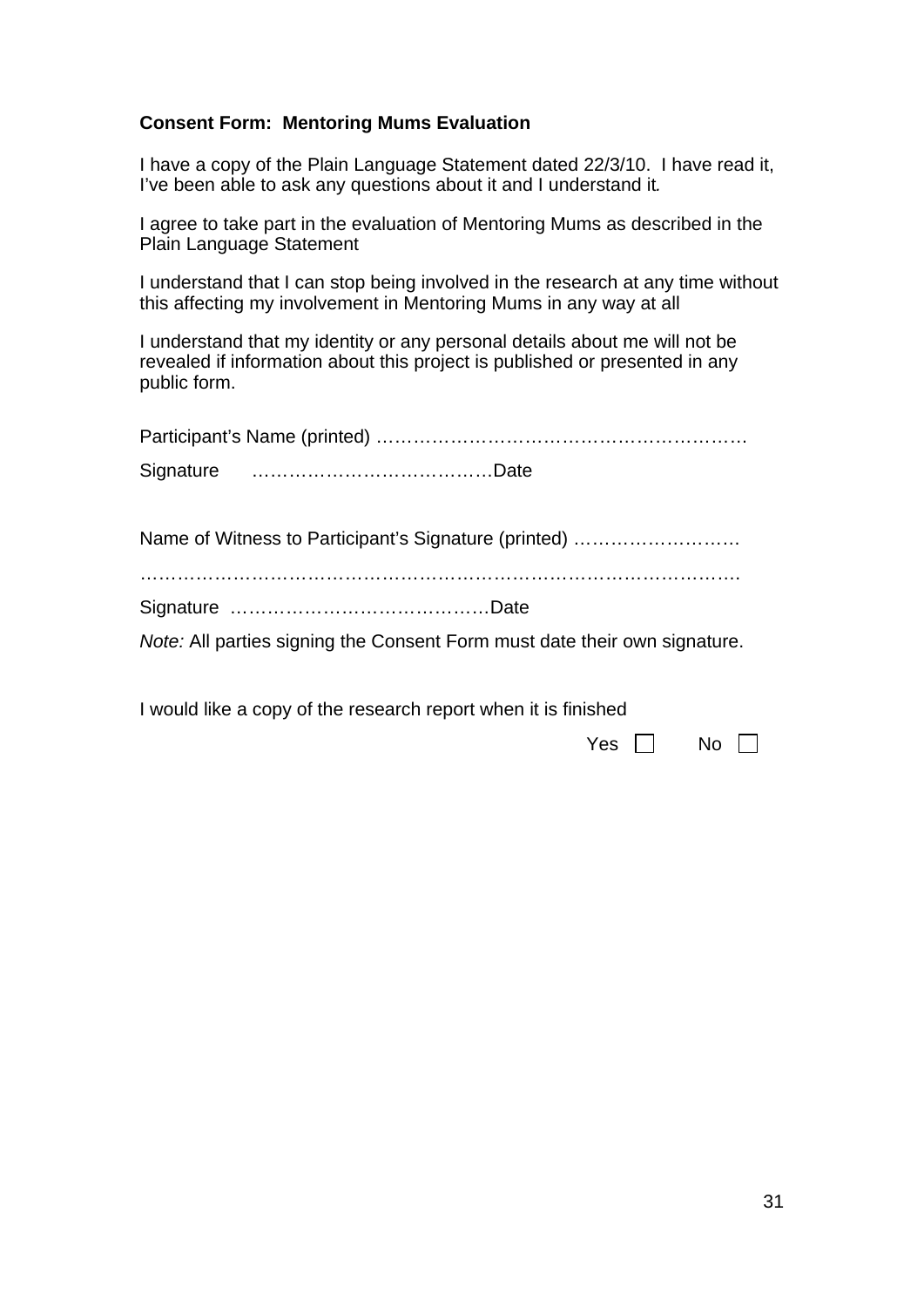**Consent Form: Mentoring Mums Evaluation**

I have a copy of the Plain Language Statement dated 22/3/10. I have read it, I've been able to ask any questions about it and I understand it.

I agree to take part in the evaluation of Mentoring Mums as described in the Plain Language Statement

I understand that I can stop being involved in the research at any time without this affecting my involvement in Mentoring Mums in any way at all

I understand that my identity or any personal details about me will not be revealed if information about this project is published or presented in any public form.

Participant's Name (printed) …………………………………………………

Signature …………………………………Date

Name of Witness to Participant's Signature (printed) ………………………

…………………………………………………………………………………….

Signature ……………………………………Date

*Note:* All parties signing the Consent Form must date their own signature.

I would like a copy of the research report when it is finished

Yes ☐ No ☐